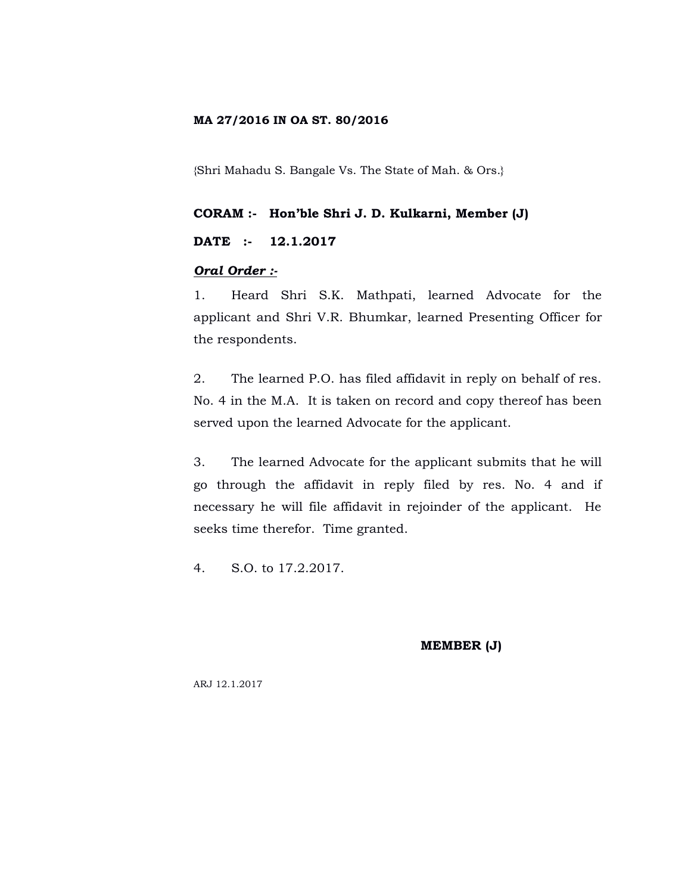**MA 27/2016 IN OA ST. 80/2016**

{Shri Mahadu S. Bangale Vs. The State of Mah. & Ors.}

**CORAM :- Hon'ble Shri J. D. Kulkarni, Member (J)**

**DATE :- 12.1.2017**

***Oral Order :-***

1. Heard Shri S.K. Mathpati, learned Advocate for the applicant and Shri V.R. Bhumkar, learned Presenting Officer for the respondents.

2. The learned P.O. has filed affidavit in reply on behalf of res. No. 4 in the M.A. It is taken on record and copy thereof has been served upon the learned Advocate for the applicant.

3. The learned Advocate for the applicant submits that he will go through the affidavit in reply filed by res. No. 4 and if necessary he will file affidavit in rejoinder of the applicant. He seeks time therefor. Time granted.

4. S.O. to 17.2.2017.

**MEMBER (J)**

ARJ 12.1.2017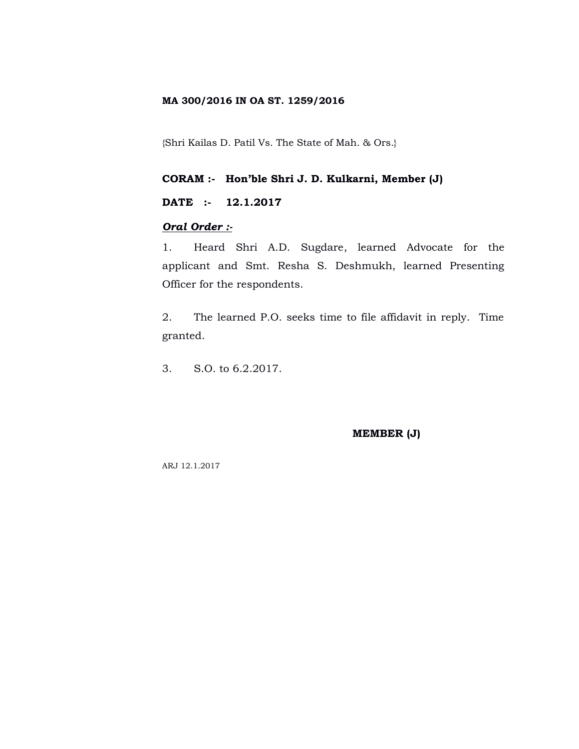**MA 300/2016 IN OA ST. 1259/2016**

{Shri Kailas D. Patil Vs. The State of Mah. & Ors.}

**CORAM :- Hon'ble Shri J. D. Kulkarni, Member (J)**

**DATE :- 12.1.2017**

***Oral Order :-***

1. Heard Shri A.D. Sugdare, learned Advocate for the applicant and Smt. Resha S. Deshmukh, learned Presenting Officer for the respondents.

2. The learned P.O. seeks time to file affidavit in reply. Time granted.

3. S.O. to 6.2.2017.

**MEMBER (J)**

ARJ 12.1.2017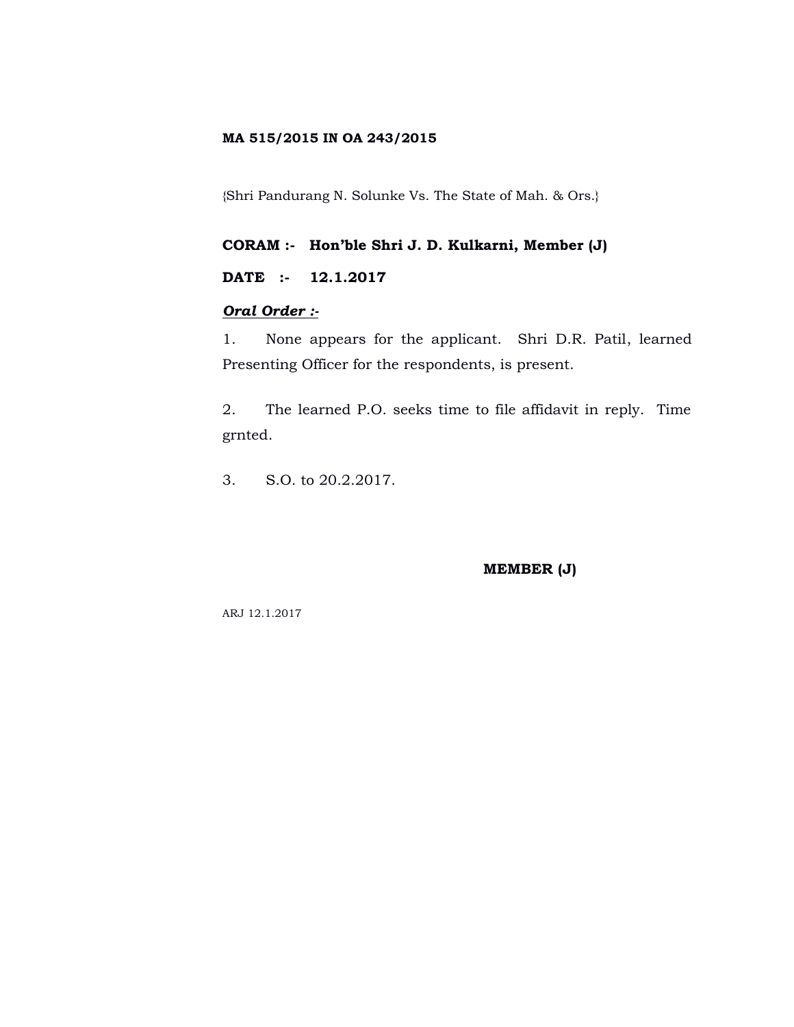**MA 515/2015 IN OA 243/2015**

{Shri Pandurang N. Solunke Vs. The State of Mah. & Ors.}

**CORAM :- Hon'ble Shri J. D. Kulkarni, Member (J)**

**DATE :- 12.1.2017**

***Oral Order :-***

1. None appears for the applicant. Shri D.R. Patil, learned Presenting Officer for the respondents, is present.

2. The learned P.O. seeks time to file affidavit in reply. Time grnted.

3. S.O. to 20.2.2017.

**MEMBER (J)**

ARJ 12.1.2017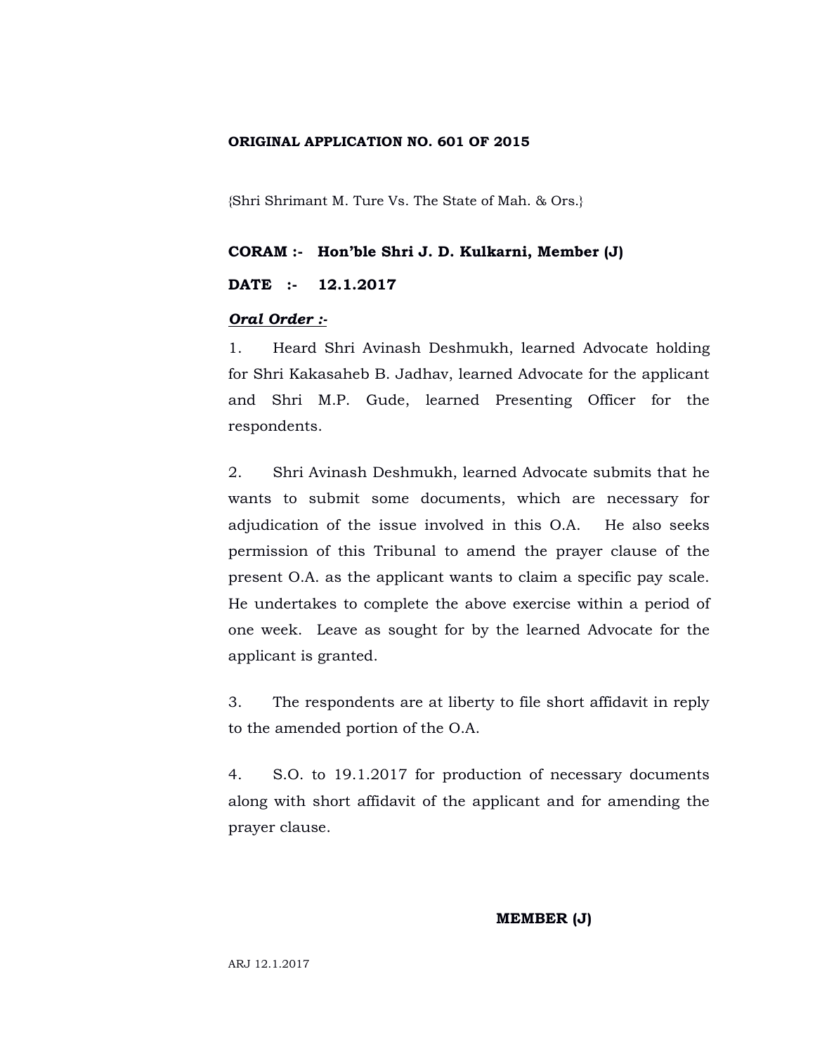**ORIGINAL APPLICATION NO. 601 OF 2015**

{Shri Shrimant M. Ture Vs. The State of Mah. & Ors.}

**CORAM :- Hon'ble Shri J. D. Kulkarni, Member (J)**

**DATE :- 12.1.2017**

***Oral Order :-***

1. Heard Shri Avinash Deshmukh, learned Advocate holding for Shri Kakasaheb B. Jadhav, learned Advocate for the applicant and Shri M.P. Gude, learned Presenting Officer for the respondents.

2. Shri Avinash Deshmukh, learned Advocate submits that he wants to submit some documents, which are necessary for adjudication of the issue involved in this O.A. He also seeks permission of this Tribunal to amend the prayer clause of the present O.A. as the applicant wants to claim a specific pay scale. He undertakes to complete the above exercise within a period of one week. Leave as sought for by the learned Advocate for the applicant is granted.

3. The respondents are at liberty to file short affidavit in reply to the amended portion of the O.A.

4. S.O. to 19.1.2017 for production of necessary documents along with short affidavit of the applicant and for amending the prayer clause.

**MEMBER (J)**

ARJ 12.1.2017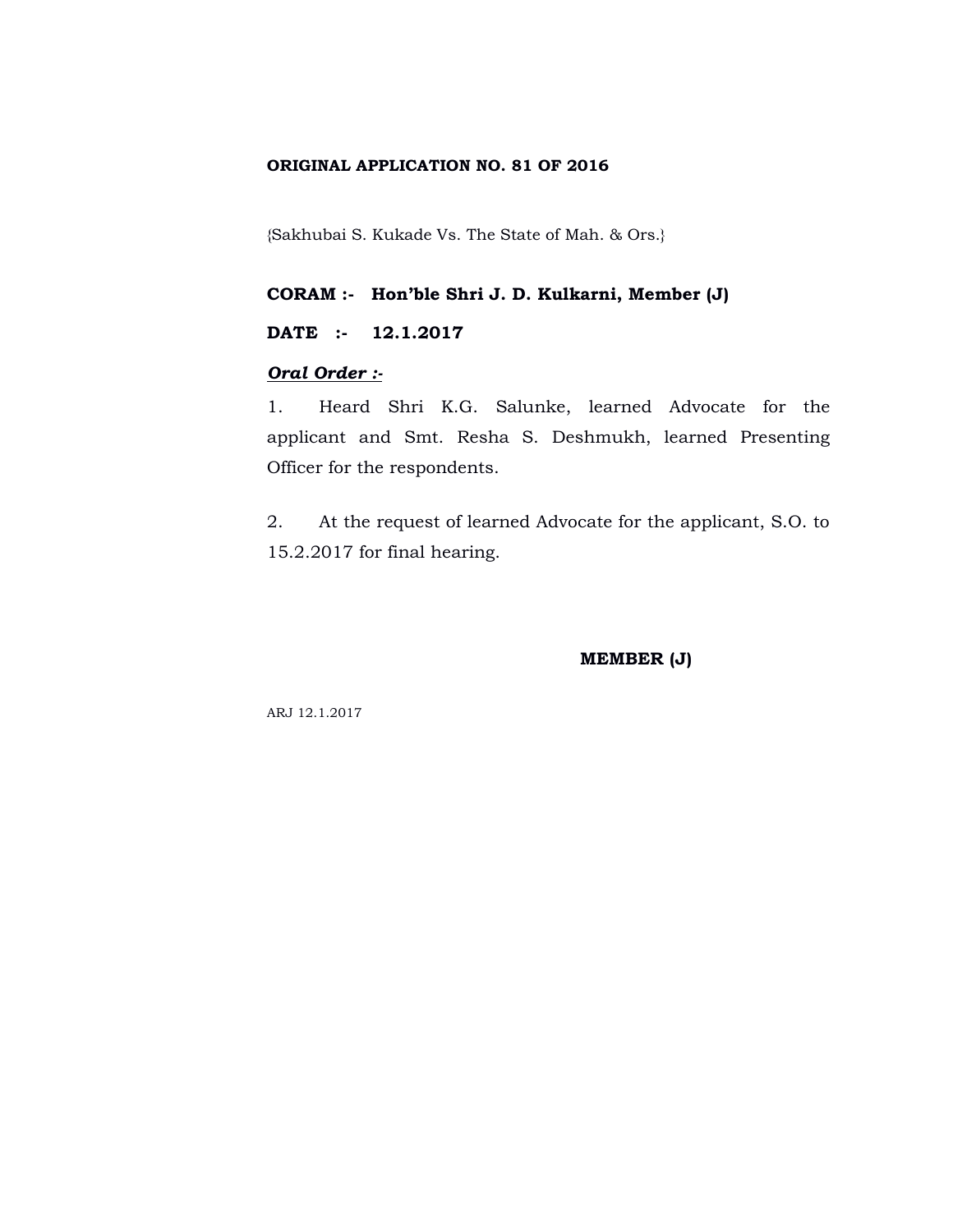**ORIGINAL APPLICATION NO. 81 OF 2016**

{Sakhubai S. Kukade Vs. The State of Mah. & Ors.}

**CORAM :- Hon'ble Shri J. D. Kulkarni, Member (J)**

**DATE :- 12.1.2017**

***Oral Order :-***

1. Heard Shri K.G. Salunke, learned Advocate for the applicant and Smt. Resha S. Deshmukh, learned Presenting Officer for the respondents.

2. At the request of learned Advocate for the applicant, S.O. to 15.2.2017 for final hearing.

**MEMBER (J)**

ARJ 12.1.2017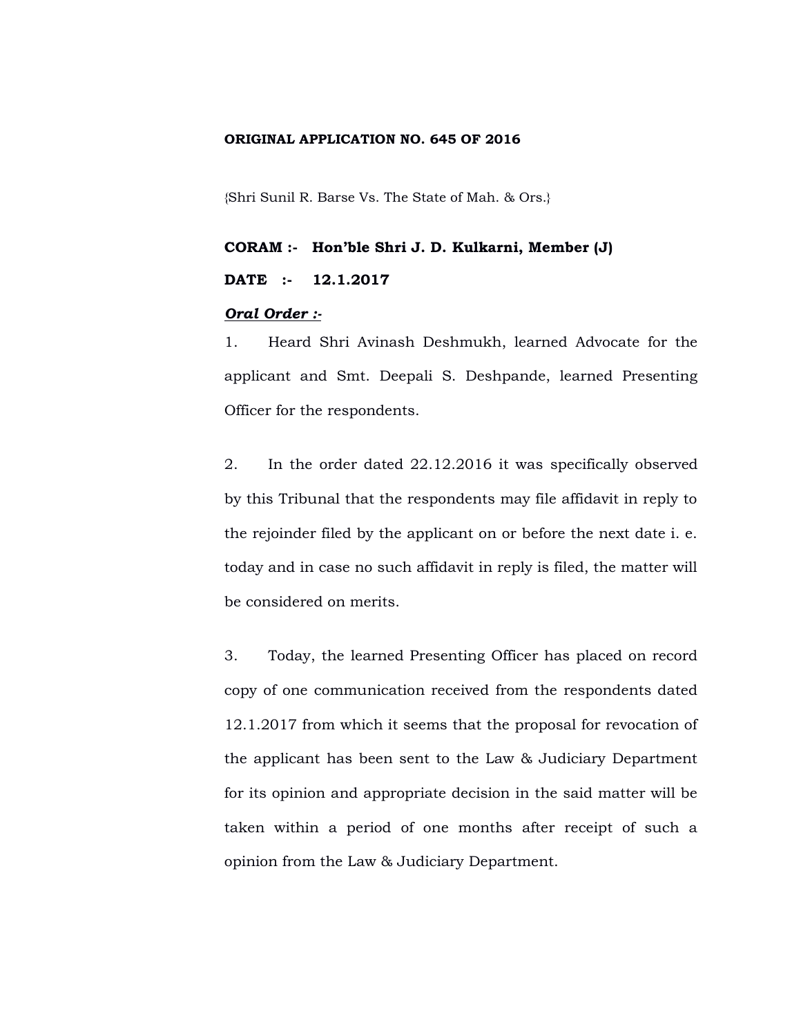**ORIGINAL APPLICATION NO. 645 OF 2016**

{Shri Sunil R. Barse Vs. The State of Mah. & Ors.}

**CORAM :- Hon'ble Shri J. D. Kulkarni, Member (J)**

**DATE :- 12.1.2017**

***Oral Order :-***

1. Heard Shri Avinash Deshmukh, learned Advocate for the applicant and Smt. Deepali S. Deshpande, learned Presenting Officer for the respondents.

2. In the order dated 22.12.2016 it was specifically observed by this Tribunal that the respondents may file affidavit in reply to the rejoinder filed by the applicant on or before the next date i. e. today and in case no such affidavit in reply is filed, the matter will be considered on merits.

3. Today, the learned Presenting Officer has placed on record copy of one communication received from the respondents dated 12.1.2017 from which it seems that the proposal for revocation of the applicant has been sent to the Law & Judiciary Department for its opinion and appropriate decision in the said matter will be taken within a period of one months after receipt of such a opinion from the Law & Judiciary Department.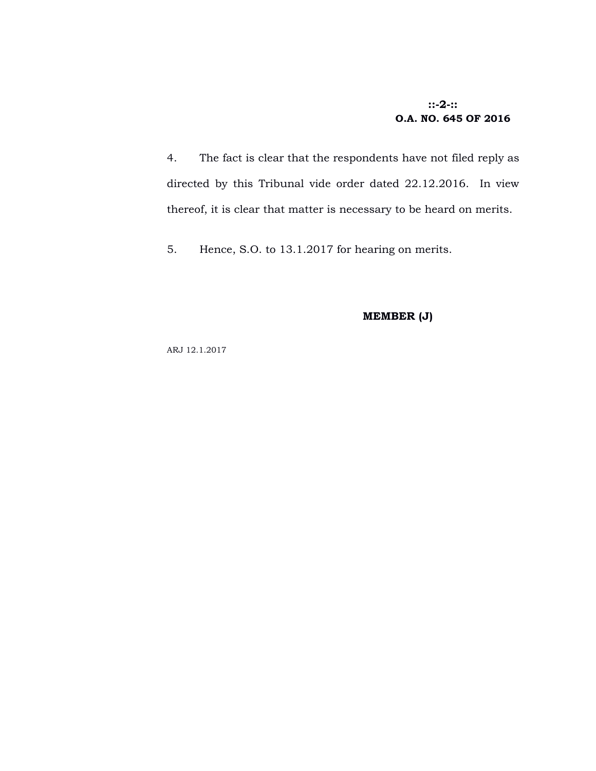4. The fact is clear that the respondents have not filed reply as directed by this Tribunal vide order dated 22.12.2016. In view thereof, it is clear that matter is necessary to be heard on merits.

5. Hence, S.O. to 13.1.2017 for hearing on merits.

**MEMBER (J)**

ARJ 12.1.2017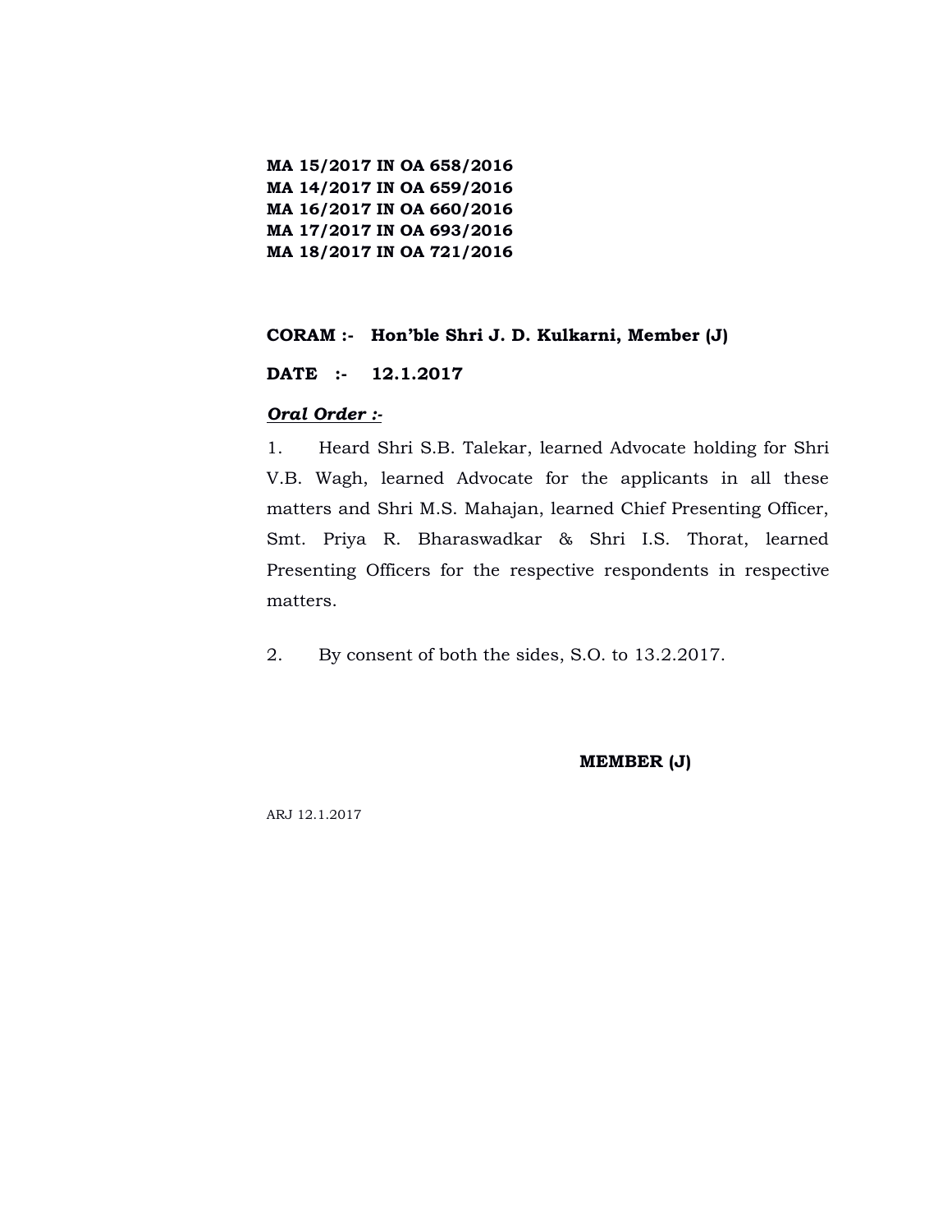**MA 15/2017 IN OA 658/2016**
**MA 14/2017 IN OA 659/2016**
**MA 16/2017 IN OA 660/2016**
**MA 17/2017 IN OA 693/2016**
**MA 18/2017 IN OA 721/2016**

**CORAM :- Hon'ble Shri J. D. Kulkarni, Member (J)**

**DATE :- 12.1.2017**

***Oral Order :-***

1. Heard Shri S.B. Talekar, learned Advocate holding for Shri V.B. Wagh, learned Advocate for the applicants in all these matters and Shri M.S. Mahajan, learned Chief Presenting Officer, Smt. Priya R. Bharaswadkar & Shri I.S. Thorat, learned Presenting Officers for the respective respondents in respective matters.

2. By consent of both the sides, S.O. to 13.2.2017.

**MEMBER (J)**

ARJ 12.1.2017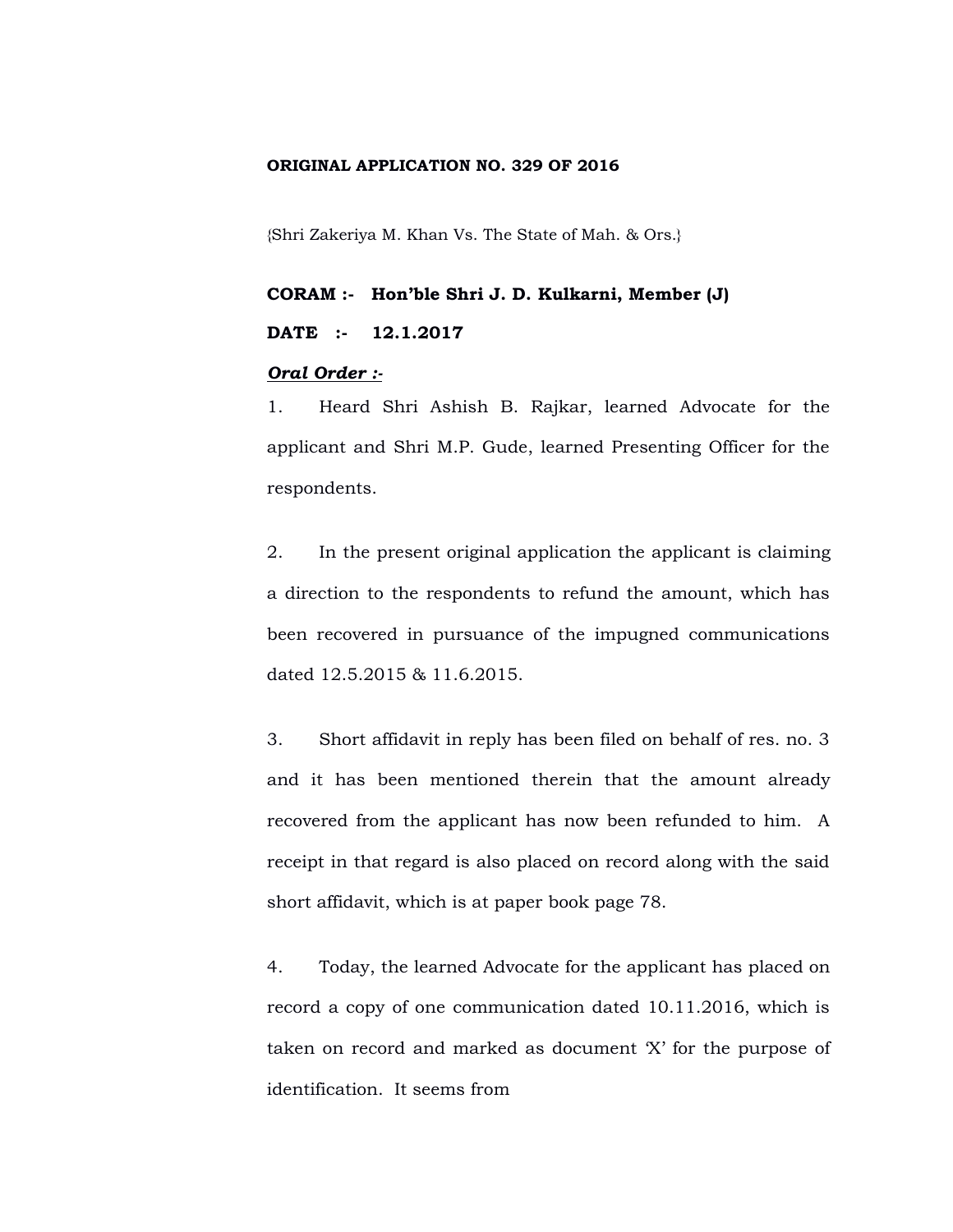**ORIGINAL APPLICATION NO. 329 OF 2016**

{Shri Zakeriya M. Khan Vs. The State of Mah. & Ors.}

**CORAM :- Hon'ble Shri J. D. Kulkarni, Member (J)**

**DATE :- 12.1.2017**

***Oral Order :-***

1. Heard Shri Ashish B. Rajkar, learned Advocate for the applicant and Shri M.P. Gude, learned Presenting Officer for the respondents.

2. In the present original application the applicant is claiming a direction to the respondents to refund the amount, which has been recovered in pursuance of the impugned communications dated 12.5.2015 & 11.6.2015.

3. Short affidavit in reply has been filed on behalf of res. no. 3 and it has been mentioned therein that the amount already recovered from the applicant has now been refunded to him. A receipt in that regard is also placed on record along with the said short affidavit, which is at paper book page 78.

4. Today, the learned Advocate for the applicant has placed on record a copy of one communication dated 10.11.2016, which is taken on record and marked as document 'X' for the purpose of identification. It seems from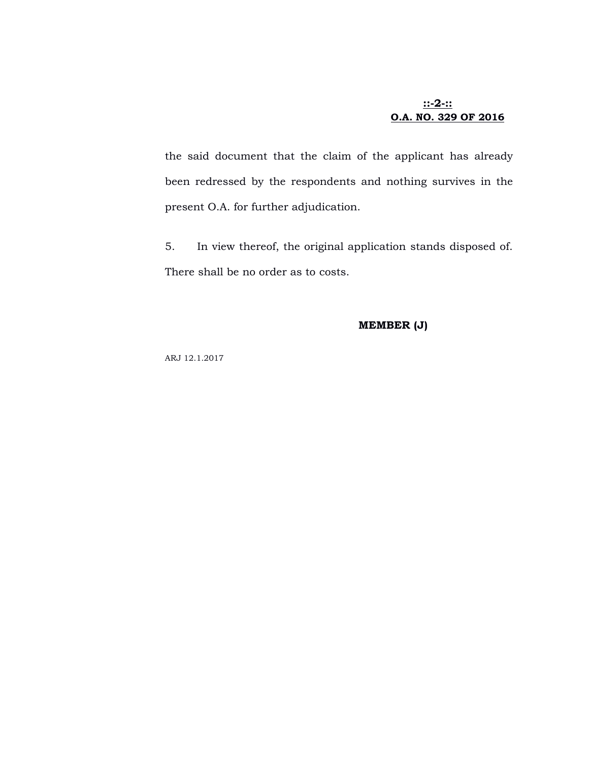the said document that the claim of the applicant has already been redressed by the respondents and nothing survives in the present O.A. for further adjudication.

5. In view thereof, the original application stands disposed of. There shall be no order as to costs.

**MEMBER (J)**

ARJ 12.1.2017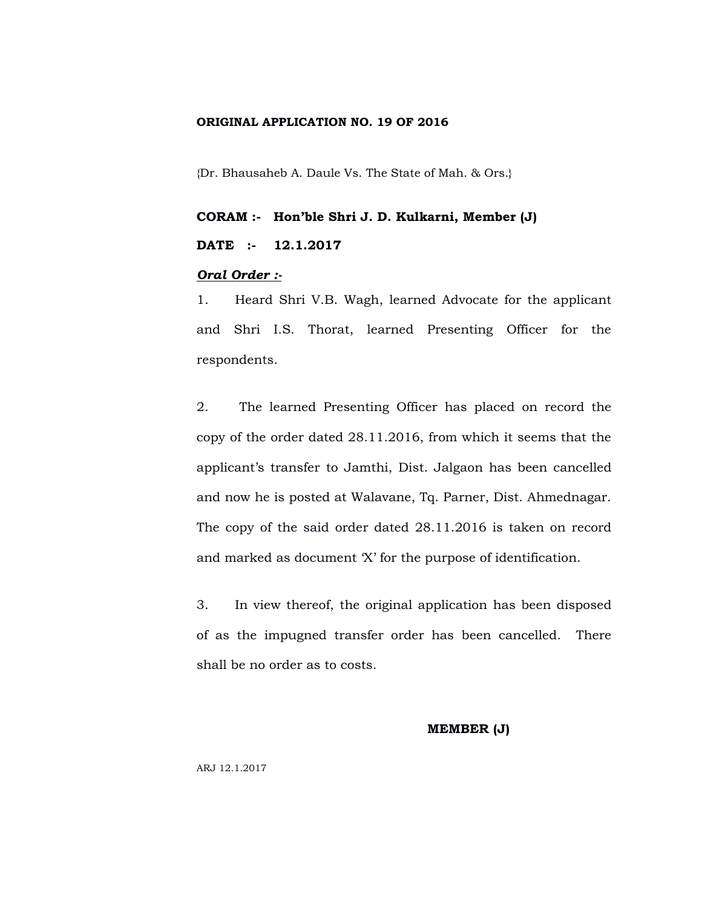**ORIGINAL APPLICATION NO. 19 OF 2016**

{Dr. Bhausaheb A. Daule Vs. The State of Mah. & Ors.}

**CORAM :- Hon'ble Shri J. D. Kulkarni, Member (J)**

**DATE :- 12.1.2017**

***Oral Order :-***

1. Heard Shri V.B. Wagh, learned Advocate for the applicant and Shri I.S. Thorat, learned Presenting Officer for the respondents.

2. The learned Presenting Officer has placed on record the copy of the order dated 28.11.2016, from which it seems that the applicant's transfer to Jamthi, Dist. Jalgaon has been cancelled and now he is posted at Walavane, Tq. Parner, Dist. Ahmednagar. The copy of the said order dated 28.11.2016 is taken on record and marked as document 'X' for the purpose of identification.

3. In view thereof, the original application has been disposed of as the impugned transfer order has been cancelled. There shall be no order as to costs.

**MEMBER (J)**

ARJ 12.1.2017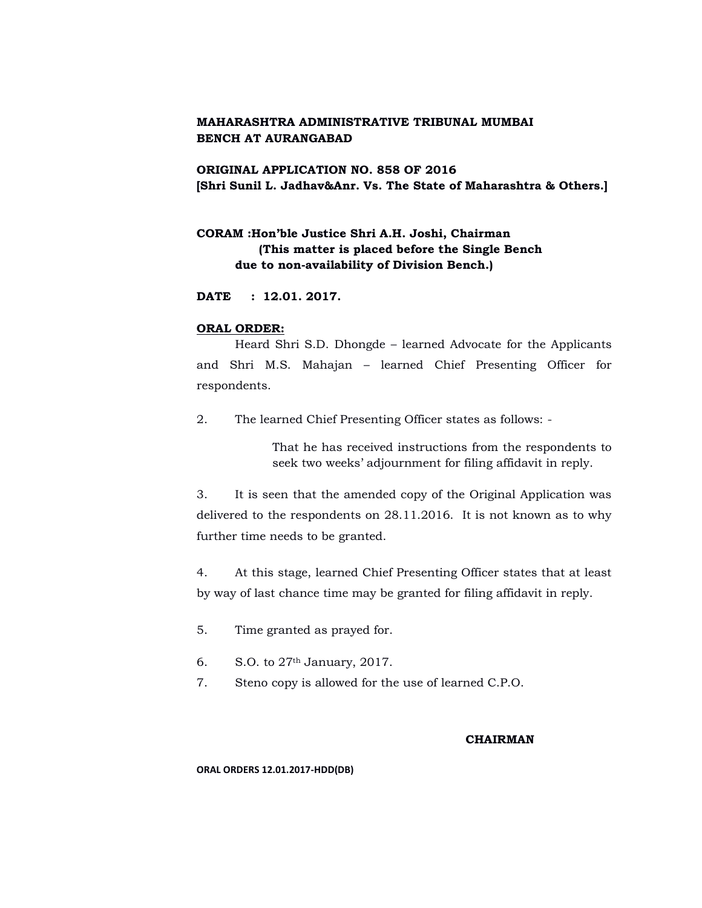**MAHARASHTRA ADMINISTRATIVE TRIBUNAL MUMBAI BENCH AT AURANGABAD**

**ORIGINAL APPLICATION NO. 858 OF 2016**
**[Shri Sunil L. Jadhav&Anr. Vs. The State of Maharashtra & Others.]**

**CORAM :Hon'ble Justice Shri A.H. Joshi, Chairman**
**(This matter is placed before the Single Bench due to non-availability of Division Bench.)**

**DATE : 12.01. 2017.**

**ORAL ORDER:**

Heard Shri S.D. Dhongde – learned Advocate for the Applicants and Shri M.S. Mahajan – learned Chief Presenting Officer for respondents.

2. The learned Chief Presenting Officer states as follows: -

> That he has received instructions from the respondents to seek two weeks' adjournment for filing affidavit in reply.

3. It is seen that the amended copy of the Original Application was delivered to the respondents on 28.11.2016. It is not known as to why further time needs to be granted.

4. At this stage, learned Chief Presenting Officer states that at least by way of last chance time may be granted for filing affidavit in reply.

5. Time granted as prayed for.

6. S.O. to 27th January, 2017.

7. Steno copy is allowed for the use of learned C.P.O.

**CHAIRMAN**

**ORAL ORDERS 12.01.2017-HDD(DB)**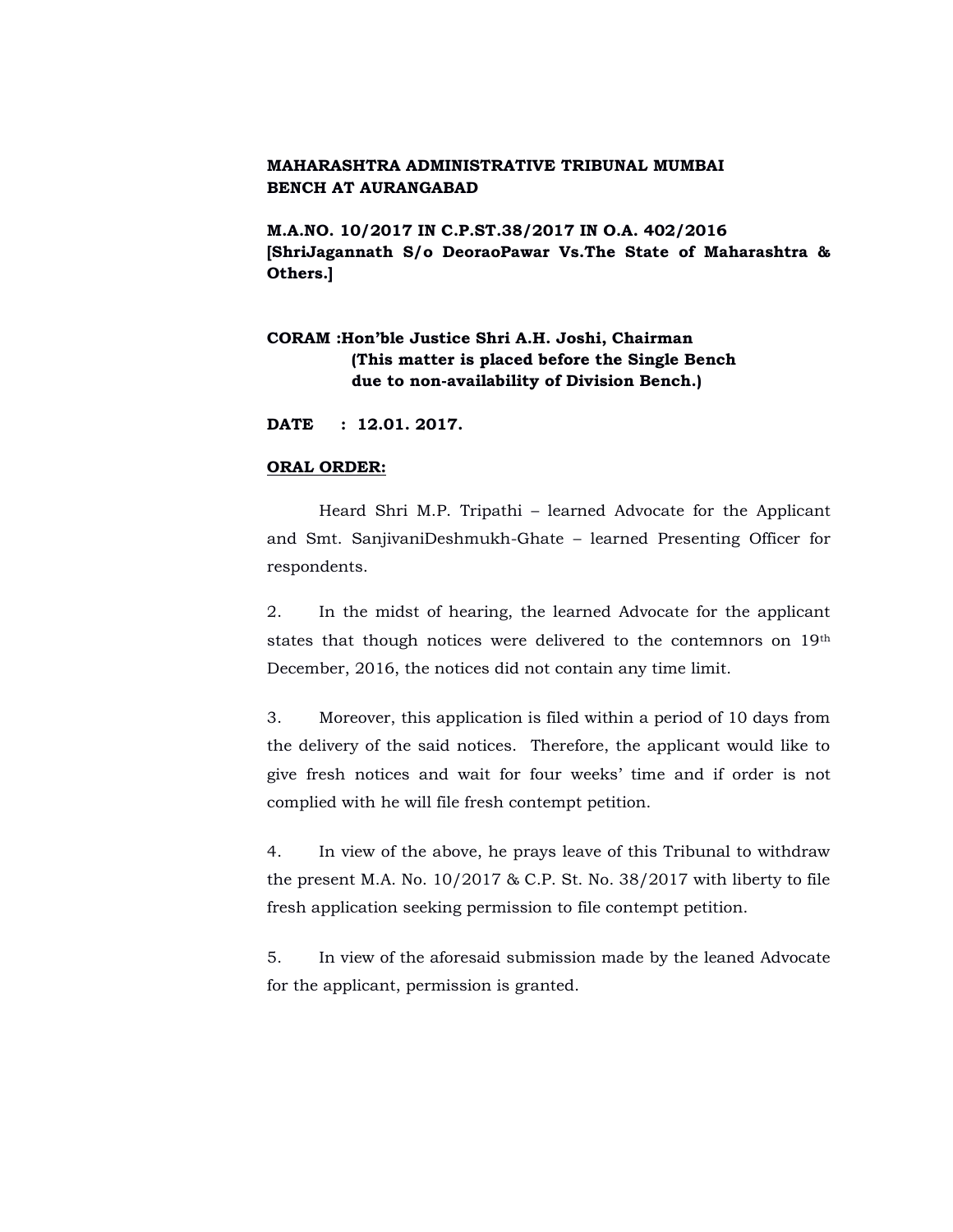**MAHARASHTRA ADMINISTRATIVE TRIBUNAL MUMBAI BENCH AT AURANGABAD**

**M.A.NO. 10/2017 IN C.P.ST.38/2017 IN O.A. 402/2016 [ShriJagannath S/o DeoraoPawar Vs.The State of Maharashtra & Others.]**

**CORAM :Hon'ble Justice Shri A.H. Joshi, Chairman (This matter is placed before the Single Bench due to non-availability of Division Bench.)**

**DATE : 12.01. 2017.**

**ORAL ORDER:**

Heard Shri M.P. Tripathi – learned Advocate for the Applicant and Smt. SanjivaniDeshmukh-Ghate – learned Presenting Officer for respondents.

2. In the midst of hearing, the learned Advocate for the applicant states that though notices were delivered to the contemnors on 19th December, 2016, the notices did not contain any time limit.

3. Moreover, this application is filed within a period of 10 days from the delivery of the said notices. Therefore, the applicant would like to give fresh notices and wait for four weeks' time and if order is not complied with he will file fresh contempt petition.

4. In view of the above, he prays leave of this Tribunal to withdraw the present M.A. No. 10/2017 & C.P. St. No. 38/2017 with liberty to file fresh application seeking permission to file contempt petition.

5. In view of the aforesaid submission made by the leaned Advocate for the applicant, permission is granted.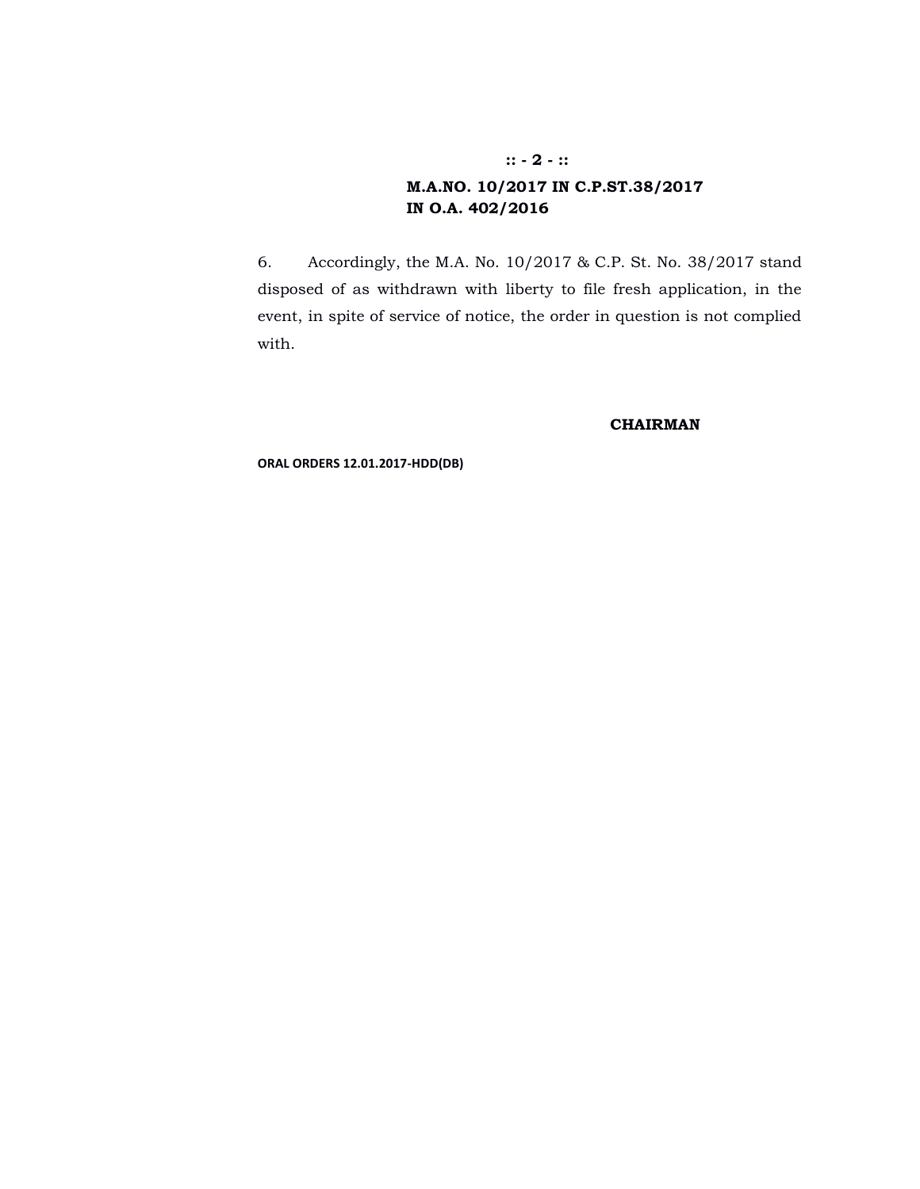**M.A.NO. 10/2017 IN C.P.ST.38/2017**
**IN O.A. 402/2016**

6. Accordingly, the M.A. No. 10/2017 & C.P. St. No. 38/2017 stand disposed of as withdrawn with liberty to file fresh application, in the event, in spite of service of notice, the order in question is not complied with.

**CHAIRMAN**

**ORAL ORDERS 12.01.2017-HDD(DB)**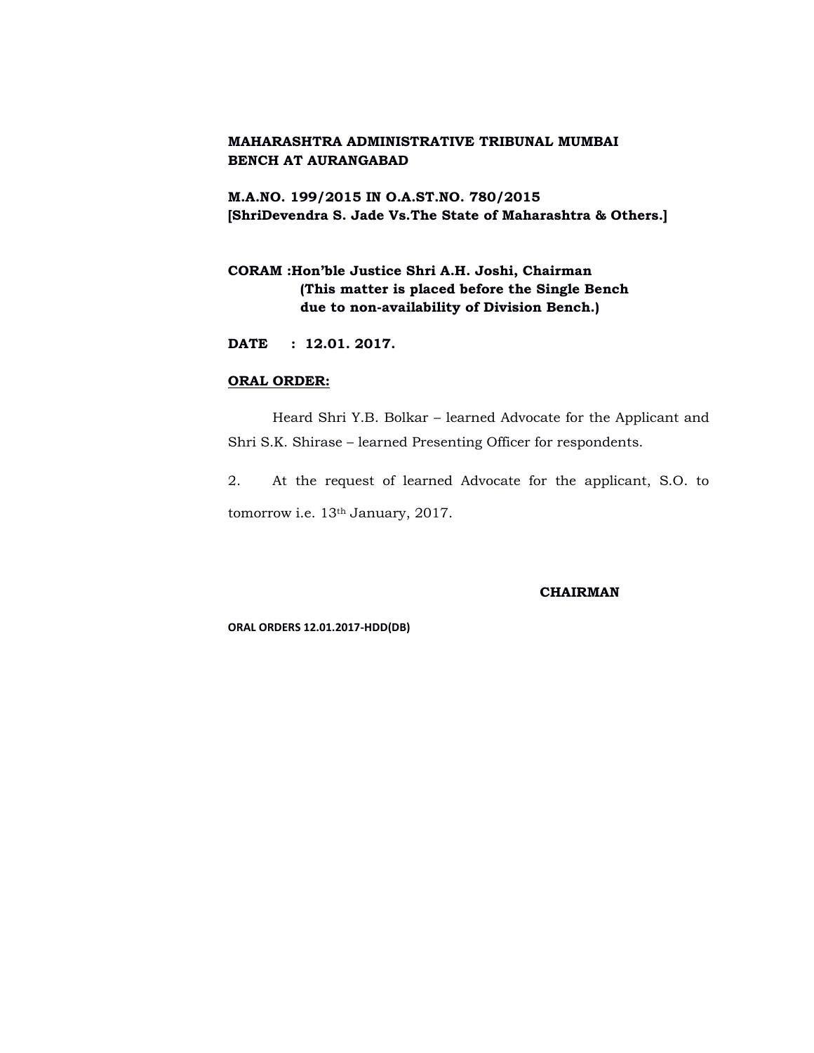**MAHARASHTRA ADMINISTRATIVE TRIBUNAL MUMBAI BENCH AT AURANGABAD**

**M.A.NO. 199/2015 IN O.A.ST.NO. 780/2015**
**[ShriDevendra S. Jade Vs.The State of Maharashtra & Others.]**

**CORAM :Hon'ble Justice Shri A.H. Joshi, Chairman**
**(This matter is placed before the Single Bench due to non-availability of Division Bench.)**

**DATE : 12.01. 2017.**

**<u>ORAL ORDER:</u>**

Heard Shri Y.B. Bolkar – learned Advocate for the Applicant and Shri S.K. Shirase – learned Presenting Officer for respondents.

2. At the request of learned Advocate for the applicant, S.O. to tomorrow i.e. 13th January, 2017.

**CHAIRMAN**

**ORAL ORDERS 12.01.2017-HDD(DB)**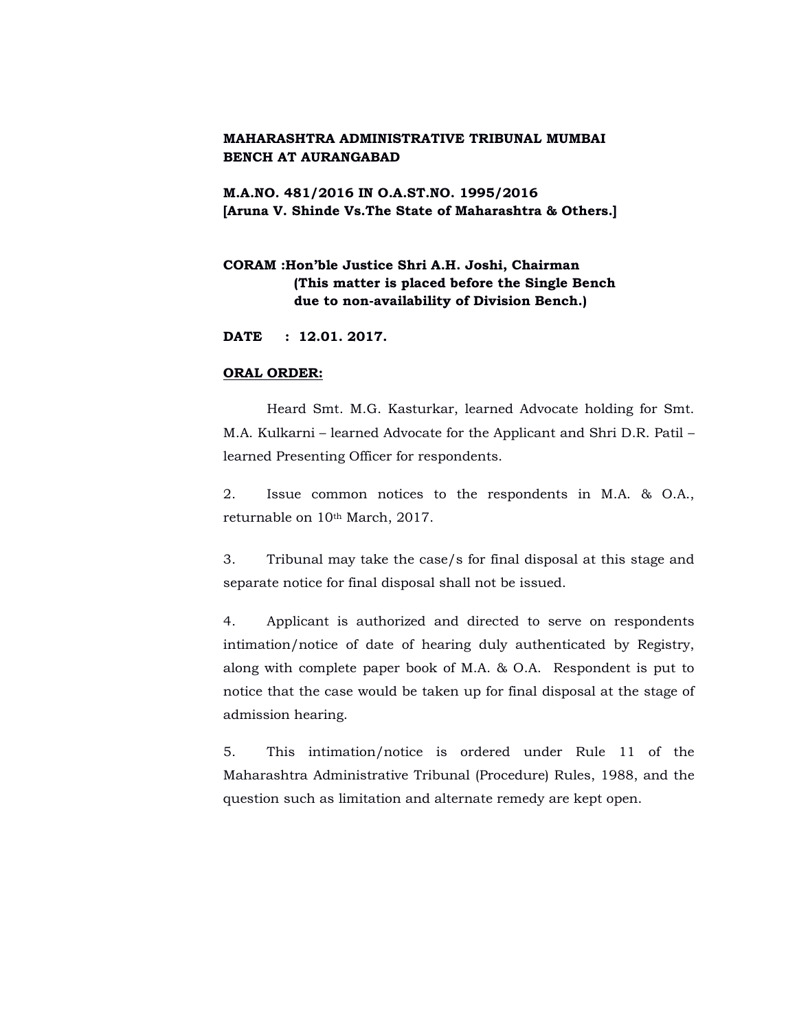**MAHARASHTRA ADMINISTRATIVE TRIBUNAL MUMBAI BENCH AT AURANGABAD**

**M.A.NO. 481/2016 IN O.A.ST.NO. 1995/2016**
**[Aruna V. Shinde Vs.The State of Maharashtra & Others.]**

**CORAM :Hon'ble Justice Shri A.H. Joshi, Chairman**
**(This matter is placed before the Single Bench due to non-availability of Division Bench.)**

**DATE : 12.01. 2017.**

**<u>ORAL ORDER:</u>**

Heard Smt. M.G. Kasturkar, learned Advocate holding for Smt. M.A. Kulkarni – learned Advocate for the Applicant and Shri D.R. Patil – learned Presenting Officer for respondents.

2. Issue common notices to the respondents in M.A. & O.A., returnable on 10th March, 2017.

3. Tribunal may take the case/s for final disposal at this stage and separate notice for final disposal shall not be issued.

4. Applicant is authorized and directed to serve on respondents intimation/notice of date of hearing duly authenticated by Registry, along with complete paper book of M.A. & O.A. Respondent is put to notice that the case would be taken up for final disposal at the stage of admission hearing.

5. This intimation/notice is ordered under Rule 11 of the Maharashtra Administrative Tribunal (Procedure) Rules, 1988, and the question such as limitation and alternate remedy are kept open.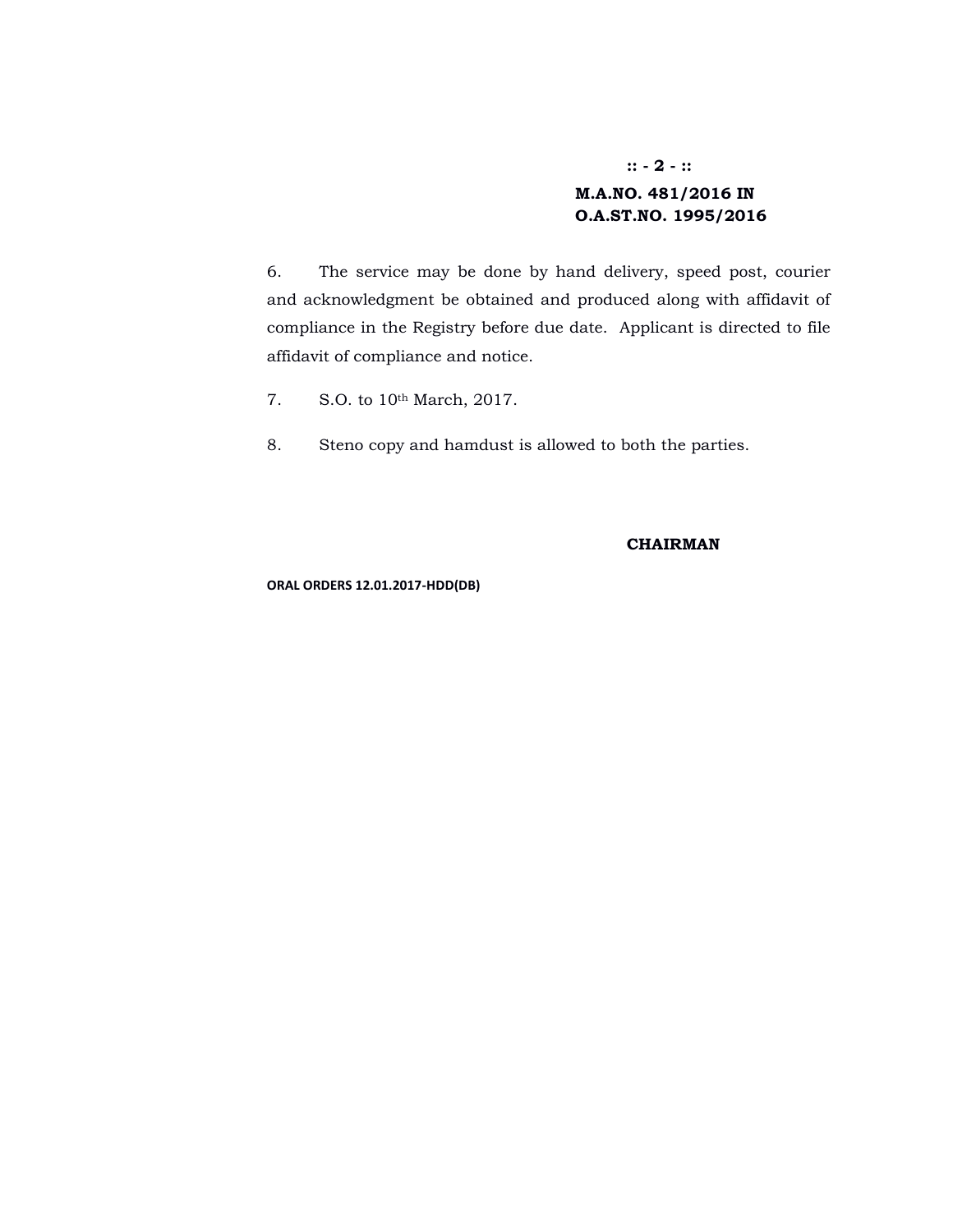**M.A.NO. 481/2016 IN**
**O.A.ST.NO. 1995/2016**

6. The service may be done by hand delivery, speed post, courier and acknowledgment be obtained and produced along with affidavit of compliance in the Registry before due date. Applicant is directed to file affidavit of compliance and notice.

7. S.O. to 10th March, 2017.

8. Steno copy and hamdust is allowed to both the parties.

**CHAIRMAN**

**ORAL ORDERS 12.01.2017-HDD(DB)**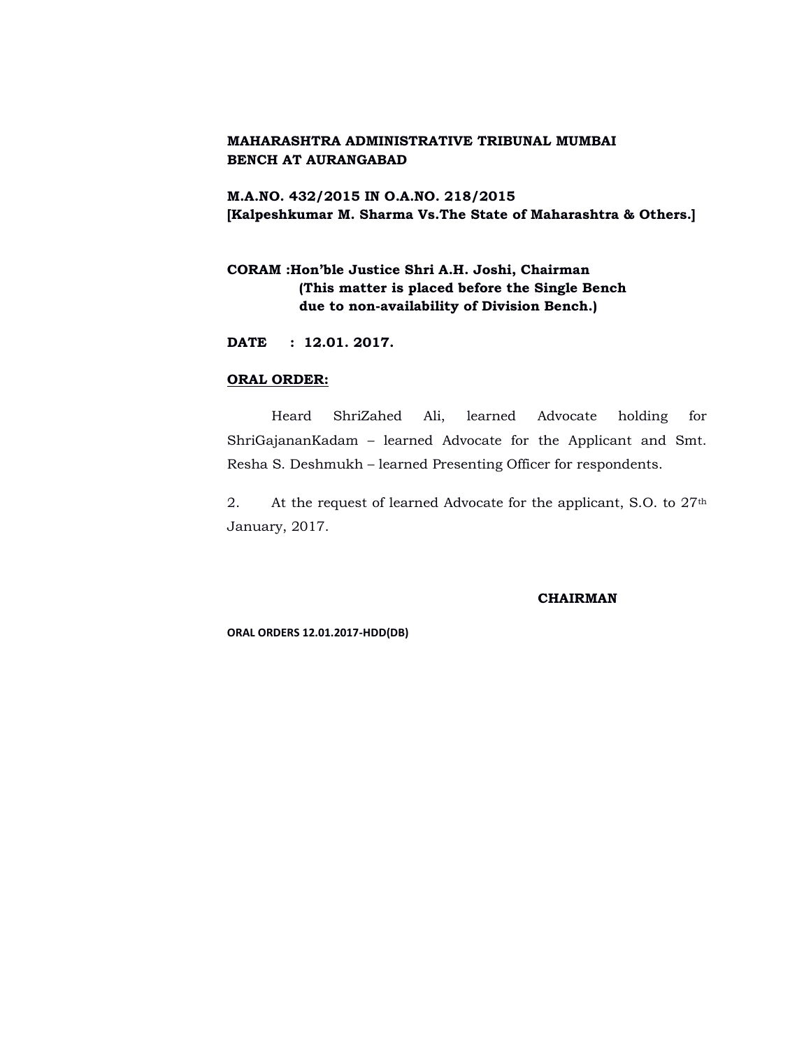**MAHARASHTRA ADMINISTRATIVE TRIBUNAL MUMBAI BENCH AT AURANGABAD**

**M.A.NO. 432/2015 IN O.A.NO. 218/2015**
**[Kalpeshkumar M. Sharma Vs.The State of Maharashtra & Others.]**

**CORAM :Hon'ble Justice Shri A.H. Joshi, Chairman**
**(This matter is placed before the Single Bench due to non-availability of Division Bench.)**

**DATE : 12.01. 2017.**

**ORAL ORDER:**

Heard ShriZahed Ali, learned Advocate holding for ShriGajananKadam – learned Advocate for the Applicant and Smt. Resha S. Deshmukh – learned Presenting Officer for respondents.

2. At the request of learned Advocate for the applicant, S.O. to 27th January, 2017.

**CHAIRMAN**

**ORAL ORDERS 12.01.2017-HDD(DB)**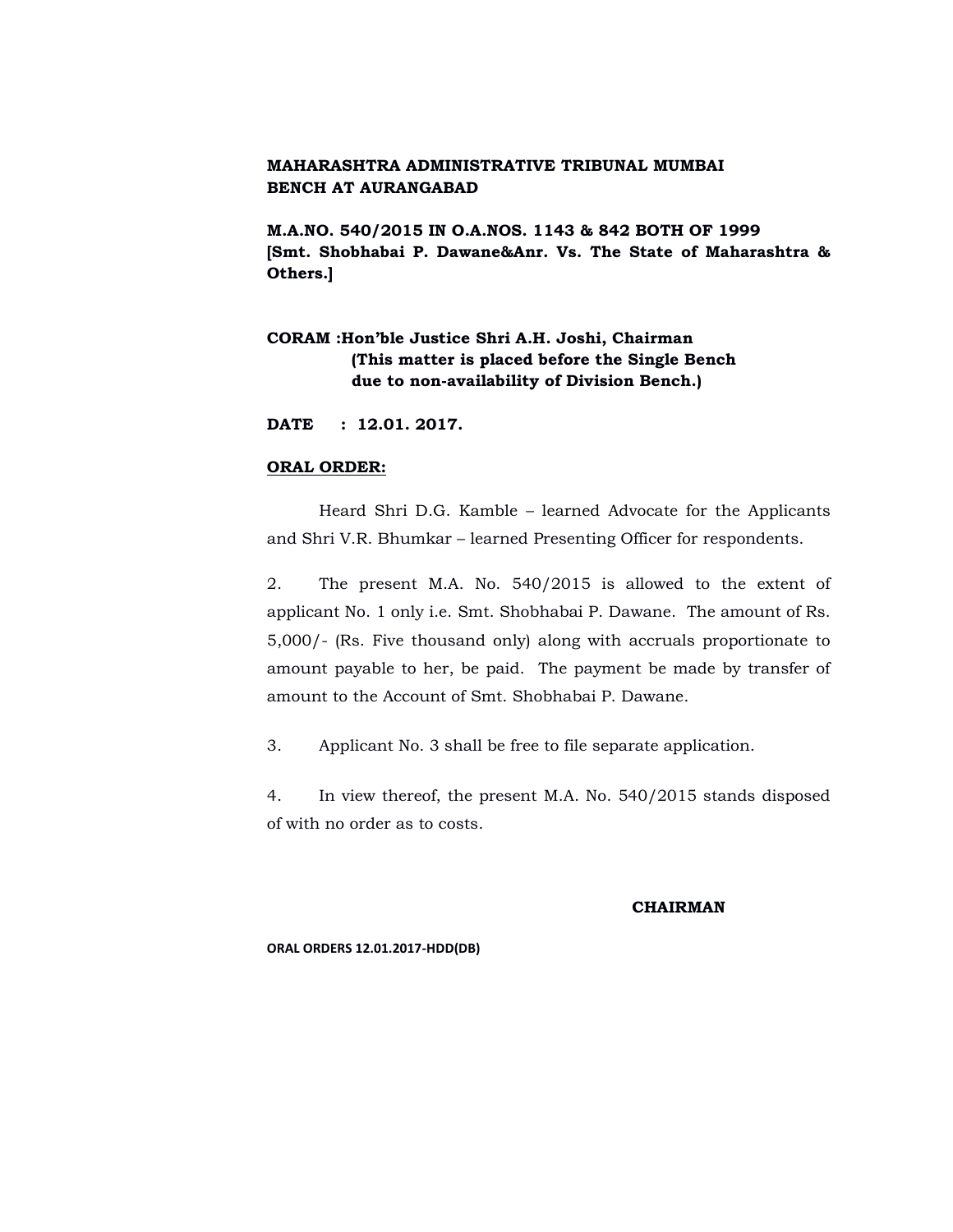**MAHARASHTRA ADMINISTRATIVE TRIBUNAL MUMBAI BENCH AT AURANGABAD**

**M.A.NO. 540/2015 IN O.A.NOS. 1143 & 842 BOTH OF 1999 [Smt. Shobhabai P. Dawane&Anr. Vs. The State of Maharashtra & Others.]**

**CORAM :Hon'ble Justice Shri A.H. Joshi, Chairman (This matter is placed before the Single Bench due to non-availability of Division Bench.)**

**DATE : 12.01. 2017.**

**ORAL ORDER:**

Heard Shri D.G. Kamble – learned Advocate for the Applicants and Shri V.R. Bhumkar – learned Presenting Officer for respondents.

2. The present M.A. No. 540/2015 is allowed to the extent of applicant No. 1 only i.e. Smt. Shobhabai P. Dawane. The amount of Rs. 5,000/- (Rs. Five thousand only) along with accruals proportionate to amount payable to her, be paid. The payment be made by transfer of amount to the Account of Smt. Shobhabai P. Dawane.

3. Applicant No. 3 shall be free to file separate application.

4. In view thereof, the present M.A. No. 540/2015 stands disposed of with no order as to costs.

**CHAIRMAN**

ORAL ORDERS 12.01.2017-HDD(DB)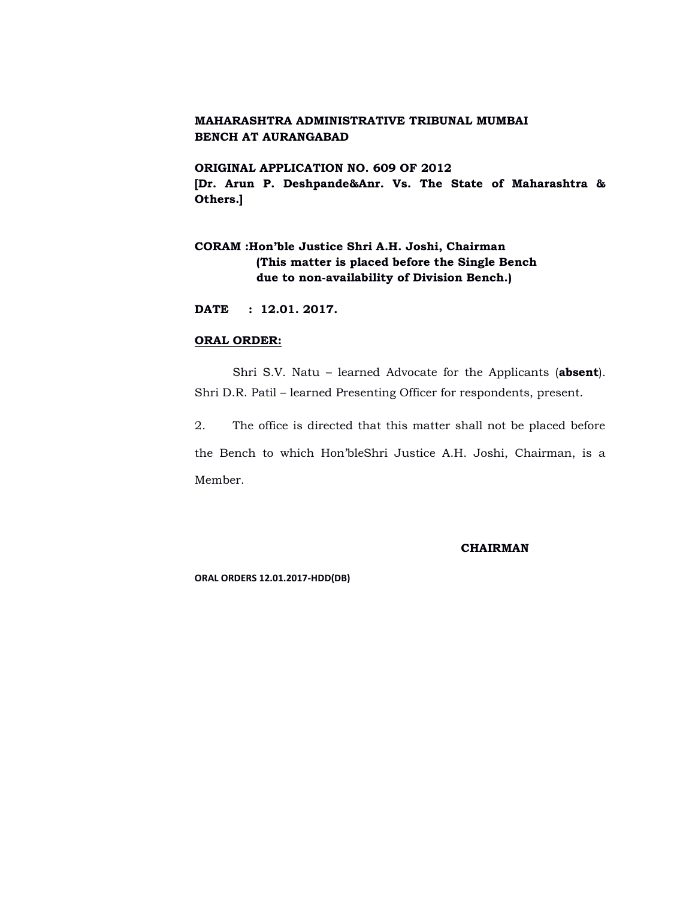**MAHARASHTRA ADMINISTRATIVE TRIBUNAL MUMBAI BENCH AT AURANGABAD**

**ORIGINAL APPLICATION NO. 609 OF 2012**
**[Dr. Arun P. Deshpande&Anr. Vs. The State of Maharashtra & Others.]**

**CORAM :Hon'ble Justice Shri A.H. Joshi, Chairman**
**(This matter is placed before the Single Bench due to non-availability of Division Bench.)**

**DATE : 12.01. 2017.**

**ORAL ORDER:**

Shri S.V. Natu – learned Advocate for the Applicants (**absent**). Shri D.R. Patil – learned Presenting Officer for respondents, present.

2. The office is directed that this matter shall not be placed before the Bench to which Hon'bleShri Justice A.H. Joshi, Chairman, is a Member.

**CHAIRMAN**

**ORAL ORDERS 12.01.2017-HDD(DB)**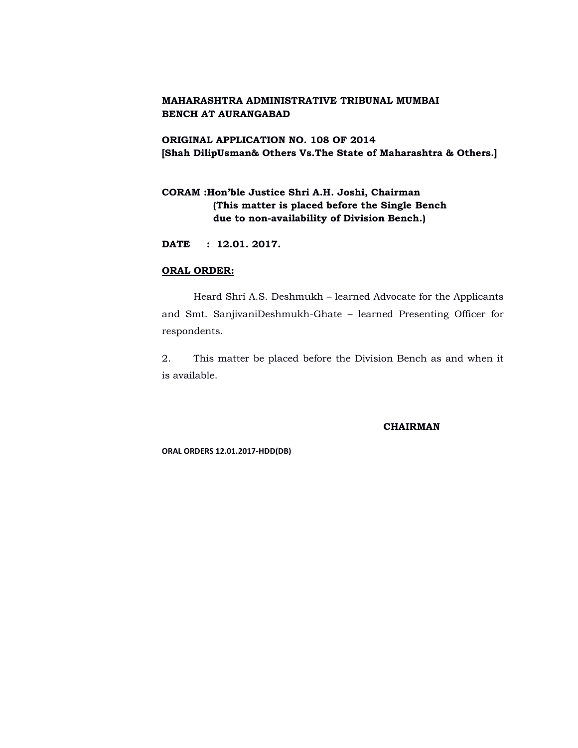**MAHARASHTRA ADMINISTRATIVE TRIBUNAL MUMBAI BENCH AT AURANGABAD**

**ORIGINAL APPLICATION NO. 108 OF 2014**
**[Shah DilipUsman& Others Vs.The State of Maharashtra & Others.]**

**CORAM :Hon'ble Justice Shri A.H. Joshi, Chairman**
**(This matter is placed before the Single Bench due to non-availability of Division Bench.)**

**DATE : 12.01. 2017.**

**ORAL ORDER:**

Heard Shri A.S. Deshmukh – learned Advocate for the Applicants and Smt. SanjivaniDeshmukh-Ghate – learned Presenting Officer for respondents.

2. This matter be placed before the Division Bench as and when it is available.

**CHAIRMAN**

**ORAL ORDERS 12.01.2017-HDD(DB)**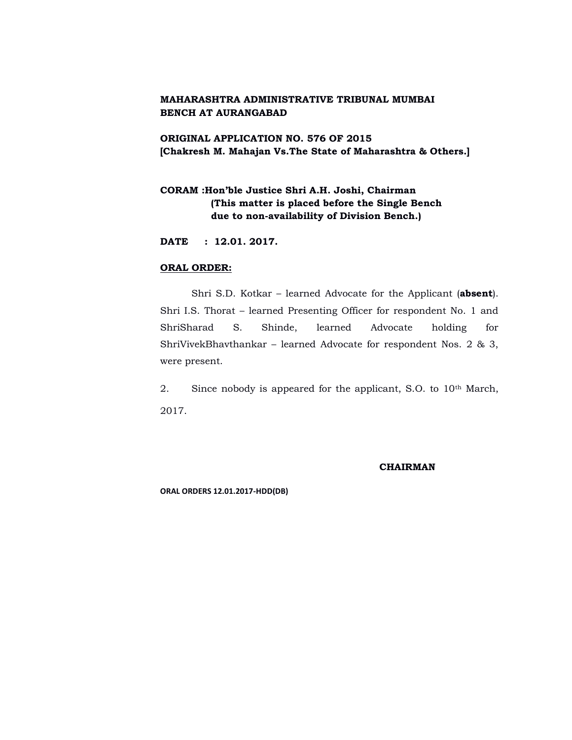**MAHARASHTRA ADMINISTRATIVE TRIBUNAL MUMBAI BENCH AT AURANGABAD**

**ORIGINAL APPLICATION NO. 576 OF 2015**
**[Chakresh M. Mahajan Vs.The State of Maharashtra & Others.]**

**CORAM :Hon'ble Justice Shri A.H. Joshi, Chairman**
**(This matter is placed before the Single Bench due to non-availability of Division Bench.)**

**DATE : 12.01. 2017.**

**ORAL ORDER:**

Shri S.D. Kotkar – learned Advocate for the Applicant (**absent**). Shri I.S. Thorat – learned Presenting Officer for respondent No. 1 and ShriSharad S. Shinde, learned Advocate holding for ShriVivekBhavthankar – learned Advocate for respondent Nos. 2 & 3, were present.

2. Since nobody is appeared for the applicant, S.O. to 10th March, 2017.

**CHAIRMAN**

ORAL ORDERS 12.01.2017-HDD(DB)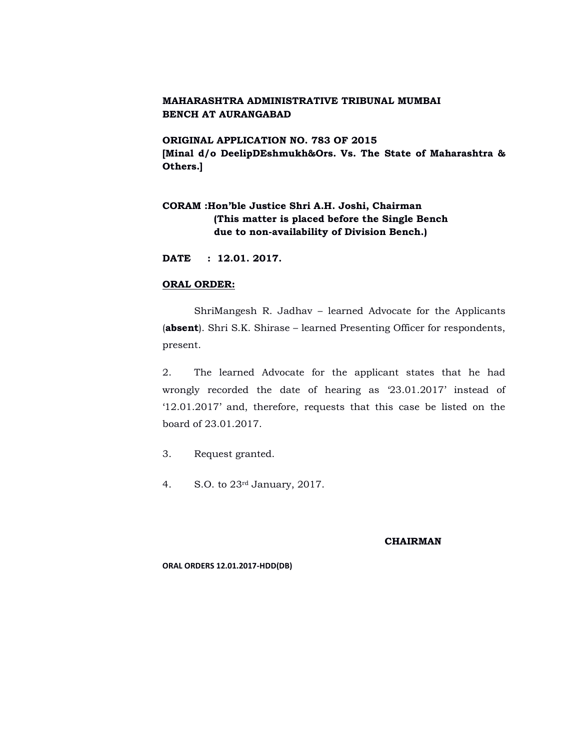**MAHARASHTRA ADMINISTRATIVE TRIBUNAL MUMBAI BENCH AT AURANGABAD**

**ORIGINAL APPLICATION NO. 783 OF 2015**
**[Minal d/o DeelipDEshmukh&Ors. Vs. The State of Maharashtra & Others.]**

**CORAM :Hon'ble Justice Shri A.H. Joshi, Chairman**
**(This matter is placed before the Single Bench due to non-availability of Division Bench.)**

**DATE : 12.01. 2017.**

**<u>ORAL ORDER:</u>**

ShriMangesh R. Jadhav – learned Advocate for the Applicants (**absent**). Shri S.K. Shirase – learned Presenting Officer for respondents, present.

2. The learned Advocate for the applicant states that he had wrongly recorded the date of hearing as '23.01.2017' instead of '12.01.2017' and, therefore, requests that this case be listed on the board of 23.01.2017.

3. Request granted.

4. S.O. to 23rd January, 2017.

**CHAIRMAN**

**ORAL ORDERS 12.01.2017-HDD(DB)**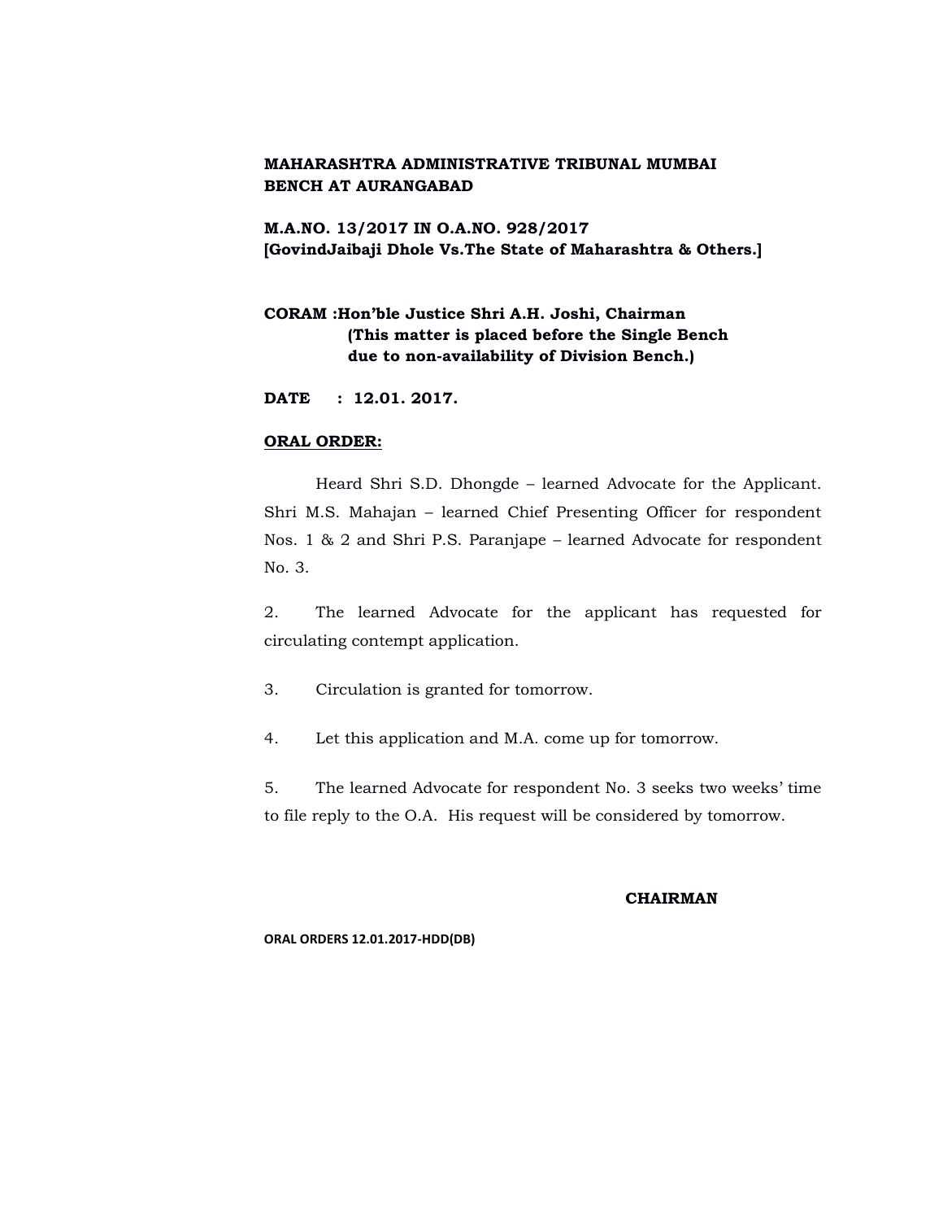**MAHARASHTRA ADMINISTRATIVE TRIBUNAL MUMBAI BENCH AT AURANGABAD**

**M.A.NO. 13/2017 IN O.A.NO. 928/2017**
**[GovindJaibaji Dhole Vs.The State of Maharashtra & Others.]**

**CORAM :Hon'ble Justice Shri A.H. Joshi, Chairman**
**(This matter is placed before the Single Bench due to non-availability of Division Bench.)**

**DATE : 12.01. 2017.**

**ORAL ORDER:**

Heard Shri S.D. Dhongde – learned Advocate for the Applicant. Shri M.S. Mahajan – learned Chief Presenting Officer for respondent Nos. 1 & 2 and Shri P.S. Paranjape – learned Advocate for respondent No. 3.

2. The learned Advocate for the applicant has requested for circulating contempt application.

3. Circulation is granted for tomorrow.

4. Let this application and M.A. come up for tomorrow.

5. The learned Advocate for respondent No. 3 seeks two weeks' time to file reply to the O.A. His request will be considered by tomorrow.

**CHAIRMAN**

**ORAL ORDERS 12.01.2017-HDD(DB)**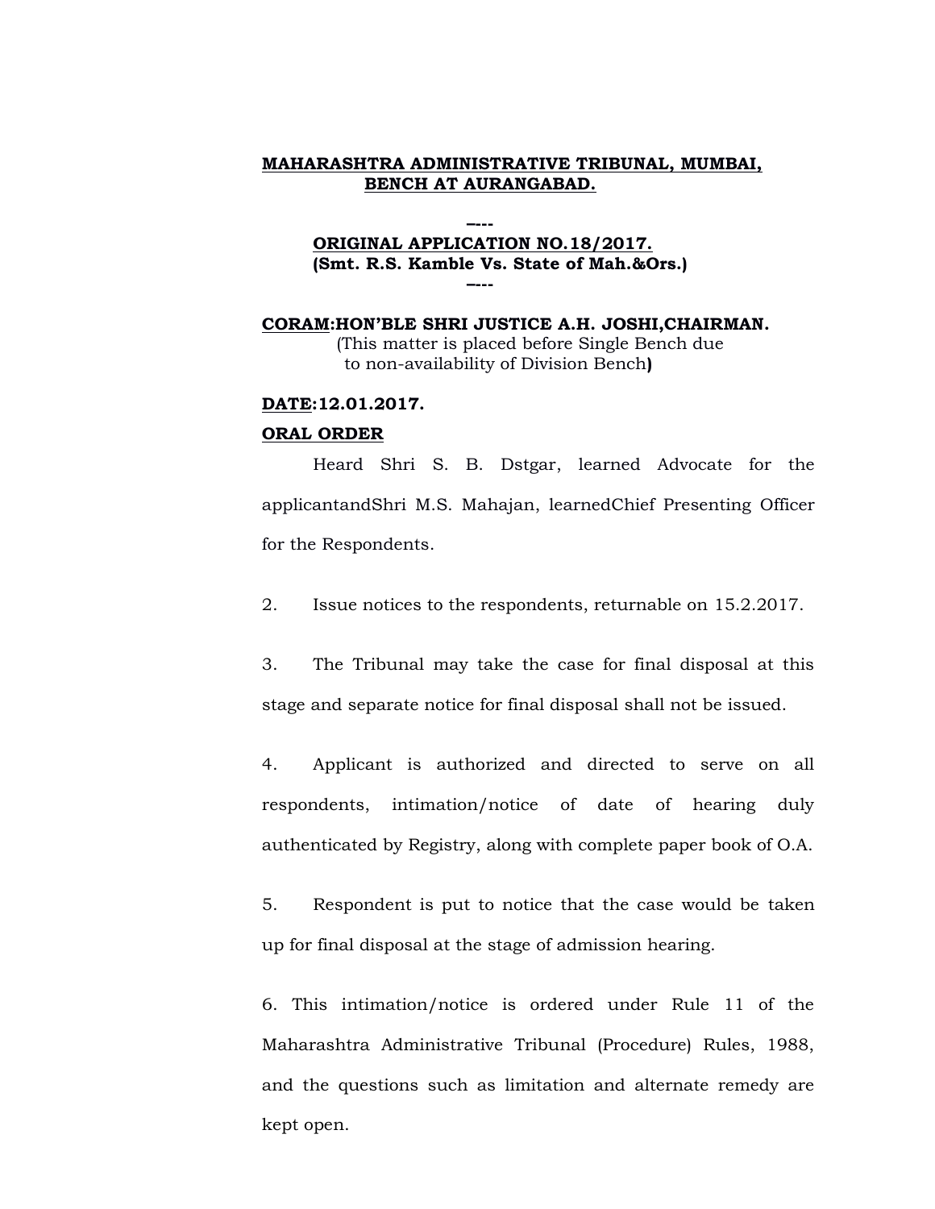**MAHARASHTRA ADMINISTRATIVE TRIBUNAL, MUMBAI, BENCH AT AURANGABAD.**

----

**ORIGINAL APPLICATION NO.18/2017.**
**(Smt. R.S. Kamble Vs. State of Mah.&Ors.)**

----

**CORAM:HON'BLE SHRI JUSTICE A.H. JOSHI,CHAIRMAN.**
(This matter is placed before Single Bench due to non-availability of Division Bench**)**

**DATE:12.01.2017.**

**ORAL ORDER**

Heard Shri S. B. Dstgar, learned Advocate for the applicantandShri M.S. Mahajan, learnedChief Presenting Officer for the Respondents.

2. Issue notices to the respondents, returnable on 15.2.2017.

3. The Tribunal may take the case for final disposal at this stage and separate notice for final disposal shall not be issued.

4. Applicant is authorized and directed to serve on all respondents, intimation/notice of date of hearing duly authenticated by Registry, along with complete paper book of O.A.

5. Respondent is put to notice that the case would be taken up for final disposal at the stage of admission hearing.

6. This intimation/notice is ordered under Rule 11 of the Maharashtra Administrative Tribunal (Procedure) Rules, 1988, and the questions such as limitation and alternate remedy are kept open.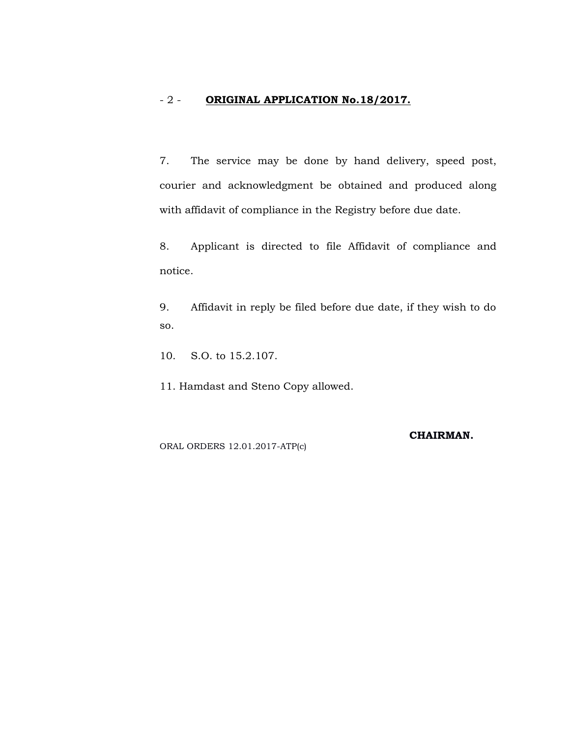**ORIGINAL APPLICATION No.18/2017.**

7. The service may be done by hand delivery, speed post, courier and acknowledgment be obtained and produced along with affidavit of compliance in the Registry before due date.

8. Applicant is directed to file Affidavit of compliance and notice.

9. Affidavit in reply be filed before due date, if they wish to do so.

10. S.O. to 15.2.107.

11. Hamdast and Steno Copy allowed.

**CHAIRMAN.**

ORAL ORDERS 12.01.2017-ATP(c)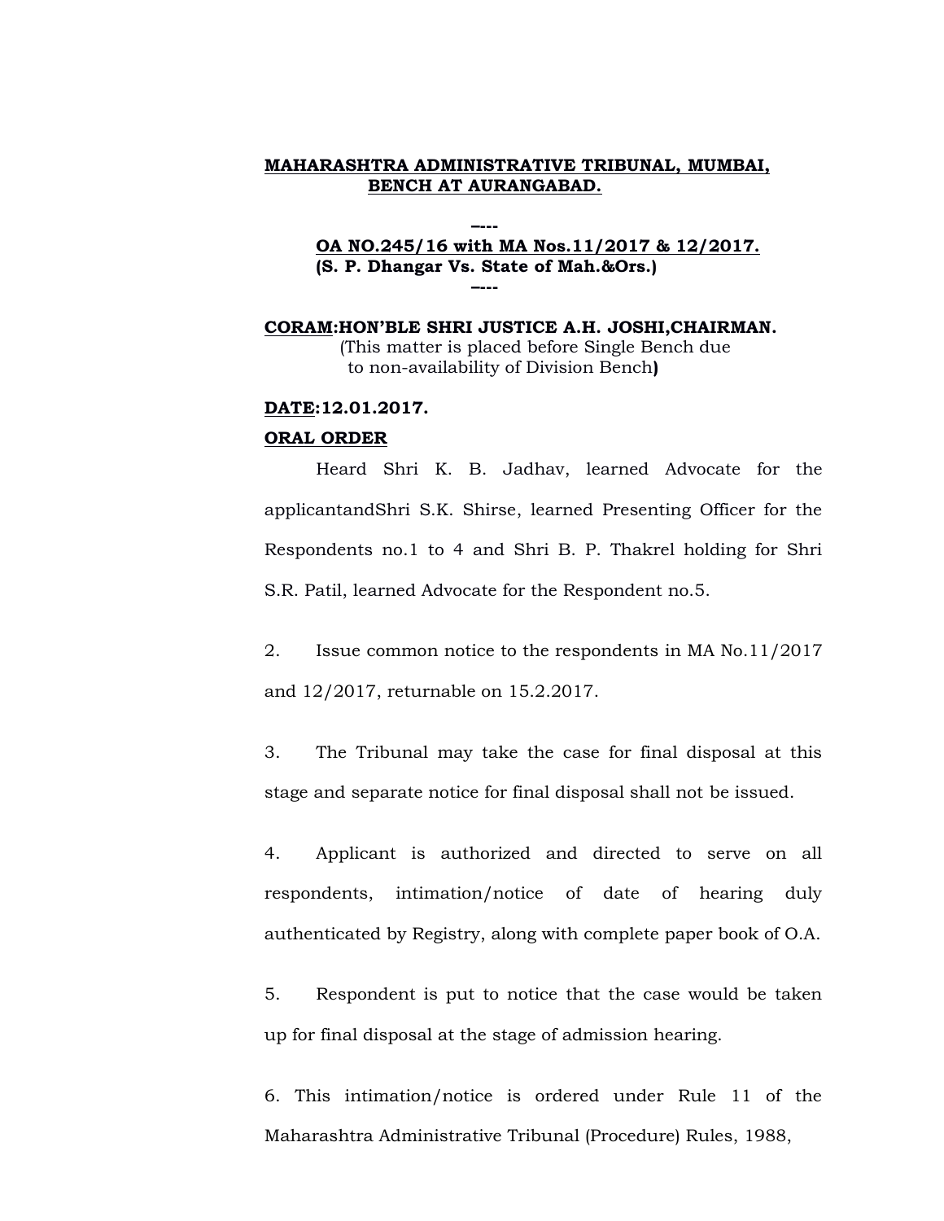**MAHARASHTRA ADMINISTRATIVE TRIBUNAL, MUMBAI, BENCH AT AURANGABAD.**

----

**OA NO.245/16 with MA Nos.11/2017 & 12/2017.**
**(S. P. Dhangar Vs. State of Mah.&Ors.)**

----

**CORAM:HON'BLE SHRI JUSTICE A.H. JOSHI,CHAIRMAN.**
(This matter is placed before Single Bench due to non-availability of Division Bench**)**

**DATE:12.01.2017.**

**ORAL ORDER**

Heard Shri K. B. Jadhav, learned Advocate for the applicantandShri S.K. Shirse, learned Presenting Officer for the Respondents no.1 to 4 and Shri B. P. Thakrel holding for Shri S.R. Patil, learned Advocate for the Respondent no.5.

2. Issue common notice to the respondents in MA No.11/2017 and 12/2017, returnable on 15.2.2017.

3. The Tribunal may take the case for final disposal at this stage and separate notice for final disposal shall not be issued.

4. Applicant is authorized and directed to serve on all respondents, intimation/notice of date of hearing duly authenticated by Registry, along with complete paper book of O.A.

5. Respondent is put to notice that the case would be taken up for final disposal at the stage of admission hearing.

6. This intimation/notice is ordered under Rule 11 of the Maharashtra Administrative Tribunal (Procedure) Rules, 1988,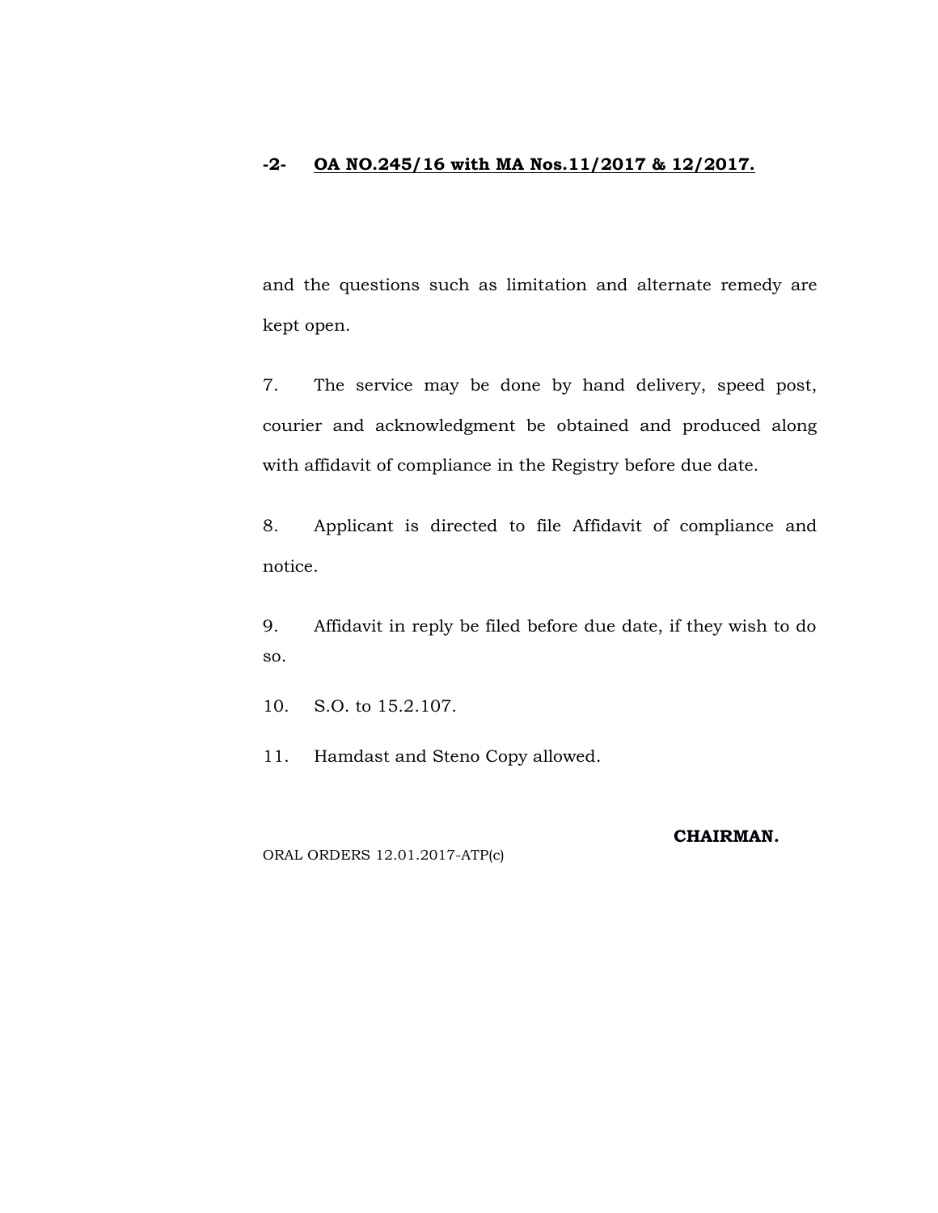**-2- OA NO.245/16 with MA Nos.11/2017 & 12/2017.**

and the questions such as limitation and alternate remedy are kept open.

7. The service may be done by hand delivery, speed post, courier and acknowledgment be obtained and produced along with affidavit of compliance in the Registry before due date.

8. Applicant is directed to file Affidavit of compliance and notice.

9. Affidavit in reply be filed before due date, if they wish to do so.

10. S.O. to 15.2.107.

11. Hamdast and Steno Copy allowed.

**CHAIRMAN.**

ORAL ORDERS 12.01.2017-ATP(c)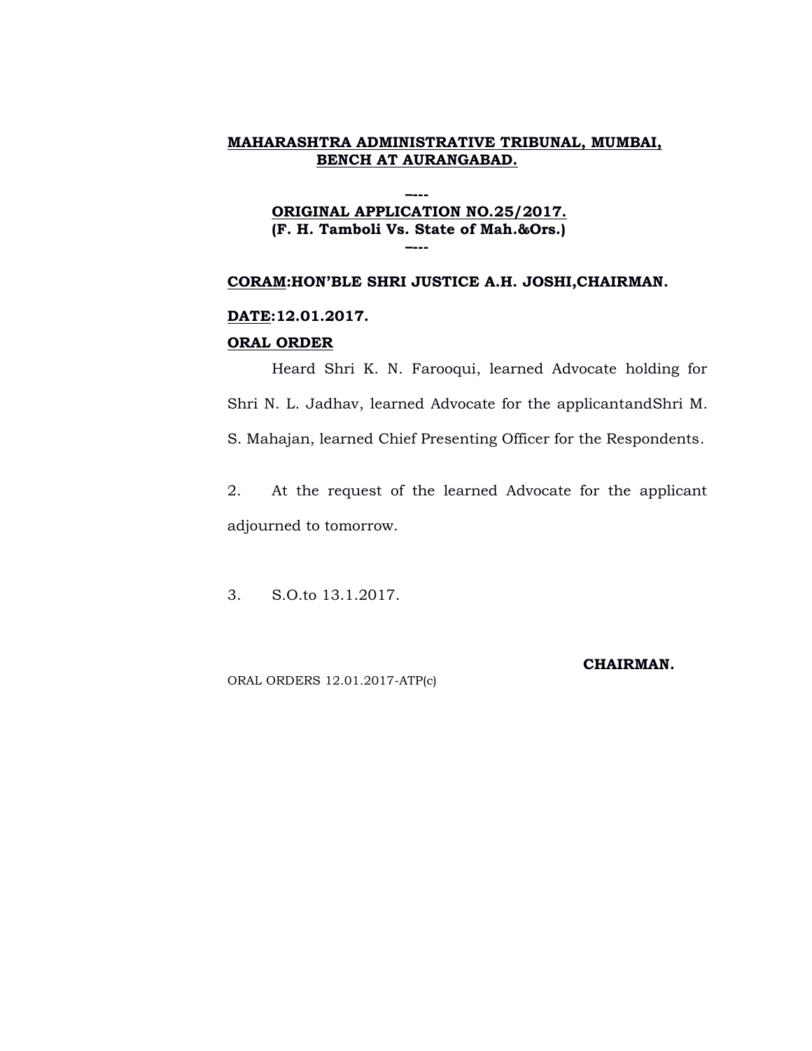**MAHARASHTRA ADMINISTRATIVE TRIBUNAL, MUMBAI, BENCH AT AURANGABAD.**

----

**ORIGINAL APPLICATION NO.25/2017.**
**(F. H. Tamboli Vs. State of Mah.&Ors.)**

----

**CORAM:HON'BLE SHRI JUSTICE A.H. JOSHI,CHAIRMAN.**

**DATE:12.01.2017.**

**ORAL ORDER**

Heard Shri K. N. Farooqui, learned Advocate holding for Shri N. L. Jadhav, learned Advocate for the applicantandShri M. S. Mahajan, learned Chief Presenting Officer for the Respondents.

2. At the request of the learned Advocate for the applicant adjourned to tomorrow.

3. S.O.to 13.1.2017.

**CHAIRMAN.**

ORAL ORDERS 12.01.2017-ATP(c)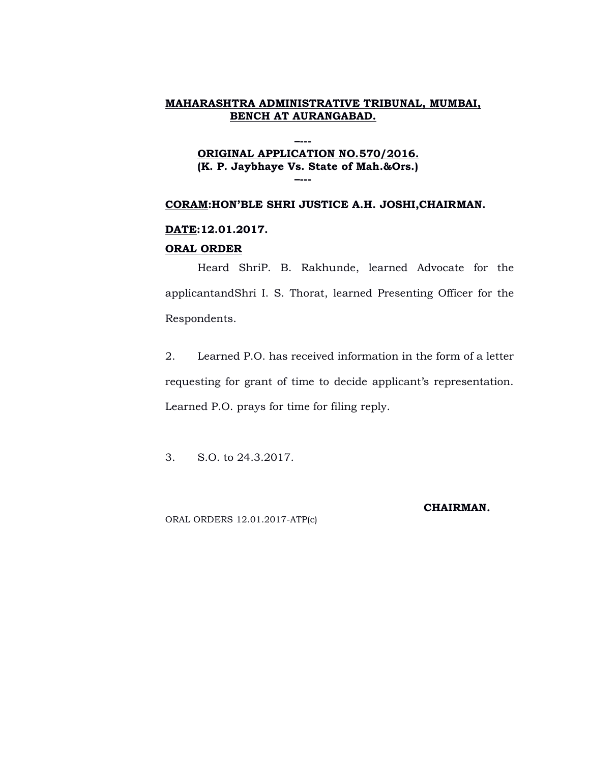**MAHARASHTRA ADMINISTRATIVE TRIBUNAL, MUMBAI, BENCH AT AURANGABAD.**

----

**ORIGINAL APPLICATION NO.570/2016.**
**(K. P. Jaybhaye Vs. State of Mah.&Ors.)**

----

**CORAM:HON'BLE SHRI JUSTICE A.H. JOSHI,CHAIRMAN.**

**DATE:12.01.2017.**

**ORAL ORDER**

Heard ShriP. B. Rakhunde, learned Advocate for the applicantandShri I. S. Thorat, learned Presenting Officer for the Respondents.

2. Learned P.O. has received information in the form of a letter requesting for grant of time to decide applicant's representation. Learned P.O. prays for time for filing reply.

3. S.O. to 24.3.2017.

**CHAIRMAN.**

ORAL ORDERS 12.01.2017-ATP(c)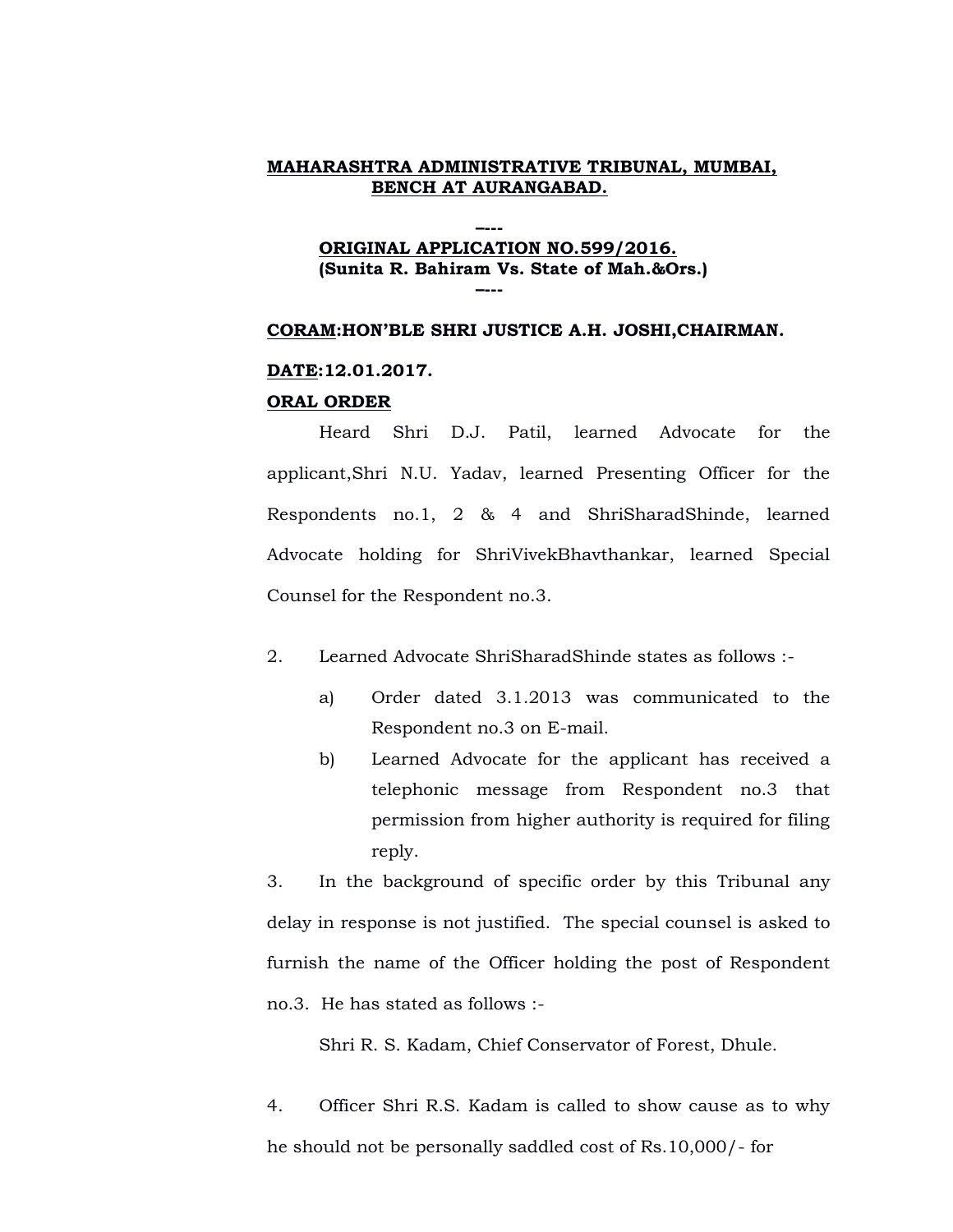**MAHARASHTRA ADMINISTRATIVE TRIBUNAL, MUMBAI, BENCH AT AURANGABAD.**

----

**ORIGINAL APPLICATION NO.599/2016.**
**(Sunita R. Bahiram Vs. State of Mah.&Ors.)**

----

**CORAM:HON'BLE SHRI JUSTICE A.H. JOSHI,CHAIRMAN.**

**DATE:12.01.2017.**

**ORAL ORDER**

Heard Shri D.J. Patil, learned Advocate for the applicant,Shri N.U. Yadav, learned Presenting Officer for the Respondents no.1, 2 & 4 and ShriSharadShinde, learned Advocate holding for ShriVivekBhavthankar, learned Special Counsel for the Respondent no.3.

2. Learned Advocate ShriSharadShinde states as follows :-

a) Order dated 3.1.2013 was communicated to the Respondent no.3 on E-mail.

b) Learned Advocate for the applicant has received a telephonic message from Respondent no.3 that permission from higher authority is required for filing reply.

3. In the background of specific order by this Tribunal any delay in response is not justified. The special counsel is asked to furnish the name of the Officer holding the post of Respondent no.3. He has stated as follows :-

Shri R. S. Kadam, Chief Conservator of Forest, Dhule.

4. Officer Shri R.S. Kadam is called to show cause as to why he should not be personally saddled cost of Rs.10,000/- for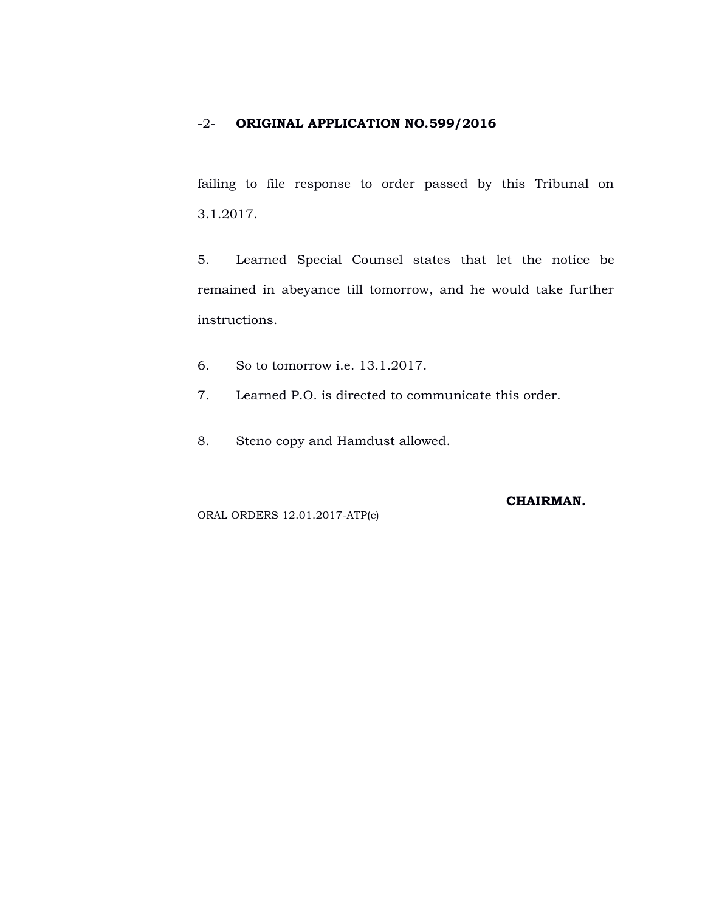-2- **ORIGINAL APPLICATION NO.599/2016**

failing to file response to order passed by this Tribunal on 3.1.2017.

5. Learned Special Counsel states that let the notice be remained in abeyance till tomorrow, and he would take further instructions.

6. So to tomorrow i.e. 13.1.2017.

7. Learned P.O. is directed to communicate this order.

8. Steno copy and Hamdust allowed.

**CHAIRMAN.**

ORAL ORDERS 12.01.2017-ATP(c)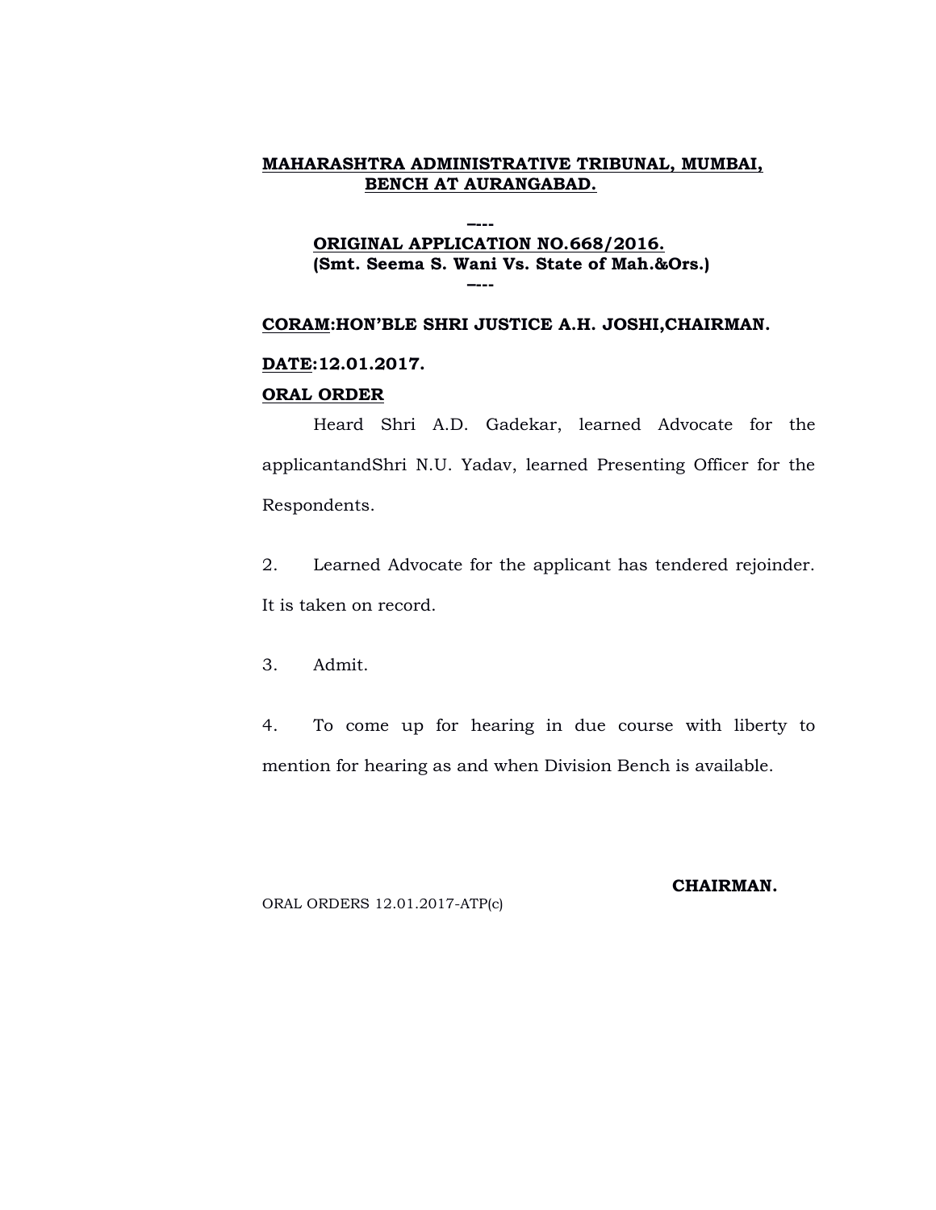**MAHARASHTRA ADMINISTRATIVE TRIBUNAL, MUMBAI, BENCH AT AURANGABAD.**

–---

**ORIGINAL APPLICATION NO.668/2016.**
**(Smt. Seema S. Wani Vs. State of Mah.&Ors.)**

–---

**CORAM:HON'BLE SHRI JUSTICE A.H. JOSHI,CHAIRMAN.**

**DATE:12.01.2017.**

**ORAL ORDER**

Heard Shri A.D. Gadekar, learned Advocate for the applicantandShri N.U. Yadav, learned Presenting Officer for the Respondents.

2. Learned Advocate for the applicant has tendered rejoinder. It is taken on record.

3. Admit.

4. To come up for hearing in due course with liberty to mention for hearing as and when Division Bench is available.

**CHAIRMAN.**

ORAL ORDERS 12.01.2017-ATP(c)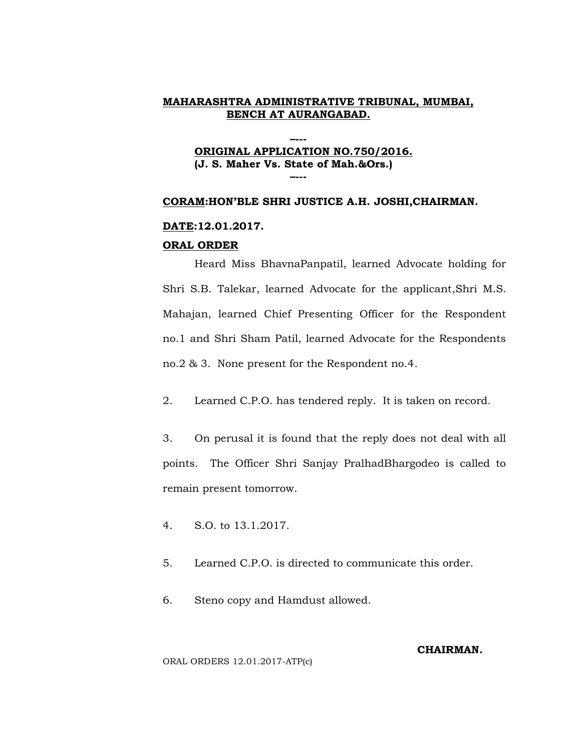**MAHARASHTRA ADMINISTRATIVE TRIBUNAL, MUMBAI, BENCH AT AURANGABAD.**

**----**

**ORIGINAL APPLICATION NO.750/2016.**
**(J. S. Maher Vs. State of Mah.&Ors.)**

**----**

**CORAM:HON'BLE SHRI JUSTICE A.H. JOSHI,CHAIRMAN.**

**DATE:12.01.2017.**

**ORAL ORDER**

Heard Miss BhavnaPanpatil, learned Advocate holding for Shri S.B. Talekar, learned Advocate for the applicant,Shri M.S. Mahajan, learned Chief Presenting Officer for the Respondent no.1 and Shri Sham Patil, learned Advocate for the Respondents no.2 & 3. None present for the Respondent no.4.

2. Learned C.P.O. has tendered reply. It is taken on record.

3. On perusal it is found that the reply does not deal with all points. The Officer Shri Sanjay PralhadBhargodeo is called to remain present tomorrow.

4. S.O. to 13.1.2017.

5. Learned C.P.O. is directed to communicate this order.

6. Steno copy and Hamdust allowed.

**CHAIRMAN.**

ORAL ORDERS 12.01.2017-ATP(c)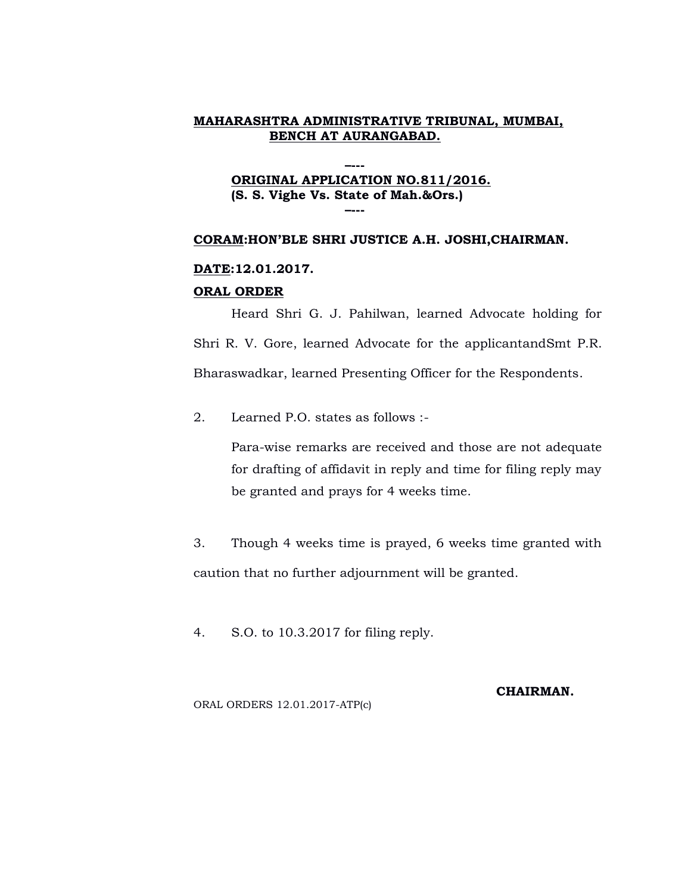**MAHARASHTRA ADMINISTRATIVE TRIBUNAL, MUMBAI, BENCH AT AURANGABAD.**

----

**ORIGINAL APPLICATION NO.811/2016.**
**(S. S. Vighe Vs. State of Mah.&Ors.)**

----

**CORAM:HON'BLE SHRI JUSTICE A.H. JOSHI,CHAIRMAN.**

**DATE:12.01.2017.**

**ORAL ORDER**

Heard Shri G. J. Pahilwan, learned Advocate holding for Shri R. V. Gore, learned Advocate for the applicantandSmt P.R. Bharaswadkar, learned Presenting Officer for the Respondents.

2. Learned P.O. states as follows :-

Para-wise remarks are received and those are not adequate for drafting of affidavit in reply and time for filing reply may be granted and prays for 4 weeks time.

3. Though 4 weeks time is prayed, 6 weeks time granted with caution that no further adjournment will be granted.

4. S.O. to 10.3.2017 for filing reply.

**CHAIRMAN.**

ORAL ORDERS 12.01.2017-ATP(c)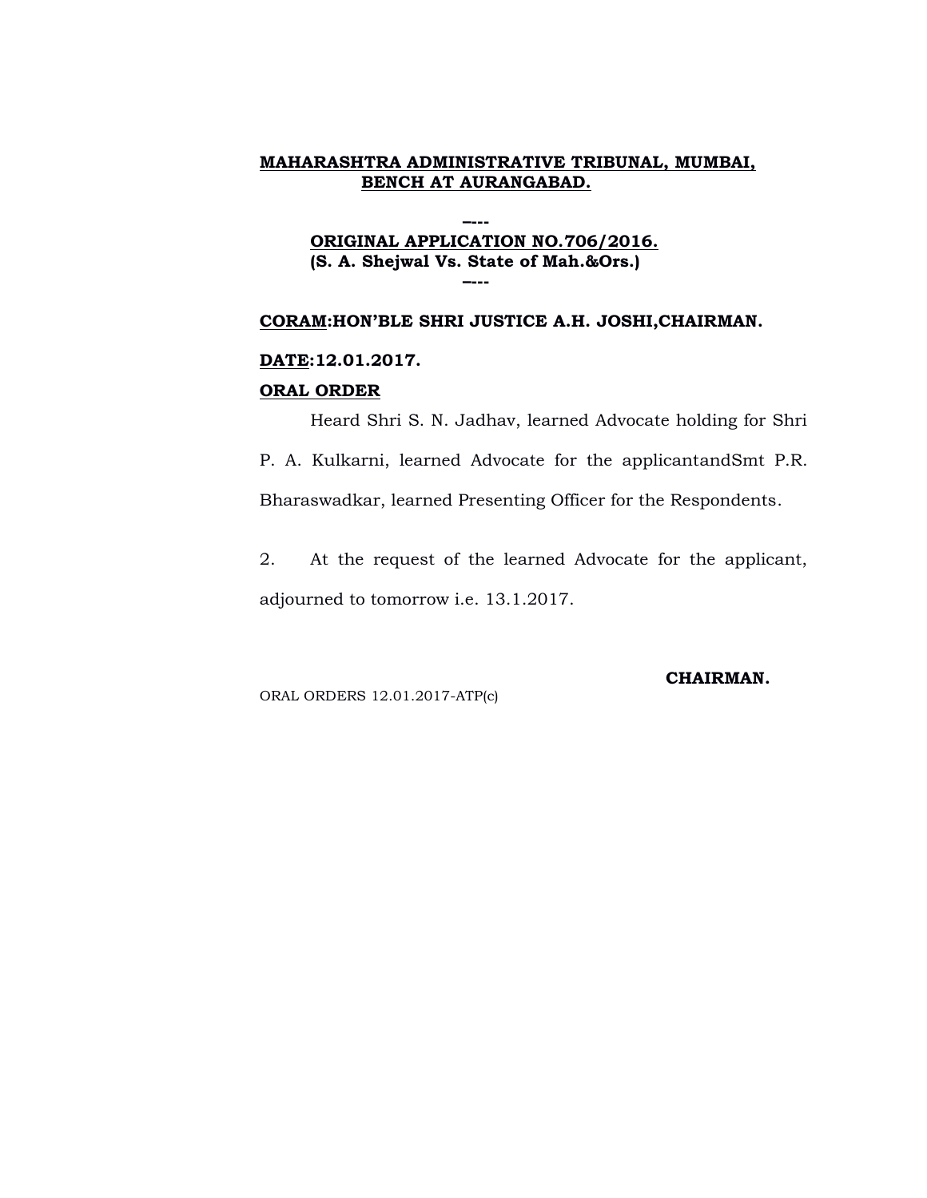**MAHARASHTRA ADMINISTRATIVE TRIBUNAL, MUMBAI, BENCH AT AURANGABAD.**

–---

**ORIGINAL APPLICATION NO.706/2016.**
**(S. A. Shejwal Vs. State of Mah.&Ors.)**

–---

**CORAM:HON'BLE SHRI JUSTICE A.H. JOSHI,CHAIRMAN.**

**DATE:12.01.2017.**

**ORAL ORDER**

Heard Shri S. N. Jadhav, learned Advocate holding for Shri P. A. Kulkarni, learned Advocate for the applicantandSmt P.R. Bharaswadkar, learned Presenting Officer for the Respondents.

2. At the request of the learned Advocate for the applicant, adjourned to tomorrow i.e. 13.1.2017.

**CHAIRMAN.**

ORAL ORDERS 12.01.2017-ATP(c)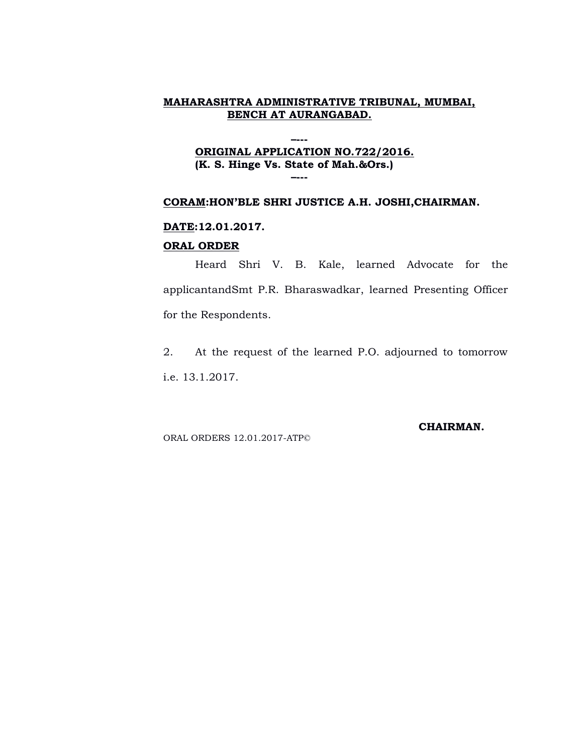**MAHARASHTRA ADMINISTRATIVE TRIBUNAL, MUMBAI, BENCH AT AURANGABAD.**

----

**ORIGINAL APPLICATION NO.722/2016.**
**(K. S. Hinge Vs. State of Mah.&Ors.)**

----

**CORAM:HON'BLE SHRI JUSTICE A.H. JOSHI,CHAIRMAN.**

**DATE:12.01.2017.**

**ORAL ORDER**

Heard Shri V. B. Kale, learned Advocate for the applicantandSmt P.R. Bharaswadkar, learned Presenting Officer for the Respondents.

2. At the request of the learned P.O. adjourned to tomorrow i.e. 13.1.2017.

**CHAIRMAN.**

ORAL ORDERS 12.01.2017-ATP©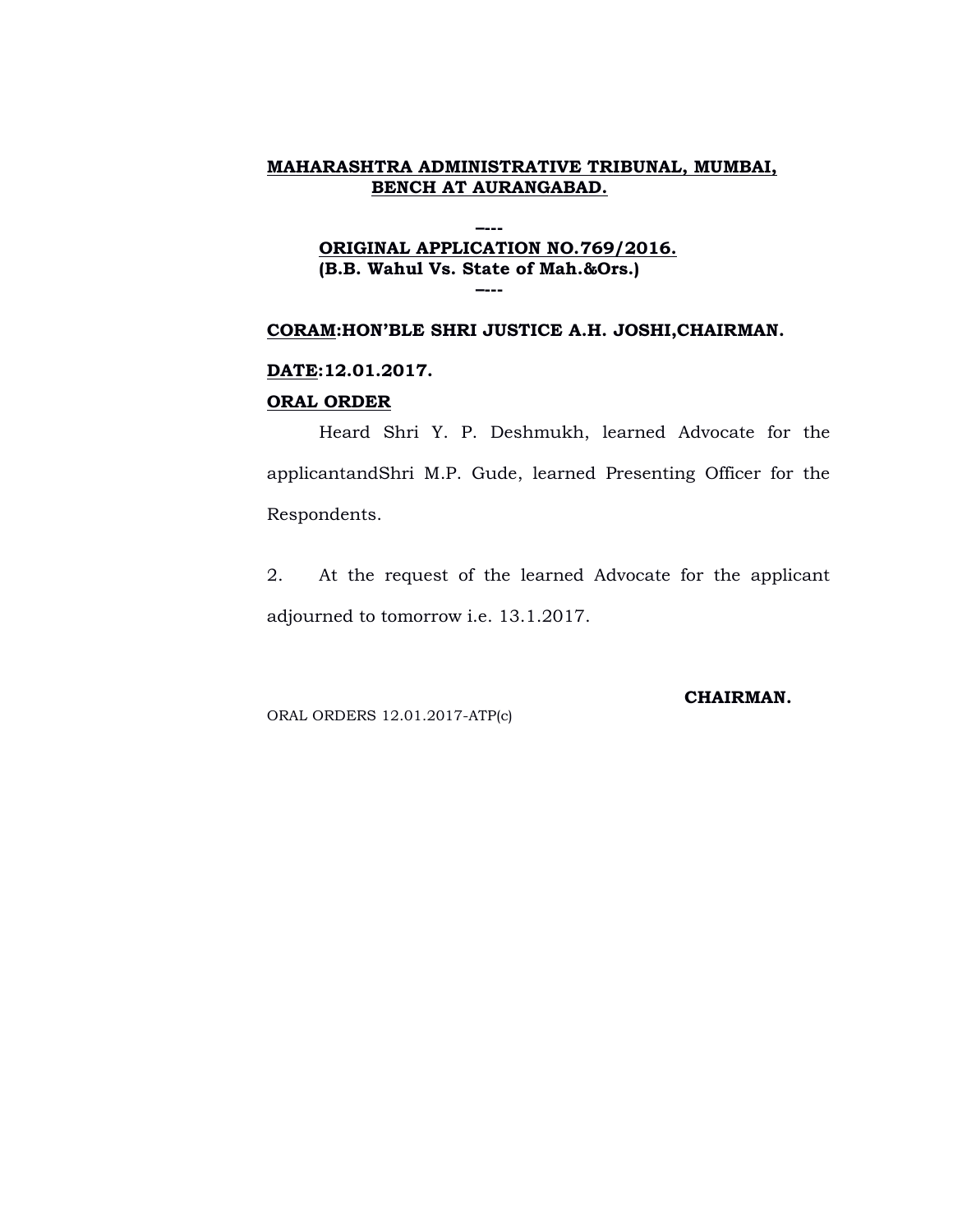**MAHARASHTRA ADMINISTRATIVE TRIBUNAL, MUMBAI, BENCH AT AURANGABAD.**

**----**

**ORIGINAL APPLICATION NO.769/2016.**
**(B.B. Wahul Vs. State of Mah.&Ors.)**

**----**

**CORAM:HON'BLE SHRI JUSTICE A.H. JOSHI,CHAIRMAN.**

**DATE:12.01.2017.**

**ORAL ORDER**

Heard Shri Y. P. Deshmukh, learned Advocate for the applicantandShri M.P. Gude, learned Presenting Officer for the Respondents.

2. At the request of the learned Advocate for the applicant adjourned to tomorrow i.e. 13.1.2017.

**CHAIRMAN.**

ORAL ORDERS 12.01.2017-ATP(c)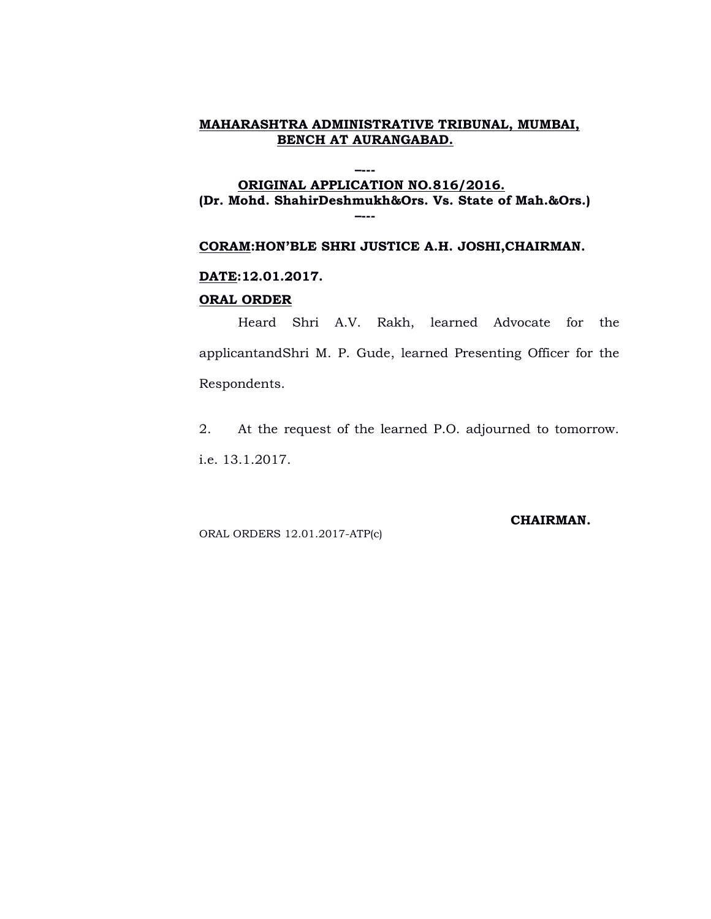**MAHARASHTRA ADMINISTRATIVE TRIBUNAL, MUMBAI, BENCH AT AURANGABAD.**

----

**ORIGINAL APPLICATION NO.816/2016.**
**(Dr. Mohd. ShahirDeshmukh&Ors. Vs. State of Mah.&Ors.)**

----

**CORAM:HON'BLE SHRI JUSTICE A.H. JOSHI,CHAIRMAN.**

**DATE:12.01.2017.**

**ORAL ORDER**

Heard Shri A.V. Rakh, learned Advocate for the applicantandShri M. P. Gude, learned Presenting Officer for the Respondents.

2. At the request of the learned P.O. adjourned to tomorrow. i.e. 13.1.2017.

**CHAIRMAN.**

ORAL ORDERS 12.01.2017-ATP(c)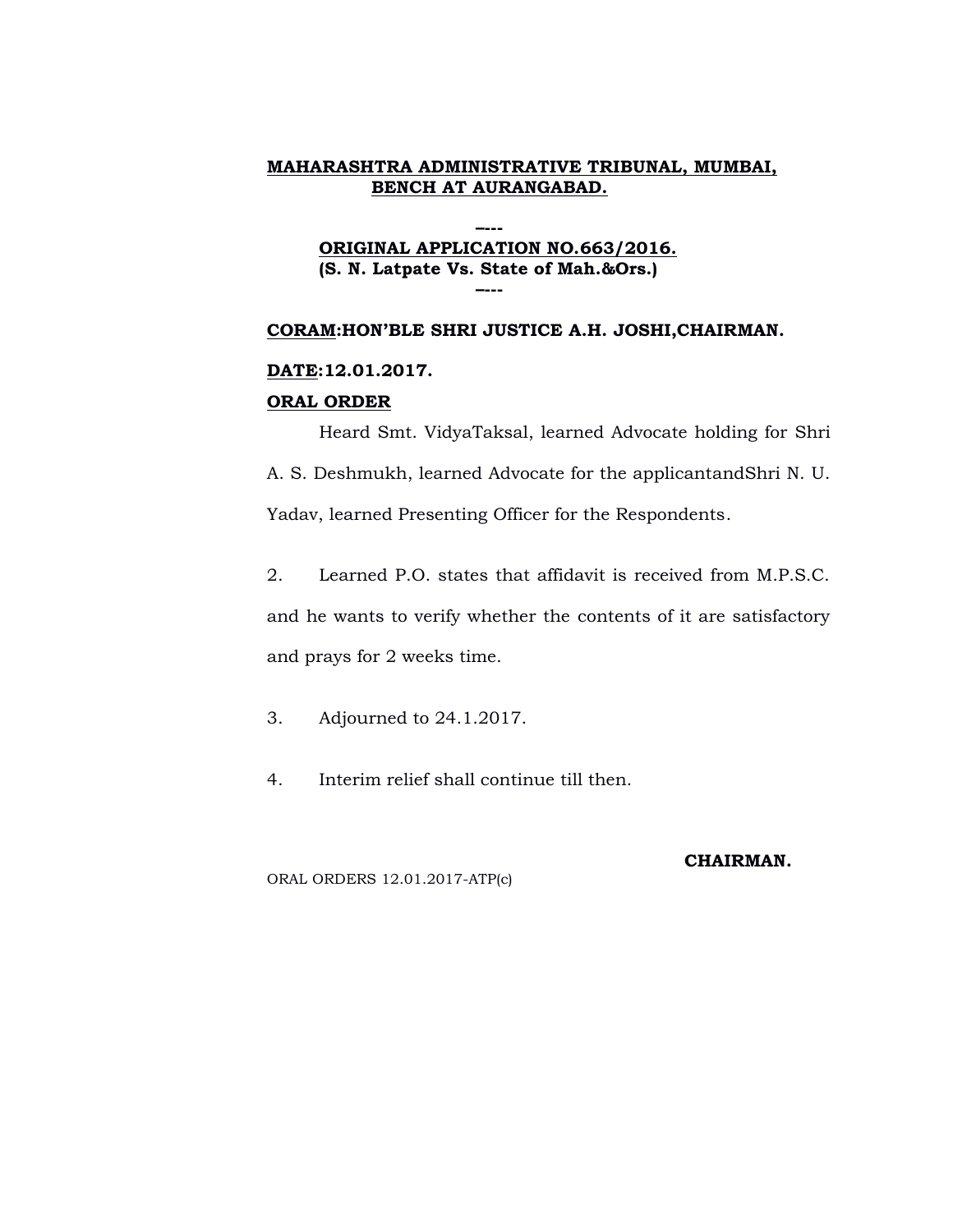**MAHARASHTRA ADMINISTRATIVE TRIBUNAL, MUMBAI, BENCH AT AURANGABAD.**

----

**ORIGINAL APPLICATION NO.663/2016.**
**(S. N. Latpate Vs. State of Mah.&Ors.)**

----

**CORAM:HON'BLE SHRI JUSTICE A.H. JOSHI,CHAIRMAN.**

**DATE:12.01.2017.**

**ORAL ORDER**

Heard Smt. VidyaTaksal, learned Advocate holding for Shri A. S. Deshmukh, learned Advocate for the applicantandShri N. U. Yadav, learned Presenting Officer for the Respondents.

2. Learned P.O. states that affidavit is received from M.P.S.C. and he wants to verify whether the contents of it are satisfactory and prays for 2 weeks time.

3. Adjourned to 24.1.2017.

4. Interim relief shall continue till then.

**CHAIRMAN.**

ORAL ORDERS 12.01.2017-ATP(c)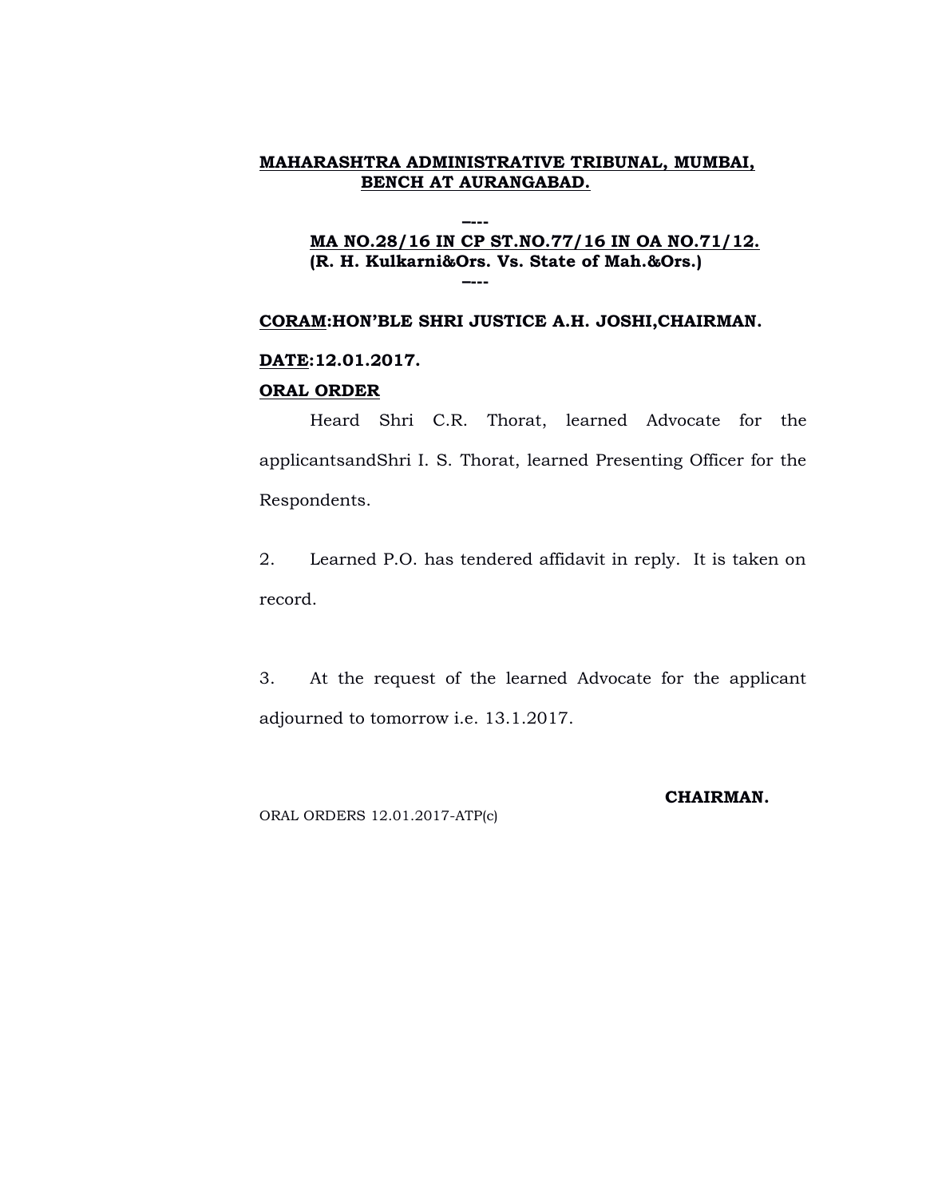**MAHARASHTRA ADMINISTRATIVE TRIBUNAL, MUMBAI, BENCH AT AURANGABAD.**

----

**MA NO.28/16 IN CP ST.NO.77/16 IN OA NO.71/12.**
**(R. H. Kulkarni&Ors. Vs. State of Mah.&Ors.)**

----

**CORAM:HON'BLE SHRI JUSTICE A.H. JOSHI,CHAIRMAN.**

**DATE:12.01.2017.**

**ORAL ORDER**

Heard Shri C.R. Thorat, learned Advocate for the applicantsandShri I. S. Thorat, learned Presenting Officer for the Respondents.

2. Learned P.O. has tendered affidavit in reply. It is taken on record.

3. At the request of the learned Advocate for the applicant adjourned to tomorrow i.e. 13.1.2017.

**CHAIRMAN.**

ORAL ORDERS 12.01.2017-ATP(c)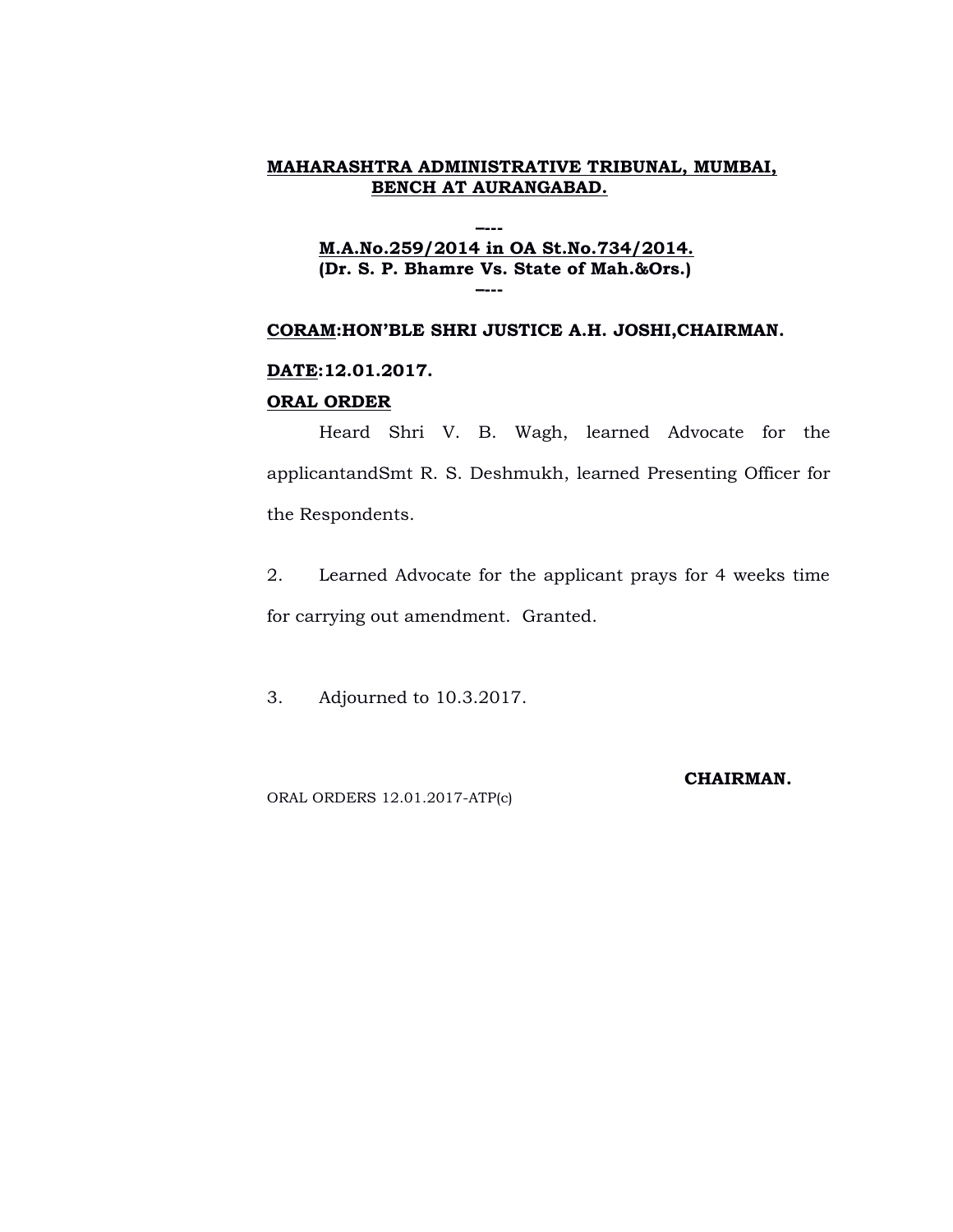**MAHARASHTRA ADMINISTRATIVE TRIBUNAL, MUMBAI, BENCH AT AURANGABAD.**

---

**M.A.No.259/2014 in OA St.No.734/2014.**
**(Dr. S. P. Bhamre Vs. State of Mah.&Ors.)**

---

**CORAM:HON'BLE SHRI JUSTICE A.H. JOSHI,CHAIRMAN.**

**DATE:12.01.2017.**

**ORAL ORDER**

Heard Shri V. B. Wagh, learned Advocate for the applicantandSmt R. S. Deshmukh, learned Presenting Officer for the Respondents.

2. Learned Advocate for the applicant prays for 4 weeks time for carrying out amendment. Granted.

3. Adjourned to 10.3.2017.

**CHAIRMAN.**

ORAL ORDERS 12.01.2017-ATP(c)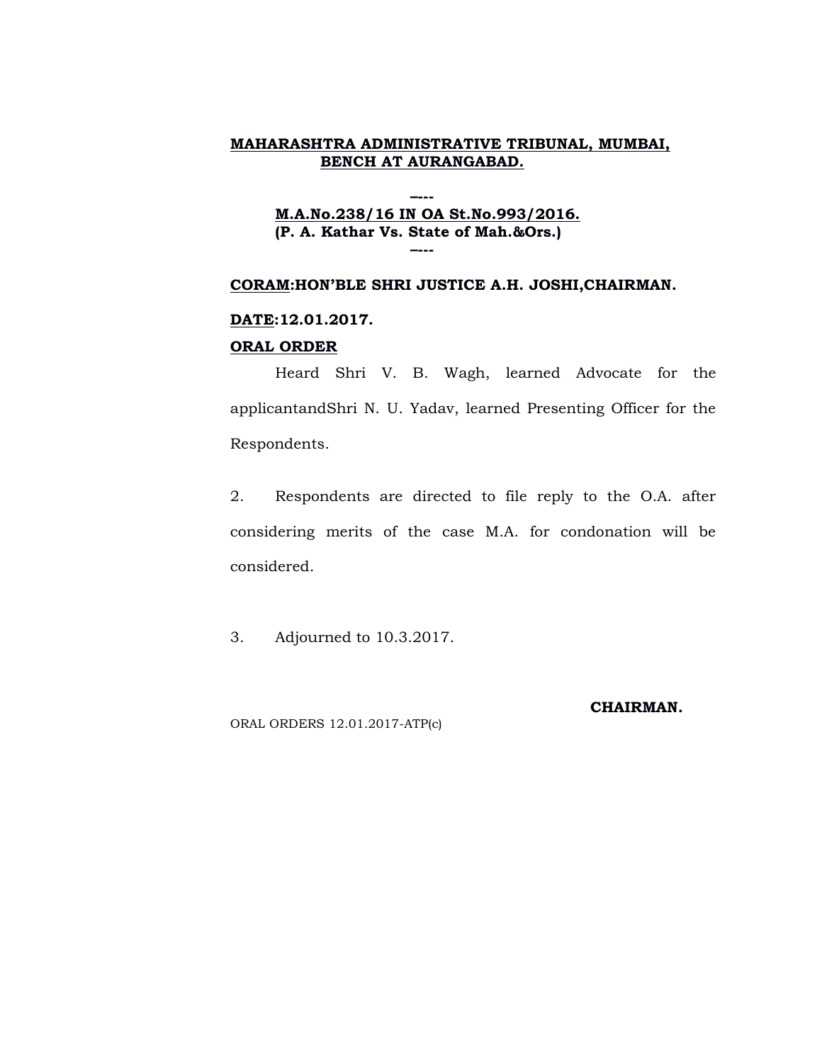**MAHARASHTRA ADMINISTRATIVE TRIBUNAL, MUMBAI, BENCH AT AURANGABAD.**

----

**M.A.No.238/16 IN OA St.No.993/2016.**
**(P. A. Kathar Vs. State of Mah.&Ors.)**

----

**CORAM:HON'BLE SHRI JUSTICE A.H. JOSHI,CHAIRMAN.**

**DATE:12.01.2017.**

**ORAL ORDER**

Heard Shri V. B. Wagh, learned Advocate for the applicantandShri N. U. Yadav, learned Presenting Officer for the Respondents.

2. Respondents are directed to file reply to the O.A. after considering merits of the case M.A. for condonation will be considered.

3. Adjourned to 10.3.2017.

**CHAIRMAN.**

ORAL ORDERS 12.01.2017-ATP(c)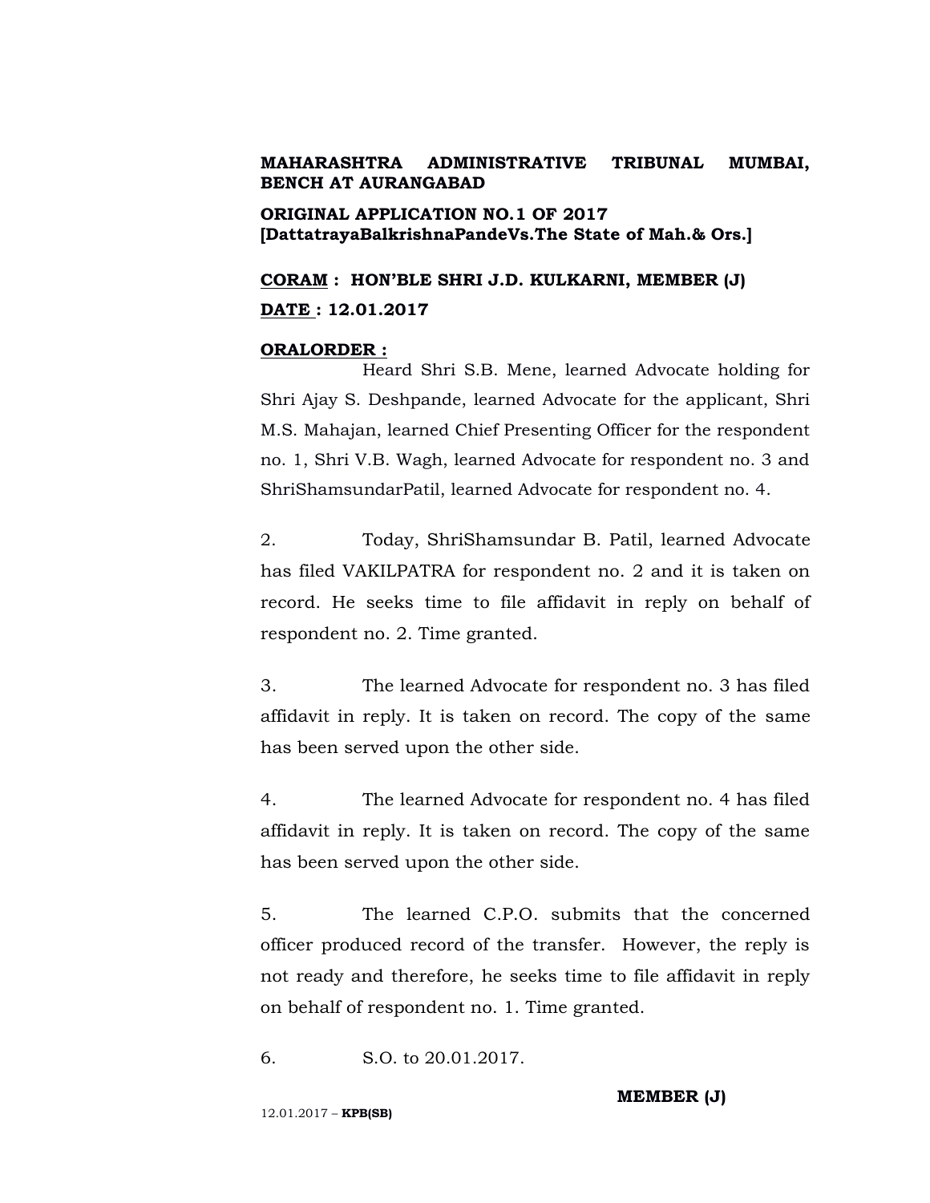**MAHARASHTRA ADMINISTRATIVE TRIBUNAL MUMBAI, BENCH AT AURANGABAD**

**ORIGINAL APPLICATION NO.1 OF 2017**
**[DattatrayaBalkrishnaPandeVs.The State of Mah.& Ors.]**

**CORAM : HON'BLE SHRI J.D. KULKARNI, MEMBER (J)**

**DATE : 12.01.2017**

**ORALORDER :**

Heard Shri S.B. Mene, learned Advocate holding for Shri Ajay S. Deshpande, learned Advocate for the applicant, Shri M.S. Mahajan, learned Chief Presenting Officer for the respondent no. 1, Shri V.B. Wagh, learned Advocate for respondent no. 3 and ShriShamsundarPatil, learned Advocate for respondent no. 4.

2. Today, ShriShamsundar B. Patil, learned Advocate has filed VAKILPATRA for respondent no. 2 and it is taken on record. He seeks time to file affidavit in reply on behalf of respondent no. 2. Time granted.

3. The learned Advocate for respondent no. 3 has filed affidavit in reply. It is taken on record. The copy of the same has been served upon the other side.

4. The learned Advocate for respondent no. 4 has filed affidavit in reply. It is taken on record. The copy of the same has been served upon the other side.

5. The learned C.P.O. submits that the concerned officer produced record of the transfer. However, the reply is not ready and therefore, he seeks time to file affidavit in reply on behalf of respondent no. 1. Time granted.

6. S.O. to 20.01.2017.

**MEMBER (J)**

12.01.2017 – **KPB(SB)**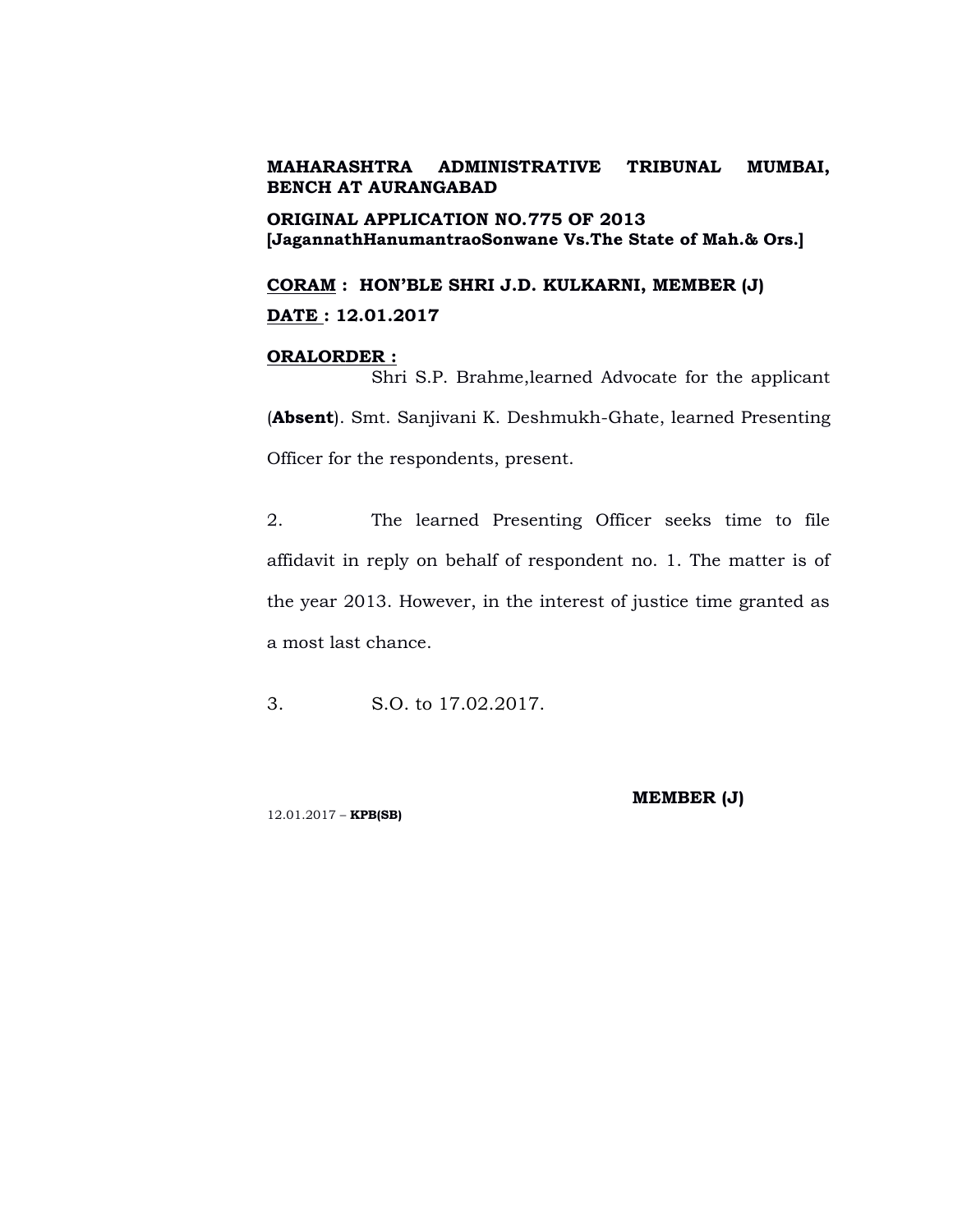**MAHARASHTRA ADMINISTRATIVE TRIBUNAL MUMBAI, BENCH AT AURANGABAD**

**ORIGINAL APPLICATION NO.775 OF 2013**
**[JagannathHanumantraoSonwane Vs.The State of Mah.& Ors.]**

**CORAM : HON'BLE SHRI J.D. KULKARNI, MEMBER (J)**

**DATE : 12.01.2017**

**ORALORDER :**

Shri S.P. Brahme,learned Advocate for the applicant (**Absent**). Smt. Sanjivani K. Deshmukh-Ghate, learned Presenting Officer for the respondents, present.

2. The learned Presenting Officer seeks time to file affidavit in reply on behalf of respondent no. 1. The matter is of the year 2013. However, in the interest of justice time granted as a most last chance.

3. S.O. to 17.02.2017.

**MEMBER (J)**

12.01.2017 – **KPB(SB)**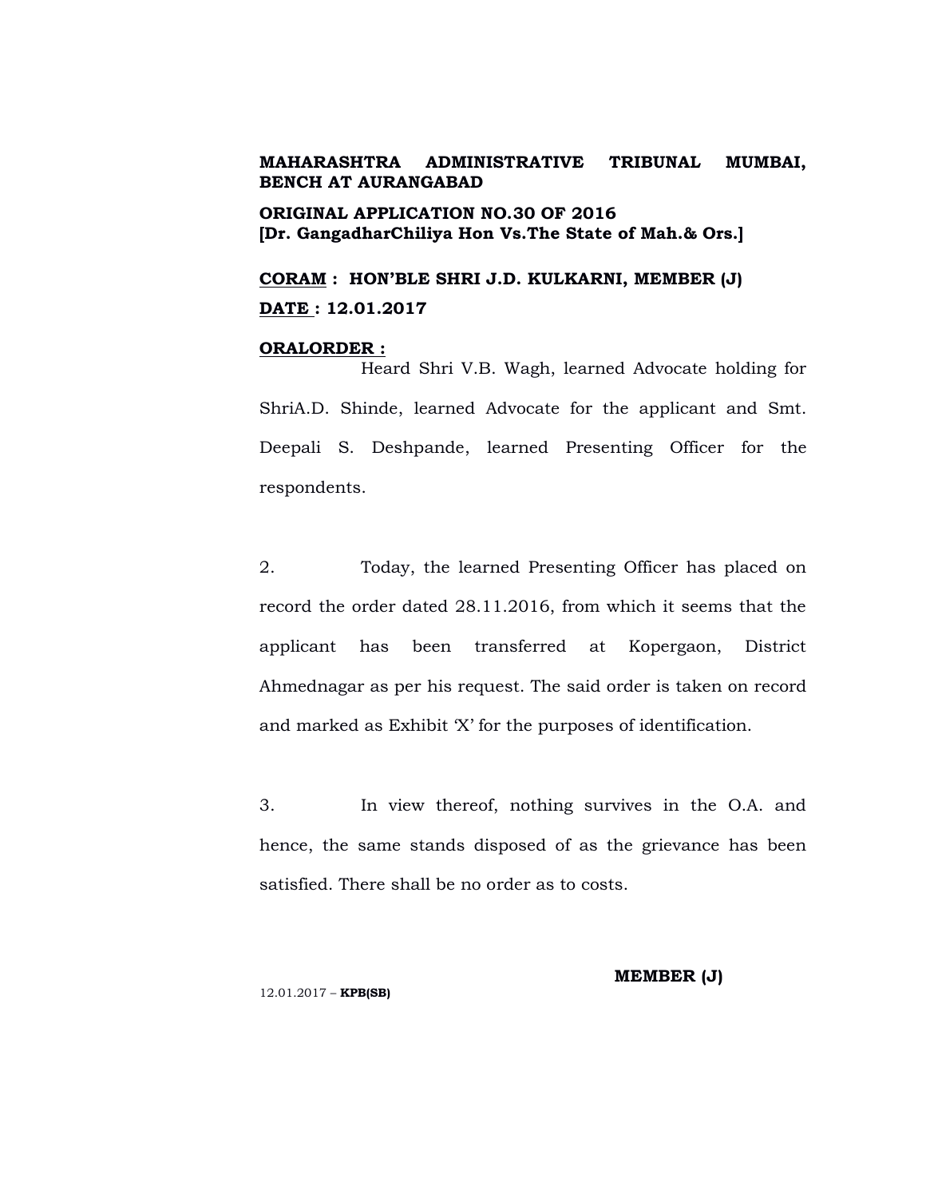**MAHARASHTRA ADMINISTRATIVE TRIBUNAL MUMBAI, BENCH AT AURANGABAD**

**ORIGINAL APPLICATION NO.30 OF 2016**
**[Dr. GangadharChiliya Hon Vs.The State of Mah.& Ors.]**

**CORAM : HON'BLE SHRI J.D. KULKARNI, MEMBER (J)**

**DATE : 12.01.2017**

**ORALORDER :**

Heard Shri V.B. Wagh, learned Advocate holding for ShriA.D. Shinde, learned Advocate for the applicant and Smt. Deepali S. Deshpande, learned Presenting Officer for the respondents.

2. Today, the learned Presenting Officer has placed on record the order dated 28.11.2016, from which it seems that the applicant has been transferred at Kopergaon, District Ahmednagar as per his request. The said order is taken on record and marked as Exhibit 'X' for the purposes of identification.

3. In view thereof, nothing survives in the O.A. and hence, the same stands disposed of as the grievance has been satisfied. There shall be no order as to costs.

**MEMBER (J)**

12.01.2017 – **KPB(SB)**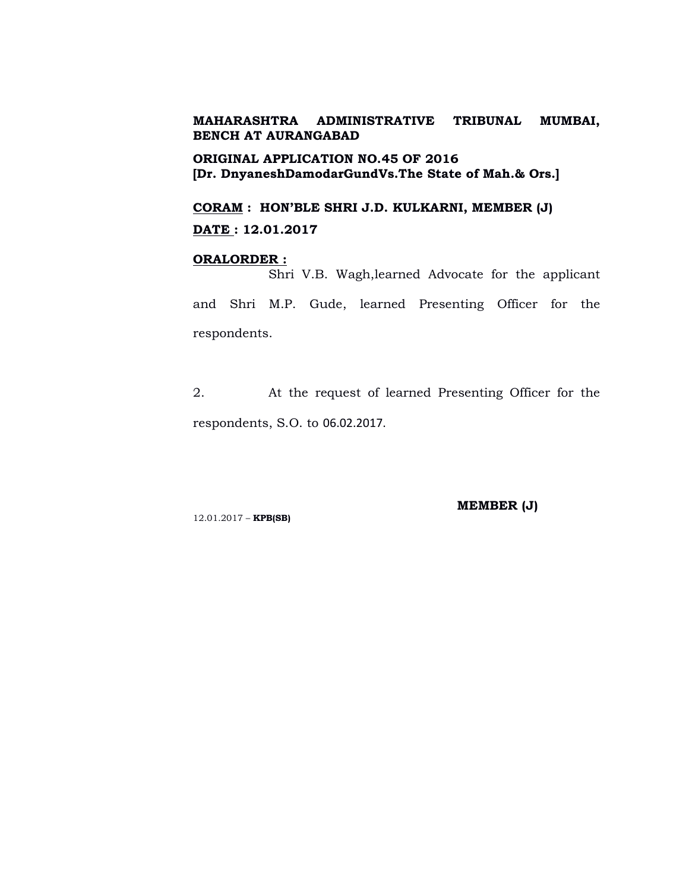**MAHARASHTRA ADMINISTRATIVE TRIBUNAL MUMBAI, BENCH AT AURANGABAD**

**ORIGINAL APPLICATION NO.45 OF 2016**
**[Dr. DnyaneshDamodarGundVs.The State of Mah.& Ors.]**

**CORAM : HON'BLE SHRI J.D. KULKARNI, MEMBER (J)**

**DATE : 12.01.2017**

**ORALORDER :**

Shri V.B. Wagh,learned Advocate for the applicant and Shri M.P. Gude, learned Presenting Officer for the respondents.

2. At the request of learned Presenting Officer for the respondents, S.O. to 06.02.2017.

**MEMBER (J)**

12.01.2017 – **KPB(SB)**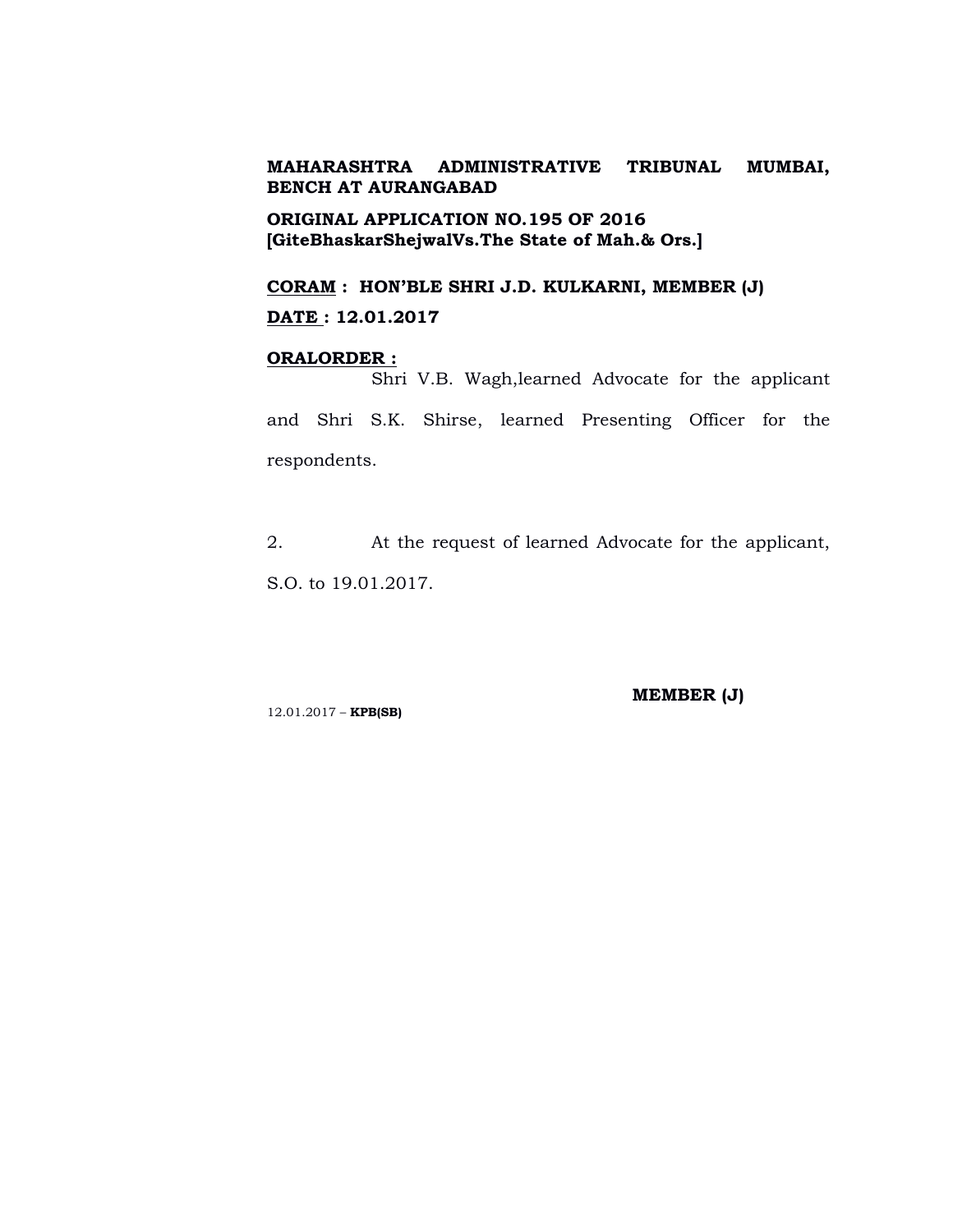**MAHARASHTRA ADMINISTRATIVE TRIBUNAL MUMBAI, BENCH AT AURANGABAD**

**ORIGINAL APPLICATION NO.195 OF 2016**
**[GiteBhaskarShejwalVs.The State of Mah.& Ors.]**

**CORAM : HON'BLE SHRI J.D. KULKARNI, MEMBER (J)**

**DATE : 12.01.2017**

**ORALORDER :**

Shri V.B. Wagh,learned Advocate for the applicant and Shri S.K. Shirse, learned Presenting Officer for the respondents.

2. At the request of learned Advocate for the applicant, S.O. to 19.01.2017.

**MEMBER (J)**

12.01.2017 – **KPB(SB)**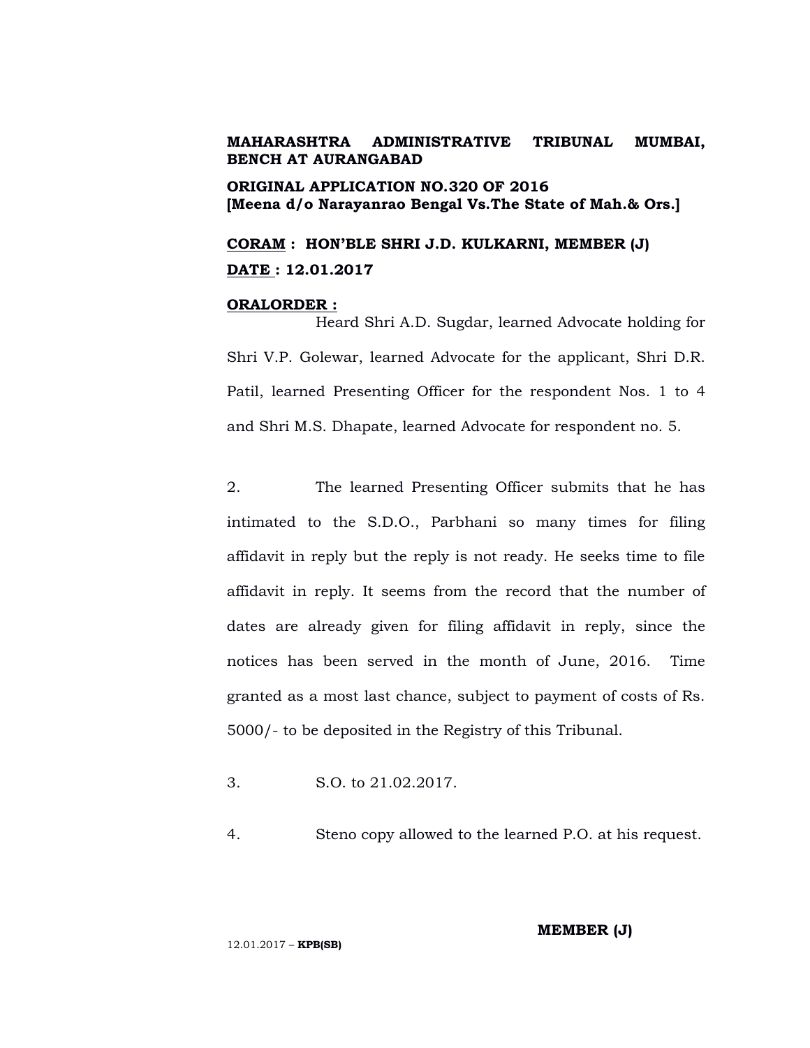**MAHARASHTRA ADMINISTRATIVE TRIBUNAL MUMBAI, BENCH AT AURANGABAD**

**ORIGINAL APPLICATION NO.320 OF 2016**
**[Meena d/o Narayanrao Bengal Vs.The State of Mah.& Ors.]**

**CORAM : HON'BLE SHRI J.D. KULKARNI, MEMBER (J)**

**DATE : 12.01.2017**

**ORALORDER :**

Heard Shri A.D. Sugdar, learned Advocate holding for Shri V.P. Golewar, learned Advocate for the applicant, Shri D.R. Patil, learned Presenting Officer for the respondent Nos. 1 to 4 and Shri M.S. Dhapate, learned Advocate for respondent no. 5.

2. The learned Presenting Officer submits that he has intimated to the S.D.O., Parbhani so many times for filing affidavit in reply but the reply is not ready. He seeks time to file affidavit in reply. It seems from the record that the number of dates are already given for filing affidavit in reply, since the notices has been served in the month of June, 2016. Time granted as a most last chance, subject to payment of costs of Rs. 5000/- to be deposited in the Registry of this Tribunal.

3. S.O. to 21.02.2017.

4. Steno copy allowed to the learned P.O. at his request.

**MEMBER (J)**

12.01.2017 – **KPB(SB)**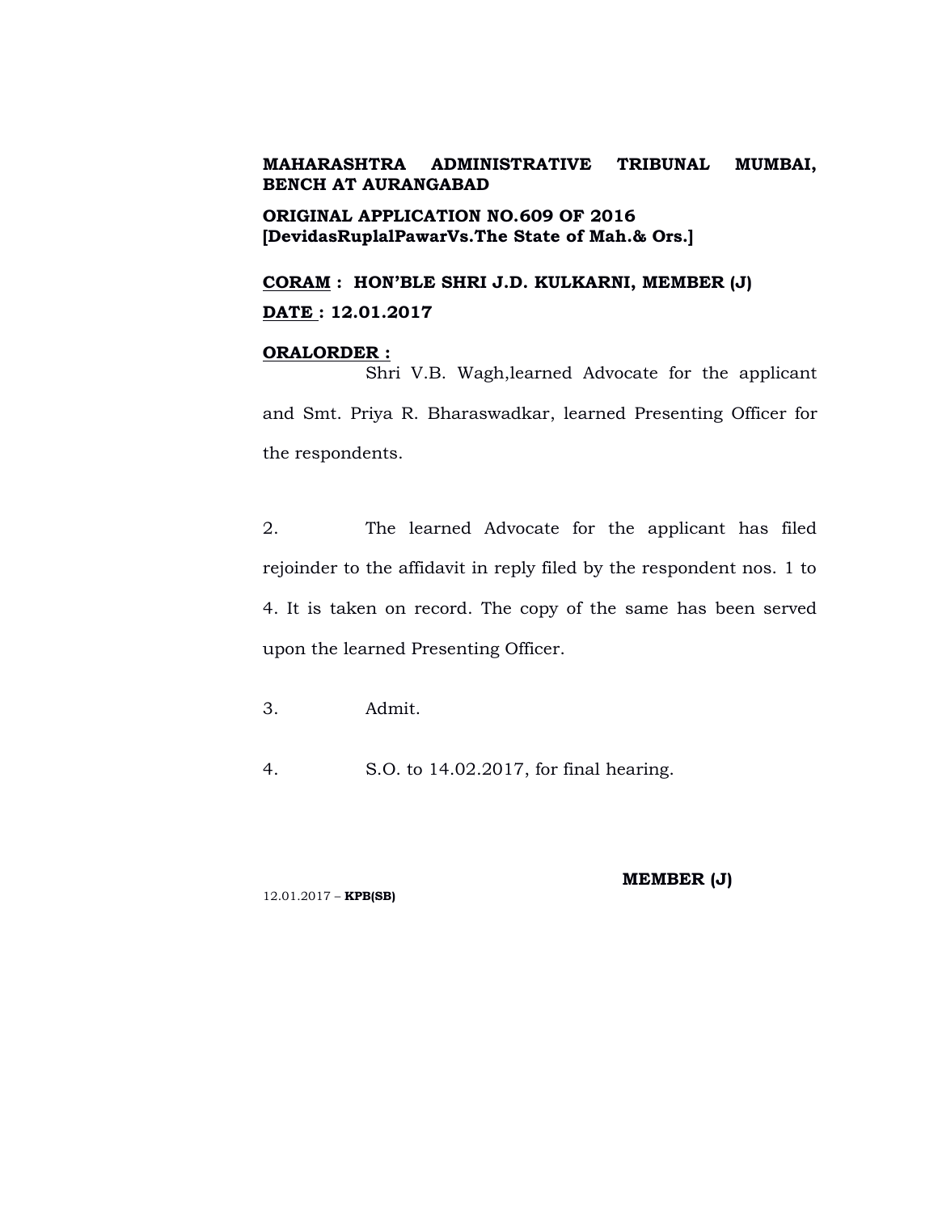**MAHARASHTRA ADMINISTRATIVE TRIBUNAL MUMBAI, BENCH AT AURANGABAD**

**ORIGINAL APPLICATION NO.609 OF 2016**
**[DevidasRuplalPawarVs.The State of Mah.& Ors.]**

**CORAM : HON'BLE SHRI J.D. KULKARNI, MEMBER (J)**

**DATE : 12.01.2017**

**ORALORDER :**

Shri V.B. Wagh,learned Advocate for the applicant and Smt. Priya R. Bharaswadkar, learned Presenting Officer for the respondents.

2. The learned Advocate for the applicant has filed rejoinder to the affidavit in reply filed by the respondent nos. 1 to 4. It is taken on record. The copy of the same has been served upon the learned Presenting Officer.

3. Admit.

4. S.O. to 14.02.2017, for final hearing.

**MEMBER (J)**

12.01.2017 – **KPB(SB)**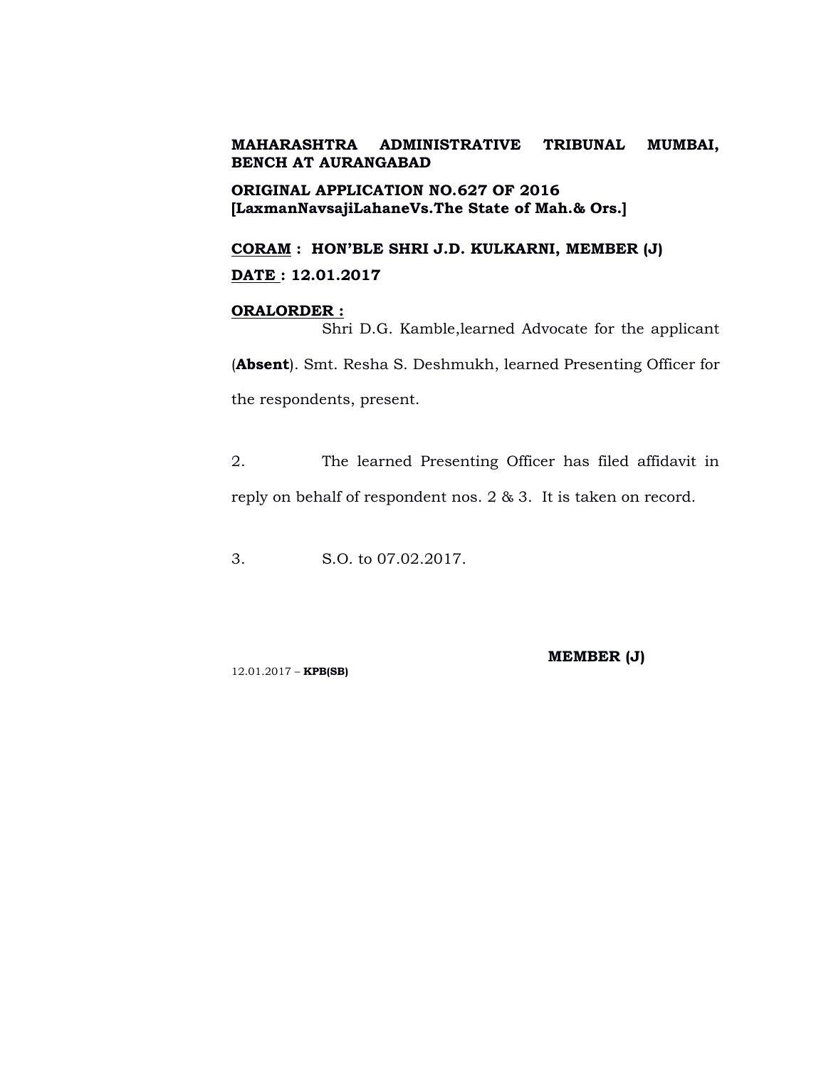**MAHARASHTRA ADMINISTRATIVE TRIBUNAL MUMBAI, BENCH AT AURANGABAD**

**ORIGINAL APPLICATION NO.627 OF 2016**
**[LaxmanNavsajiLahaneVs.The State of Mah.& Ors.]**

**<u>CORAM</u> : HON'BLE SHRI J.D. KULKARNI, MEMBER (J)**

**<u>DATE</u> : 12.01.2017**

**<u>ORALORDER :</u>**

Shri D.G. Kamble,learned Advocate for the applicant (**Absent**). Smt. Resha S. Deshmukh, learned Presenting Officer for the respondents, present.

2. The learned Presenting Officer has filed affidavit in reply on behalf of respondent nos. 2 & 3. It is taken on record.

3. S.O. to 07.02.2017.

**MEMBER (J)**

12.01.2017 – **KPB(SB)**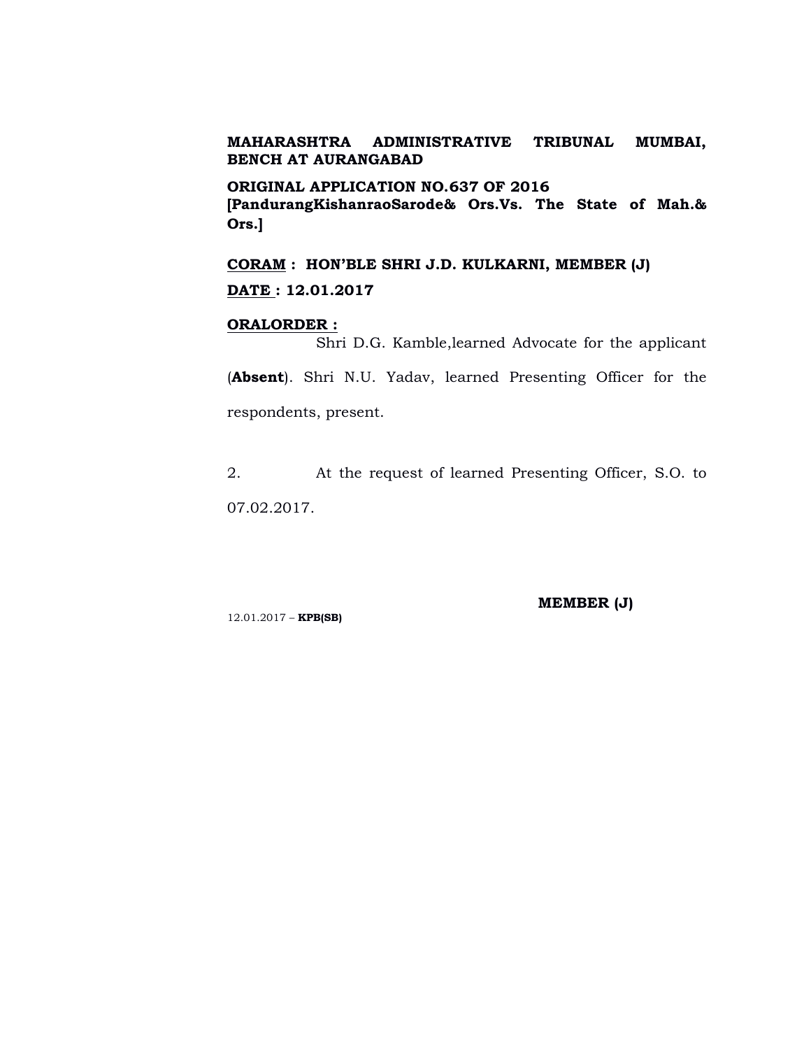**MAHARASHTRA ADMINISTRATIVE TRIBUNAL MUMBAI, BENCH AT AURANGABAD**

**ORIGINAL APPLICATION NO.637 OF 2016**
**[PandurangKishanraoSarode& Ors.Vs. The State of Mah.& Ors.]**

**<u>CORAM</u> : HON'BLE SHRI J.D. KULKARNI, MEMBER (J)**

**<u>DATE</u> : 12.01.2017**

**<u>ORALORDER :</u>**

Shri D.G. Kamble,learned Advocate for the applicant (**Absent**). Shri N.U. Yadav, learned Presenting Officer for the respondents, present.

2. At the request of learned Presenting Officer, S.O. to 07.02.2017.

**MEMBER (J)**

12.01.2017 – **KPB(SB)**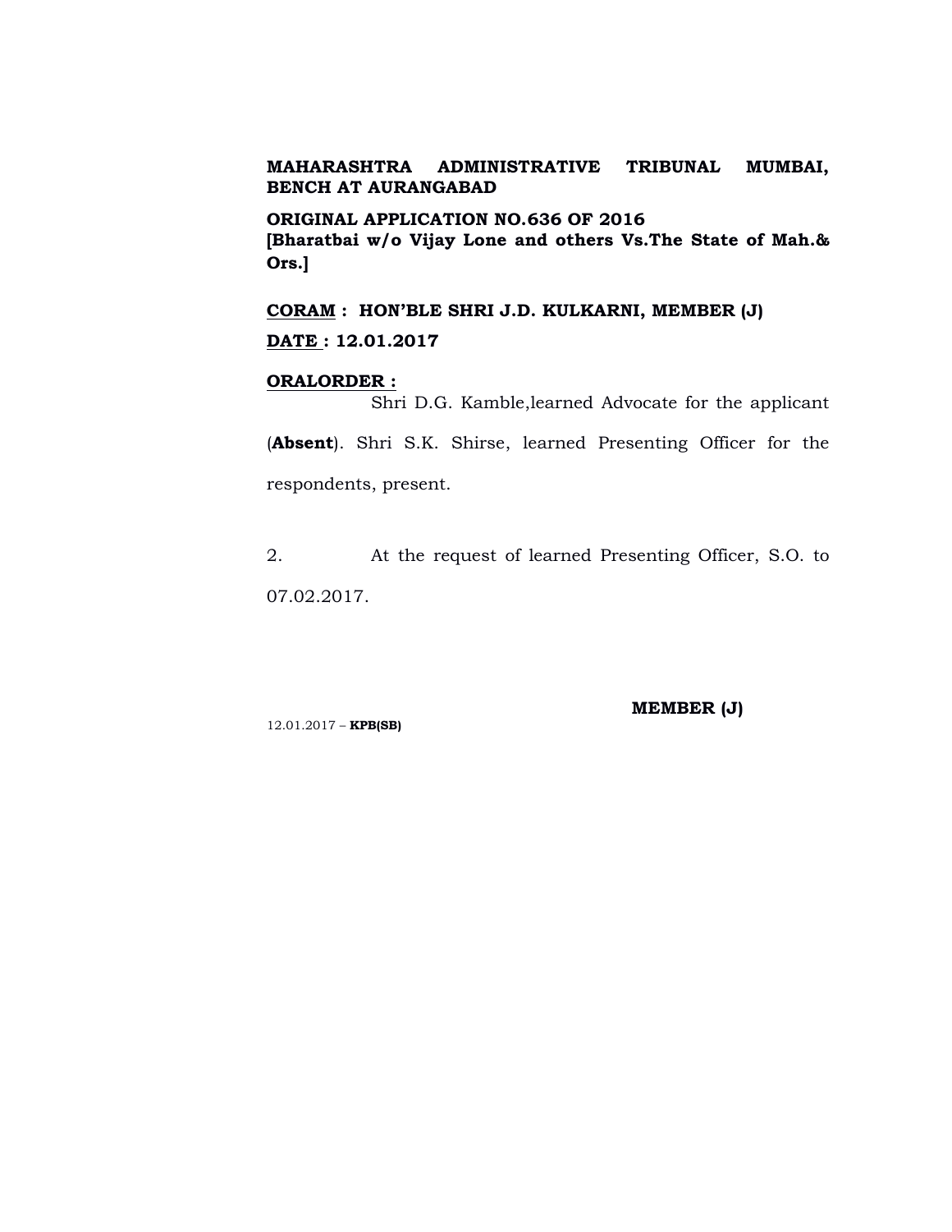**MAHARASHTRA ADMINISTRATIVE TRIBUNAL MUMBAI, BENCH AT AURANGABAD**

**ORIGINAL APPLICATION NO.636 OF 2016**
**[Bharatbai w/o Vijay Lone and others Vs.The State of Mah.& Ors.]**

**CORAM : HON'BLE SHRI J.D. KULKARNI, MEMBER (J)**

**DATE : 12.01.2017**

**ORALORDER :**

Shri D.G. Kamble,learned Advocate for the applicant (**Absent**). Shri S.K. Shirse, learned Presenting Officer for the respondents, present.

2. At the request of learned Presenting Officer, S.O. to 07.02.2017.

**MEMBER (J)**

12.01.2017 – **KPB(SB)**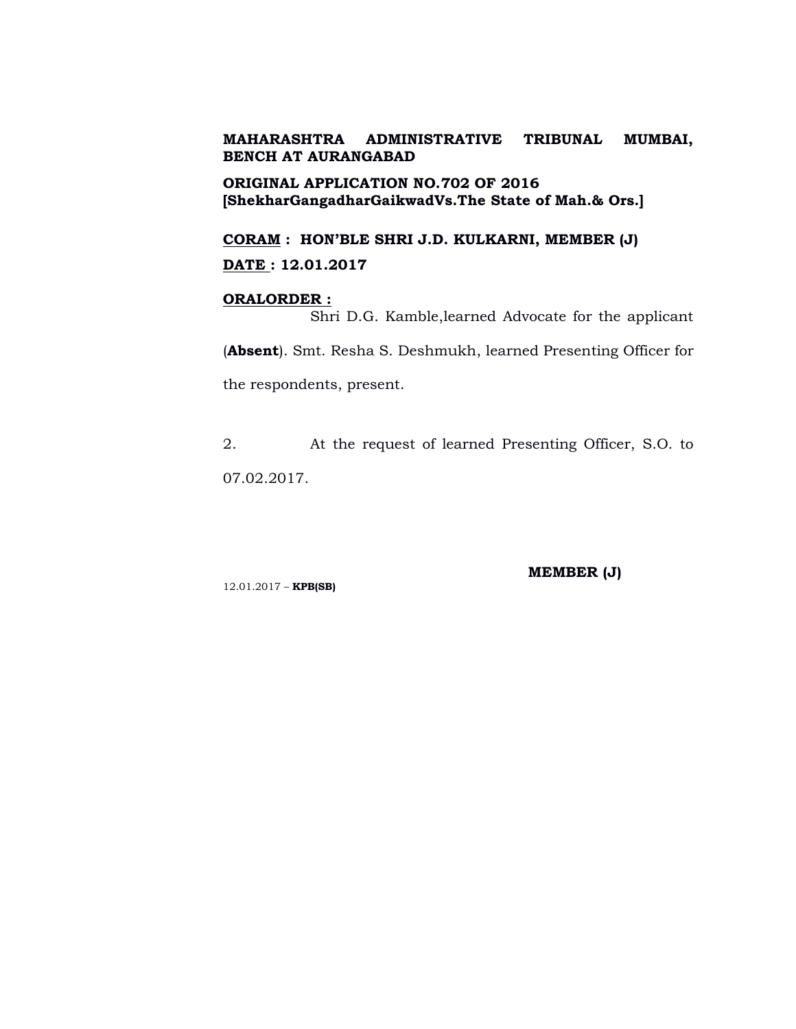**MAHARASHTRA ADMINISTRATIVE TRIBUNAL MUMBAI, BENCH AT AURANGABAD**

**ORIGINAL APPLICATION NO.702 OF 2016**
**[ShekharGangadharGaikwadVs.The State of Mah.& Ors.]**

**CORAM : HON'BLE SHRI J.D. KULKARNI, MEMBER (J)**

**DATE : 12.01.2017**

**ORALORDER :**

Shri D.G. Kamble,learned Advocate for the applicant (**Absent**). Smt. Resha S. Deshmukh, learned Presenting Officer for the respondents, present.

2. At the request of learned Presenting Officer, S.O. to 07.02.2017.

**MEMBER (J)**

12.01.2017 – **KPB(SB)**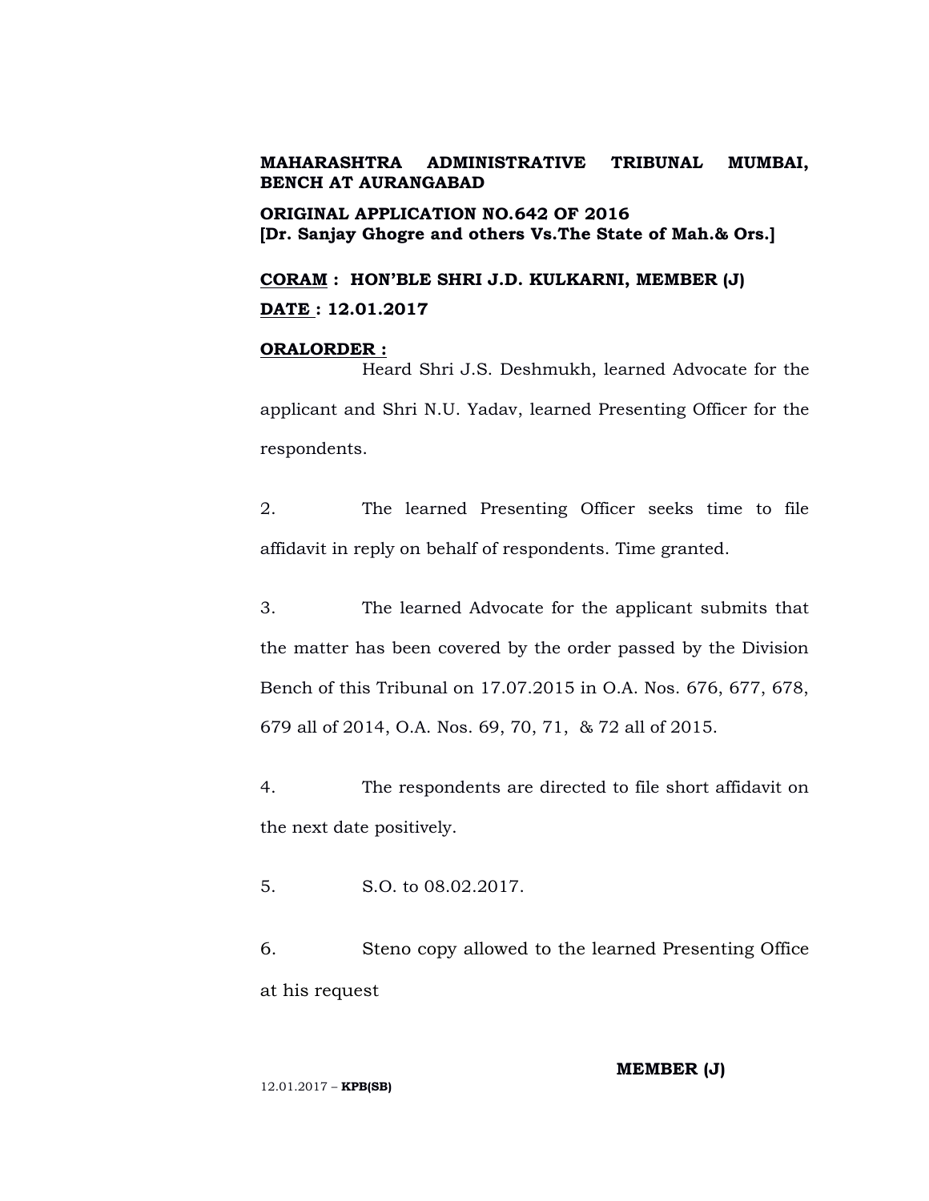**MAHARASHTRA ADMINISTRATIVE TRIBUNAL MUMBAI, BENCH AT AURANGABAD**

**ORIGINAL APPLICATION NO.642 OF 2016**
**[Dr. Sanjay Ghogre and others Vs.The State of Mah.& Ors.]**

**CORAM : HON'BLE SHRI J.D. KULKARNI, MEMBER (J)**

**DATE : 12.01.2017**

**ORALORDER :**

Heard Shri J.S. Deshmukh, learned Advocate for the applicant and Shri N.U. Yadav, learned Presenting Officer for the respondents.

2. The learned Presenting Officer seeks time to file affidavit in reply on behalf of respondents. Time granted.

3. The learned Advocate for the applicant submits that the matter has been covered by the order passed by the Division Bench of this Tribunal on 17.07.2015 in O.A. Nos. 676, 677, 678, 679 all of 2014, O.A. Nos. 69, 70, 71, & 72 all of 2015.

4. The respondents are directed to file short affidavit on the next date positively.

5. S.O. to 08.02.2017.

6. Steno copy allowed to the learned Presenting Office at his request

**MEMBER (J)**

12.01.2017 – **KPB(SB)**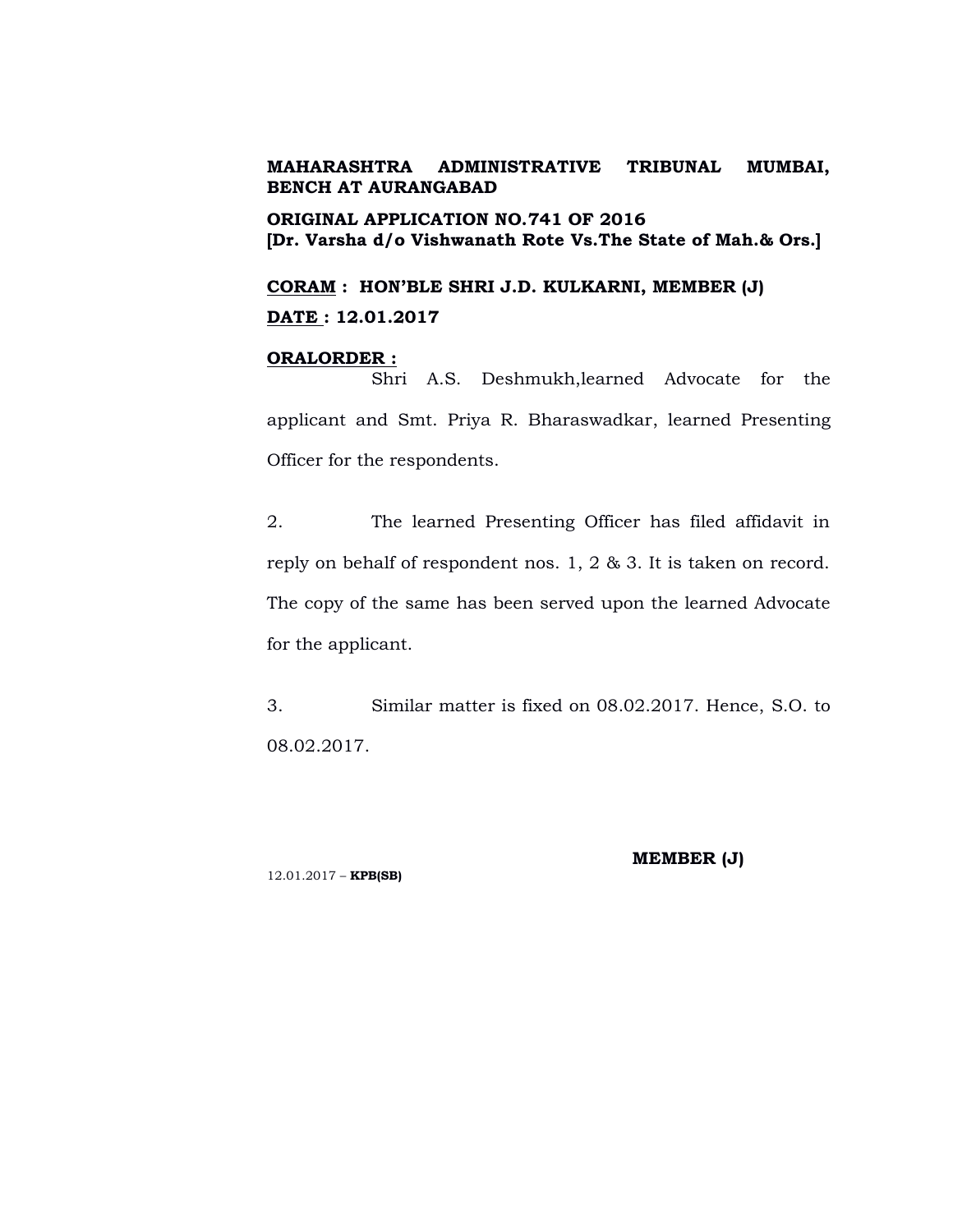**MAHARASHTRA ADMINISTRATIVE TRIBUNAL MUMBAI, BENCH AT AURANGABAD**

**ORIGINAL APPLICATION NO.741 OF 2016**
**[Dr. Varsha d/o Vishwanath Rote Vs.The State of Mah.& Ors.]**

**CORAM : HON'BLE SHRI J.D. KULKARNI, MEMBER (J)**

**DATE : 12.01.2017**

**ORALORDER :**

Shri A.S. Deshmukh,learned Advocate for the applicant and Smt. Priya R. Bharaswadkar, learned Presenting Officer for the respondents.

2. The learned Presenting Officer has filed affidavit in reply on behalf of respondent nos. 1, 2 & 3. It is taken on record. The copy of the same has been served upon the learned Advocate for the applicant.

3. Similar matter is fixed on 08.02.2017. Hence, S.O. to 08.02.2017.

**MEMBER (J)**

12.01.2017 – **KPB(SB)**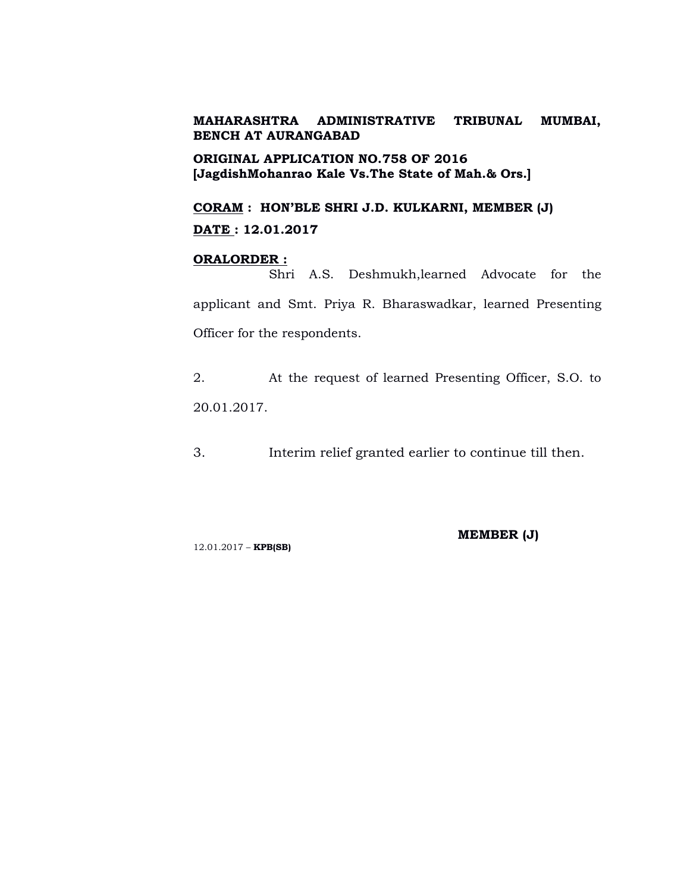**MAHARASHTRA ADMINISTRATIVE TRIBUNAL MUMBAI, BENCH AT AURANGABAD**

**ORIGINAL APPLICATION NO.758 OF 2016**
**[JagdishMohanrao Kale Vs.The State of Mah.& Ors.]**

**CORAM : HON'BLE SHRI J.D. KULKARNI, MEMBER (J)**

**DATE : 12.01.2017**

**ORALORDER :**

Shri A.S. Deshmukh,learned Advocate for the applicant and Smt. Priya R. Bharaswadkar, learned Presenting Officer for the respondents.

2. At the request of learned Presenting Officer, S.O. to 20.01.2017.

3. Interim relief granted earlier to continue till then.

**MEMBER (J)**

12.01.2017 – **KPB(SB)**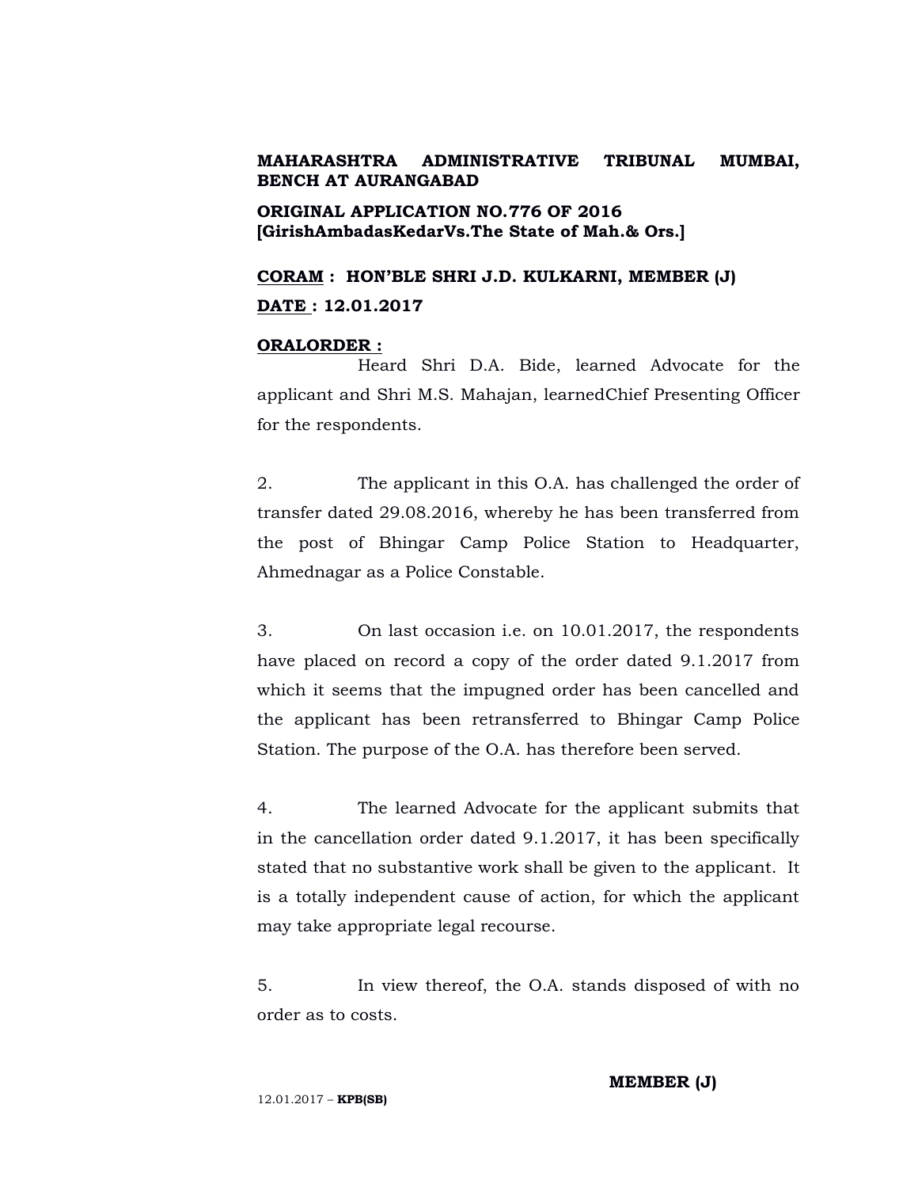**MAHARASHTRA ADMINISTRATIVE TRIBUNAL MUMBAI, BENCH AT AURANGABAD**

**ORIGINAL APPLICATION NO.776 OF 2016**
**[GirishAmbadasKedarVs.The State of Mah.& Ors.]**

**CORAM : HON'BLE SHRI J.D. KULKARNI, MEMBER (J)**

**DATE : 12.01.2017**

**ORALORDER :**

Heard Shri D.A. Bide, learned Advocate for the applicant and Shri M.S. Mahajan, learnedChief Presenting Officer for the respondents.

2. The applicant in this O.A. has challenged the order of transfer dated 29.08.2016, whereby he has been transferred from the post of Bhingar Camp Police Station to Headquarter, Ahmednagar as a Police Constable.

3. On last occasion i.e. on 10.01.2017, the respondents have placed on record a copy of the order dated 9.1.2017 from which it seems that the impugned order has been cancelled and the applicant has been retransferred to Bhingar Camp Police Station. The purpose of the O.A. has therefore been served.

4. The learned Advocate for the applicant submits that in the cancellation order dated 9.1.2017, it has been specifically stated that no substantive work shall be given to the applicant. It is a totally independent cause of action, for which the applicant may take appropriate legal recourse.

5. In view thereof, the O.A. stands disposed of with no order as to costs.

**MEMBER (J)**

12.01.2017 – **KPB(SB)**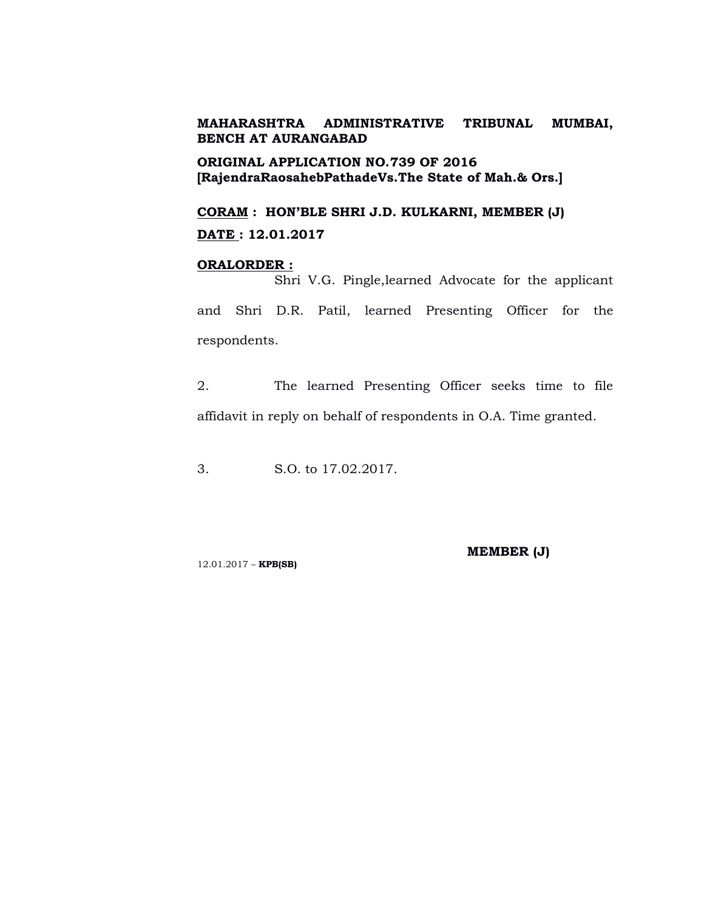**MAHARASHTRA ADMINISTRATIVE TRIBUNAL MUMBAI, BENCH AT AURANGABAD**

**ORIGINAL APPLICATION NO.739 OF 2016**
**[RajendraRaosahebPathadeVs.The State of Mah.& Ors.]**

**CORAM : HON'BLE SHRI J.D. KULKARNI, MEMBER (J)**

**DATE : 12.01.2017**

**ORALORDER :**

Shri V.G. Pingle,learned Advocate for the applicant and Shri D.R. Patil, learned Presenting Officer for the respondents.

2. The learned Presenting Officer seeks time to file affidavit in reply on behalf of respondents in O.A. Time granted.

3. S.O. to 17.02.2017.

**MEMBER (J)**

12.01.2017 – **KPB(SB)**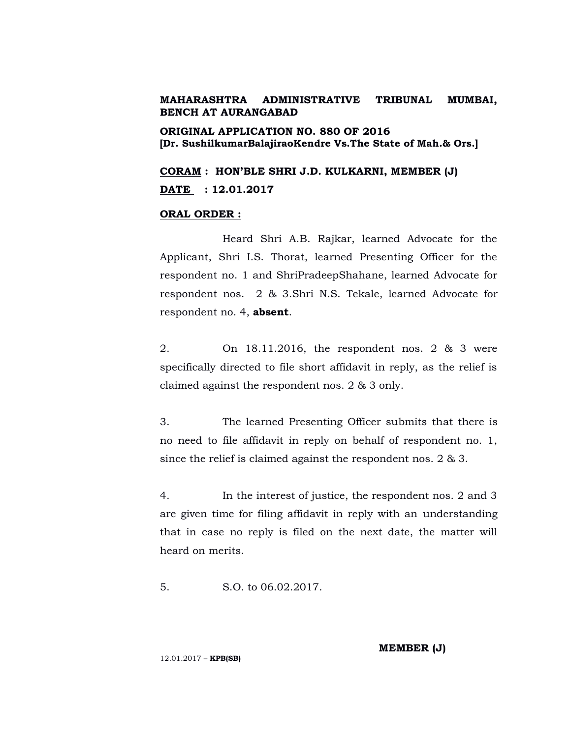**MAHARASHTRA ADMINISTRATIVE TRIBUNAL MUMBAI, BENCH AT AURANGABAD**

**ORIGINAL APPLICATION NO. 880 OF 2016**
**[Dr. SushilkumarBalajiraoKendre Vs.The State of Mah.& Ors.]**

**<u>CORAM</u> : HON'BLE SHRI J.D. KULKARNI, MEMBER (J)**

**<u>DATE</u> : 12.01.2017**

**<u>ORAL ORDER :</u>**

Heard Shri A.B. Rajkar, learned Advocate for the Applicant, Shri I.S. Thorat, learned Presenting Officer for the respondent no. 1 and ShriPradeepShahane, learned Advocate for respondent nos. 2 & 3.Shri N.S. Tekale, learned Advocate for respondent no. 4, **absent**.

2. On 18.11.2016, the respondent nos. 2 & 3 were specifically directed to file short affidavit in reply, as the relief is claimed against the respondent nos. 2 & 3 only.

3. The learned Presenting Officer submits that there is no need to file affidavit in reply on behalf of respondent no. 1, since the relief is claimed against the respondent nos. 2 & 3.

4. In the interest of justice, the respondent nos. 2 and 3 are given time for filing affidavit in reply with an understanding that in case no reply is filed on the next date, the matter will heard on merits.

5. S.O. to 06.02.2017.

**MEMBER (J)**

12.01.2017 – **KPB(SB)**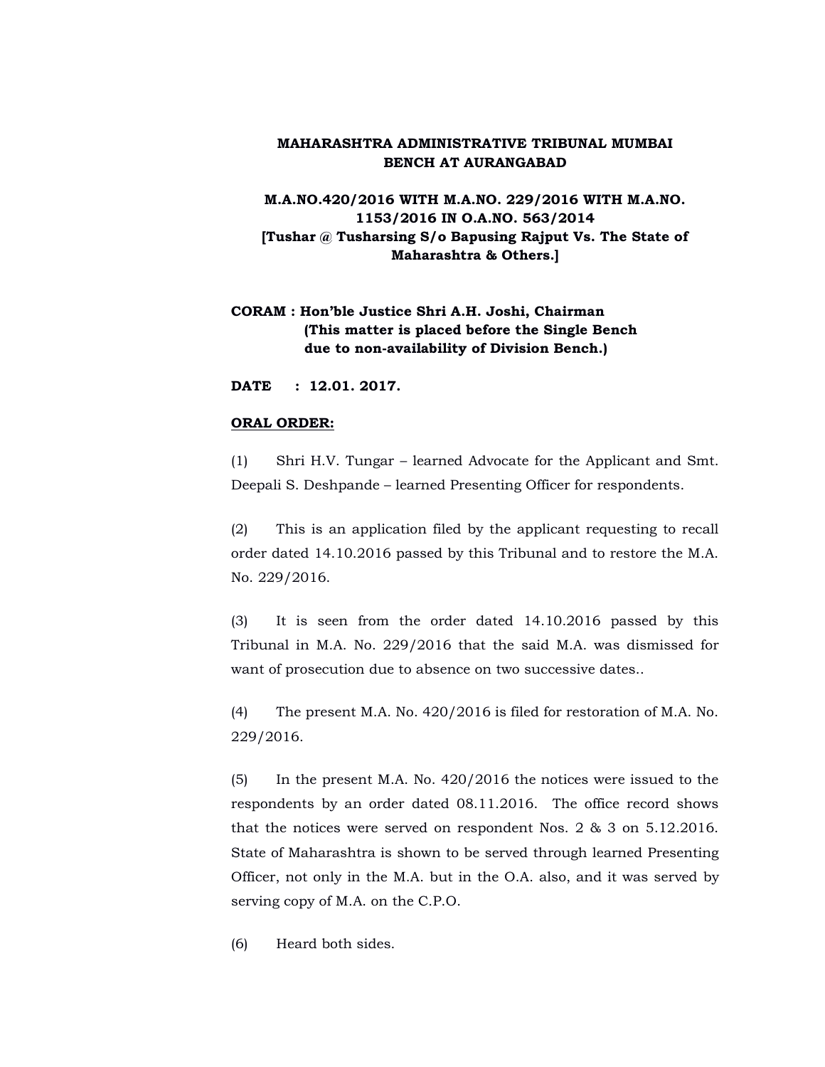**MAHARASHTRA ADMINISTRATIVE TRIBUNAL MUMBAI BENCH AT AURANGABAD**

**M.A.NO.420/2016 WITH M.A.NO. 229/2016 WITH M.A.NO. 1153/2016 IN O.A.NO. 563/2014 [Tushar @ Tusharsing S/o Bapusing Rajput Vs. The State of Maharashtra & Others.]**

**CORAM : Hon'ble Justice Shri A.H. Joshi, Chairman (This matter is placed before the Single Bench due to non-availability of Division Bench.)**

**DATE : 12.01. 2017.**

**ORAL ORDER:**

(1) Shri H.V. Tungar – learned Advocate for the Applicant and Smt. Deepali S. Deshpande – learned Presenting Officer for respondents.

(2) This is an application filed by the applicant requesting to recall order dated 14.10.2016 passed by this Tribunal and to restore the M.A. No. 229/2016.

(3) It is seen from the order dated 14.10.2016 passed by this Tribunal in M.A. No. 229/2016 that the said M.A. was dismissed for want of prosecution due to absence on two successive dates..

(4) The present M.A. No. 420/2016 is filed for restoration of M.A. No. 229/2016.

(5) In the present M.A. No. 420/2016 the notices were issued to the respondents by an order dated 08.11.2016. The office record shows that the notices were served on respondent Nos. 2 & 3 on 5.12.2016. State of Maharashtra is shown to be served through learned Presenting Officer, not only in the M.A. but in the O.A. also, and it was served by serving copy of M.A. on the C.P.O.

(6) Heard both sides.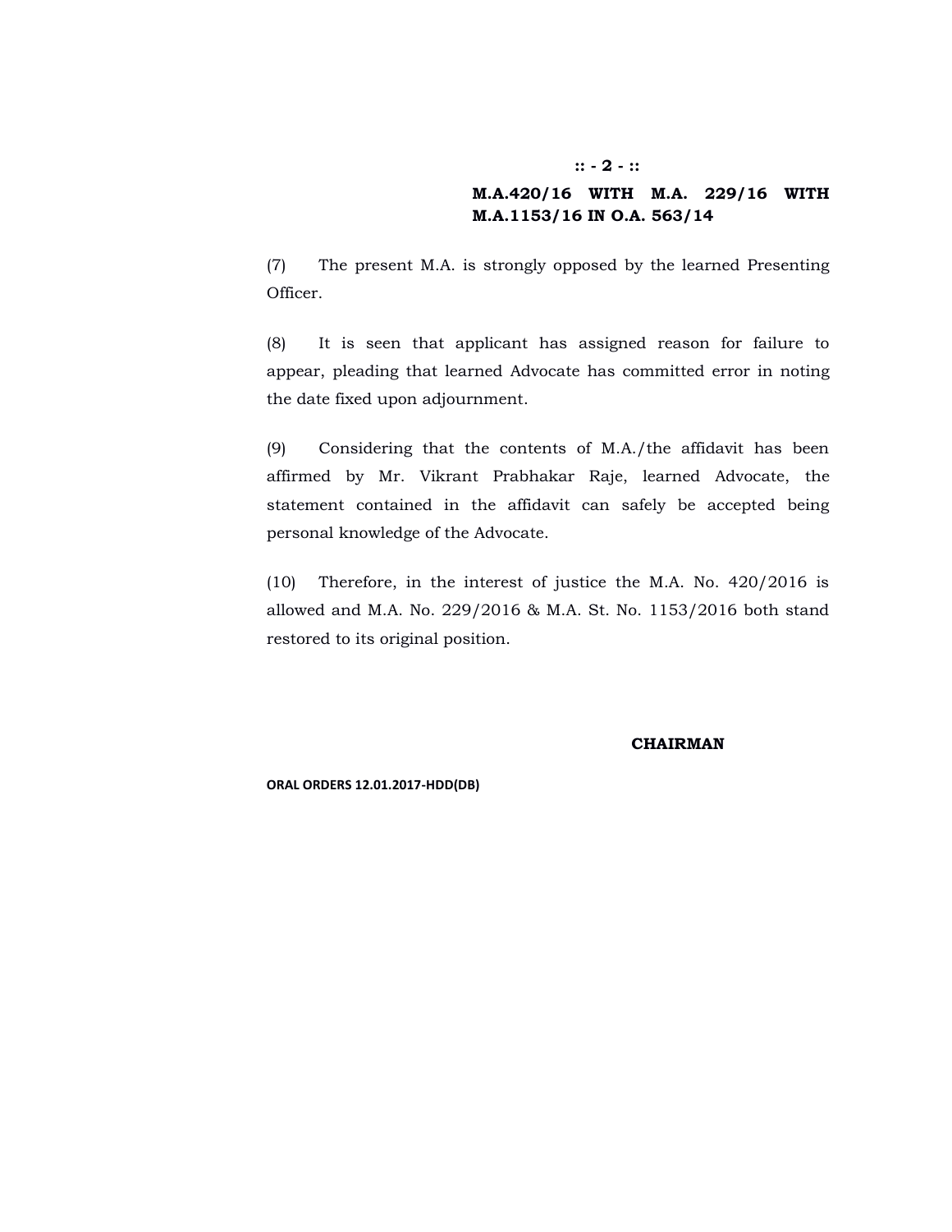**M.A.420/16 WITH M.A. 229/16 WITH M.A.1153/16 IN O.A. 563/14**

(7) The present M.A. is strongly opposed by the learned Presenting Officer.

(8) It is seen that applicant has assigned reason for failure to appear, pleading that learned Advocate has committed error in noting the date fixed upon adjournment.

(9) Considering that the contents of M.A./the affidavit has been affirmed by Mr. Vikrant Prabhakar Raje, learned Advocate, the statement contained in the affidavit can safely be accepted being personal knowledge of the Advocate.

(10) Therefore, in the interest of justice the M.A. No. 420/2016 is allowed and M.A. No. 229/2016 & M.A. St. No. 1153/2016 both stand restored to its original position.

**CHAIRMAN**

**ORAL ORDERS 12.01.2017-HDD(DB)**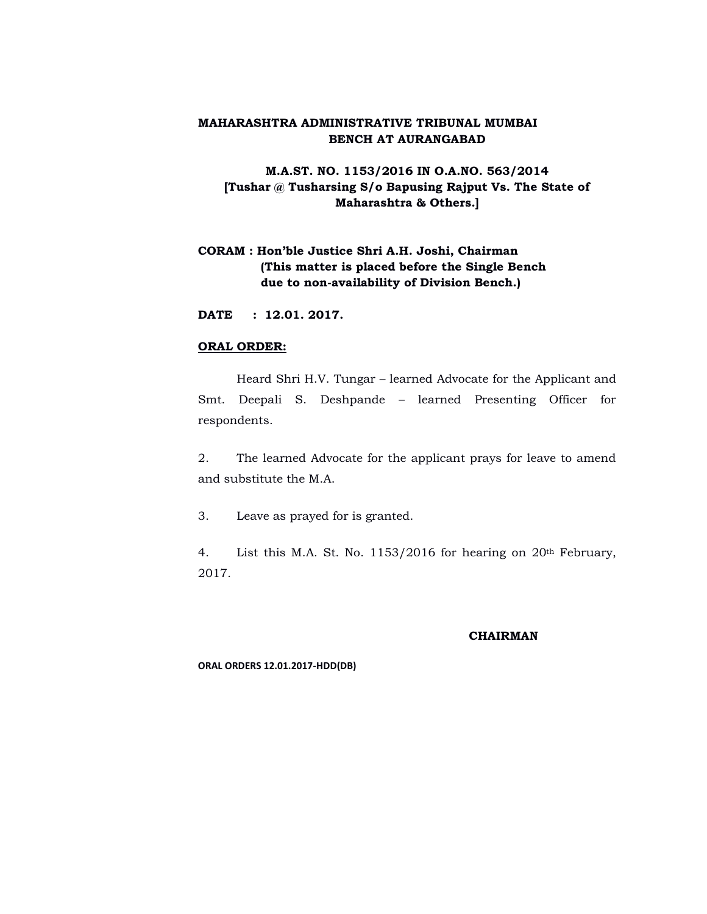**MAHARASHTRA ADMINISTRATIVE TRIBUNAL MUMBAI BENCH AT AURANGABAD**

**M.A.ST. NO. 1153/2016 IN O.A.NO. 563/2014**
**[Tushar @ Tusharsing S/o Bapusing Rajput Vs. The State of Maharashtra & Others.]**

**CORAM : Hon'ble Justice Shri A.H. Joshi, Chairman**
**(This matter is placed before the Single Bench due to non-availability of Division Bench.)**

**DATE : 12.01. 2017.**

**ORAL ORDER:**

Heard Shri H.V. Tungar – learned Advocate for the Applicant and Smt. Deepali S. Deshpande – learned Presenting Officer for respondents.

2. The learned Advocate for the applicant prays for leave to amend and substitute the M.A.

3. Leave as prayed for is granted.

4. List this M.A. St. No. 1153/2016 for hearing on 20th February, 2017.

**CHAIRMAN**

**ORAL ORDERS 12.01.2017-HDD(DB)**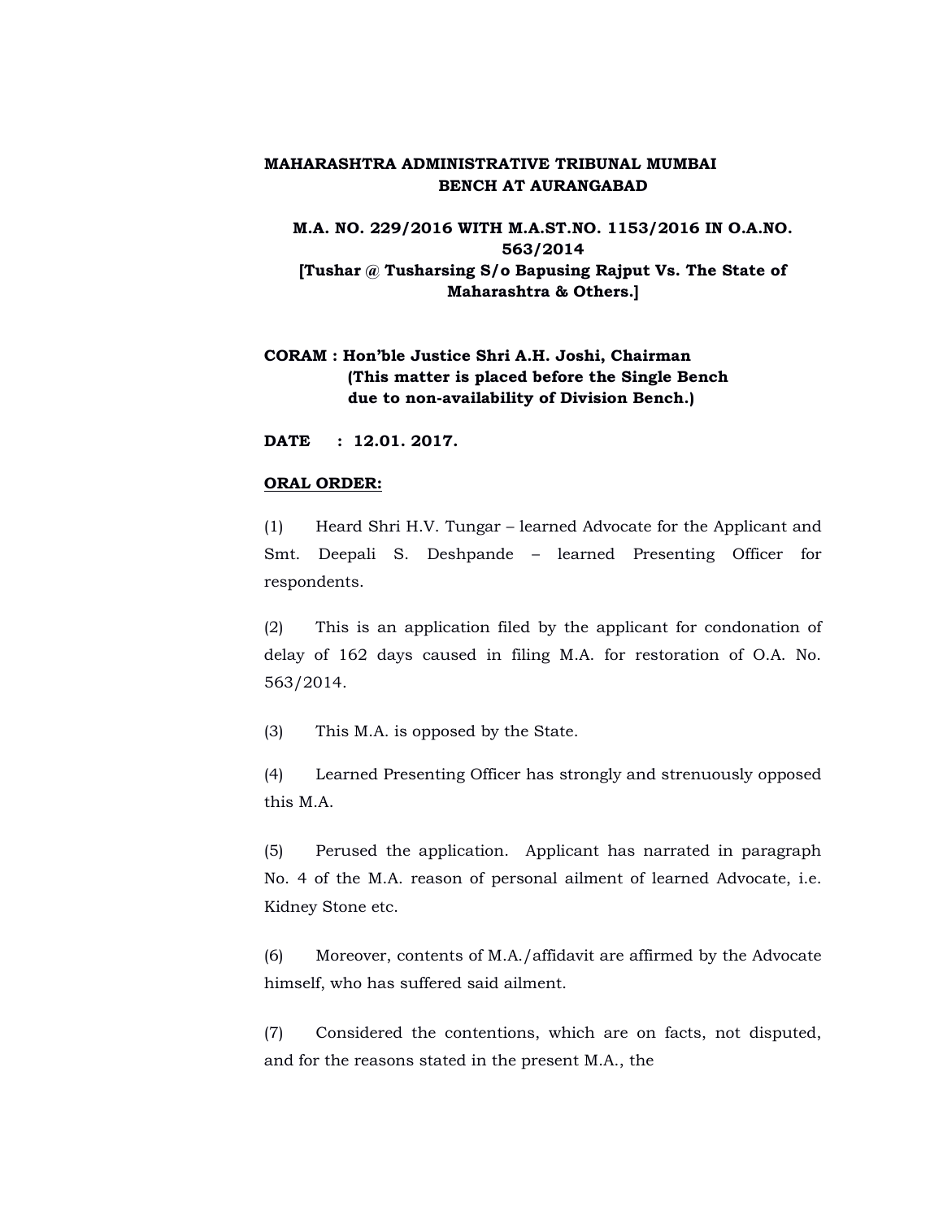**MAHARASHTRA ADMINISTRATIVE TRIBUNAL MUMBAI BENCH AT AURANGABAD**

**M.A. NO. 229/2016 WITH M.A.ST.NO. 1153/2016 IN O.A.NO. 563/2014**
**[Tushar @ Tusharsing S/o Bapusing Rajput Vs. The State of Maharashtra & Others.]**

**CORAM : Hon'ble Justice Shri A.H. Joshi, Chairman**
**(This matter is placed before the Single Bench due to non-availability of Division Bench.)**

**DATE : 12.01. 2017.**

**ORAL ORDER:**

(1) Heard Shri H.V. Tungar – learned Advocate for the Applicant and Smt. Deepali S. Deshpande – learned Presenting Officer for respondents.

(2) This is an application filed by the applicant for condonation of delay of 162 days caused in filing M.A. for restoration of O.A. No. 563/2014.

(3) This M.A. is opposed by the State.

(4) Learned Presenting Officer has strongly and strenuously opposed this M.A.

(5) Perused the application. Applicant has narrated in paragraph No. 4 of the M.A. reason of personal ailment of learned Advocate, i.e. Kidney Stone etc.

(6) Moreover, contents of M.A./affidavit are affirmed by the Advocate himself, who has suffered said ailment.

(7) Considered the contentions, which are on facts, not disputed, and for the reasons stated in the present M.A., the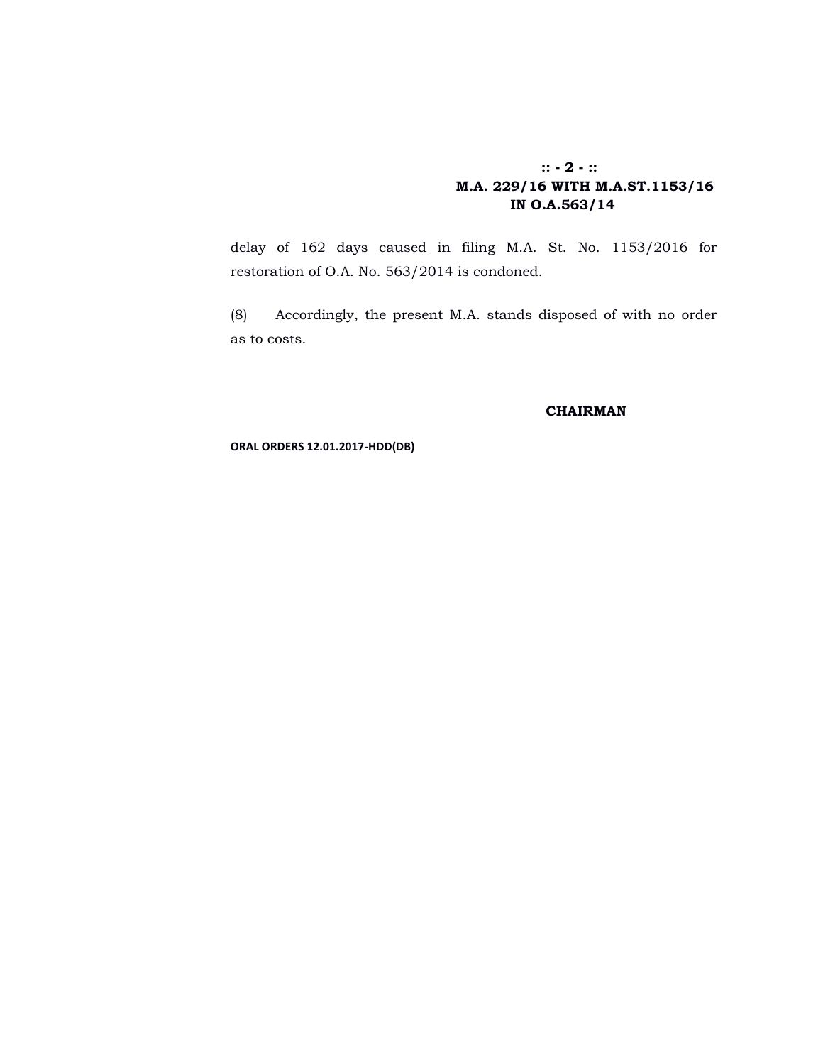delay of 162 days caused in filing M.A. St. No. 1153/2016 for restoration of O.A. No. 563/2014 is condoned.

(8) Accordingly, the present M.A. stands disposed of with no order as to costs.

**CHAIRMAN**

**ORAL ORDERS 12.01.2017-HDD(DB)**